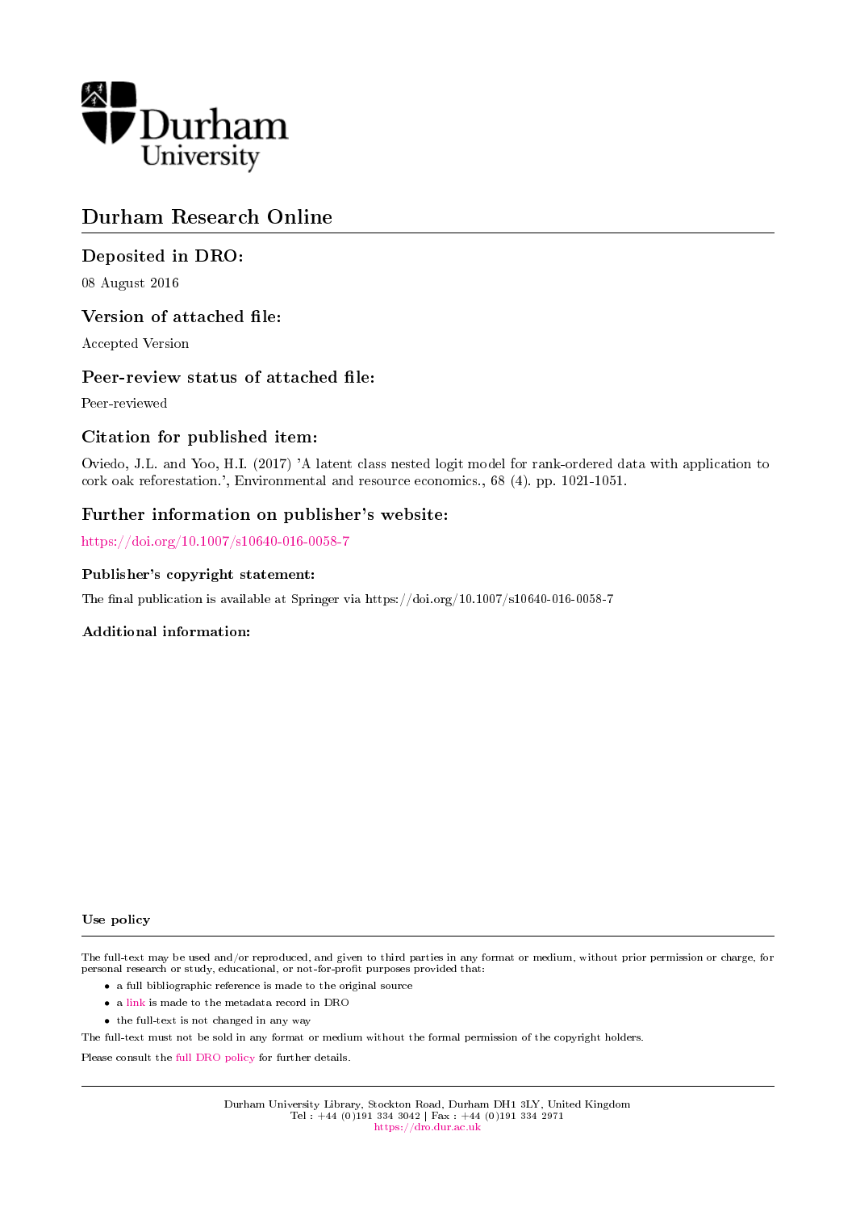Durham University

# Durham Research Online

## Deposited in DRO:

08 August 2016

## Version of attached file:

Accepted Version

## Peer-review status of attached file:

Peer-reviewed

## Citation for published item:

Oviedo, J.L. and Yoo, H.I. (2017) 'A latent class nested logit model for rank-ordered data with application to cork oak reforestation.', Environmental and resource economics., 68 (4). pp. 1021-1051.

## Further information on publisher's website:

https://doi.org/10.1007/s10640-016-0058-7

### Publisher's copyright statement:

The final publication is available at Springer via https://doi.org/10.1007/s10640-016-0058-7

### Additional information:

### Use policy

The full-text may be used and/or reproduced, and given to third parties in any format or medium, without prior permission or charge, for personal research or study, educational, or not-for-profit purposes provided that:

- a full bibliographic reference is made to the original source
- a link is made to the metadata record in DRO
- the full-text is not changed in any way

The full-text must not be sold in any format or medium without the formal permission of the copyright holders.

Please consult the full DRO policy for further details.

Durham University Library, Stockton Road, Durham DH1 3LY, United Kingdom
Tel : +44 (0)191 334 3042 | Fax : +44 (0)191 334 2971
https://dro.dur.ac.uk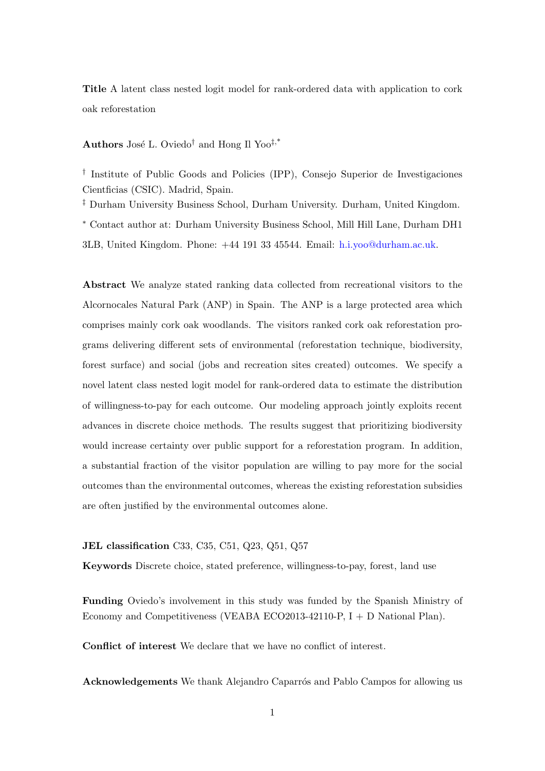**Title** A latent class nested logit model for rank-ordered data with application to cork oak reforestation

**Authors** José L. Oviedo[†] and Hong Il Yoo[‡,*]

[†] Institute of Public Goods and Policies (IPP), Consejo Superior de Investigaciones Cientficias (CSIC). Madrid, Spain.

[‡] Durham University Business School, Durham University. Durham, United Kingdom.

[*] Contact author at: Durham University Business School, Mill Hill Lane, Durham DH1 3LB, United Kingdom. Phone: +44 191 33 45544. Email: h.i.yoo@durham.ac.uk.

**Abstract** We analyze stated ranking data collected from recreational visitors to the Alcornocales Natural Park (ANP) in Spain. The ANP is a large protected area which comprises mainly cork oak woodlands. The visitors ranked cork oak reforestation programs delivering different sets of environmental (reforestation technique, biodiversity, forest surface) and social (jobs and recreation sites created) outcomes. We specify a novel latent class nested logit model for rank-ordered data to estimate the distribution of willingness-to-pay for each outcome. Our modeling approach jointly exploits recent advances in discrete choice methods. The results suggest that prioritizing biodiversity would increase certainty over public support for a reforestation program. In addition, a substantial fraction of the visitor population are willing to pay more for the social outcomes than the environmental outcomes, whereas the existing reforestation subsidies are often justified by the environmental outcomes alone.

**JEL classification** C33, C35, C51, Q23, Q51, Q57

**Keywords** Discrete choice, stated preference, willingness-to-pay, forest, land use

**Funding** Oviedo's involvement in this study was funded by the Spanish Ministry of Economy and Competitiveness (VEABA ECO2013-42110-P, I + D National Plan).

**Conflict of interest** We declare that we have no conflict of interest.

**Acknowledgements** We thank Alejandro Caparrós and Pablo Campos for allowing us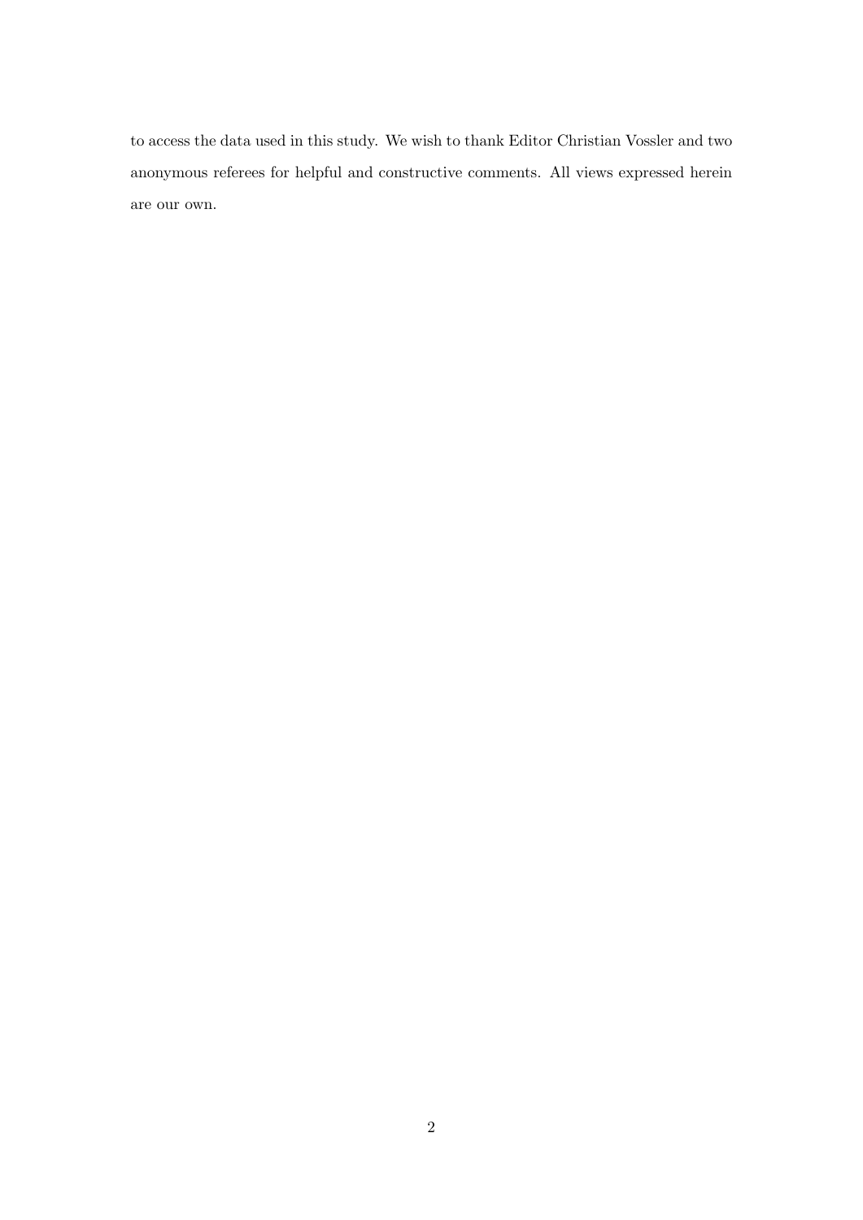to access the data used in this study. We wish to thank Editor Christian Vossler and two anonymous referees for helpful and constructive comments. All views expressed herein are our own.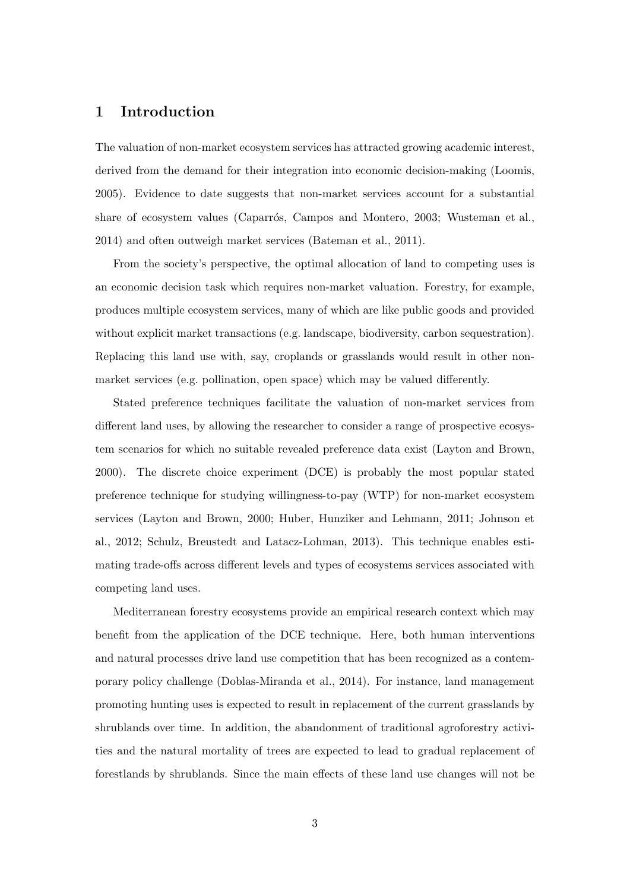# 1 Introduction

The valuation of non-market ecosystem services has attracted growing academic interest, derived from the demand for their integration into economic decision-making (Loomis, 2005). Evidence to date suggests that non-market services account for a substantial share of ecosystem values (Caparrós, Campos and Montero, 2003; Wusteman et al., 2014) and often outweigh market services (Bateman et al., 2011).

From the society's perspective, the optimal allocation of land to competing uses is an economic decision task which requires non-market valuation. Forestry, for example, produces multiple ecosystem services, many of which are like public goods and provided without explicit market transactions (e.g. landscape, biodiversity, carbon sequestration). Replacing this land use with, say, croplands or grasslands would result in other non-market services (e.g. pollination, open space) which may be valued differently.

Stated preference techniques facilitate the valuation of non-market services from different land uses, by allowing the researcher to consider a range of prospective ecosystem scenarios for which no suitable revealed preference data exist (Layton and Brown, 2000). The discrete choice experiment (DCE) is probably the most popular stated preference technique for studying willingness-to-pay (WTP) for non-market ecosystem services (Layton and Brown, 2000; Huber, Hunziker and Lehmann, 2011; Johnson et al., 2012; Schulz, Breustedt and Latacz-Lohman, 2013). This technique enables estimating trade-offs across different levels and types of ecosystems services associated with competing land uses.

Mediterranean forestry ecosystems provide an empirical research context which may benefit from the application of the DCE technique. Here, both human interventions and natural processes drive land use competition that has been recognized as a contemporary policy challenge (Doblas-Miranda et al., 2014). For instance, land management promoting hunting uses is expected to result in replacement of the current grasslands by shrublands over time. In addition, the abandonment of traditional agroforestry activities and the natural mortality of trees are expected to lead to gradual replacement of forestlands by shrublands. Since the main effects of these land use changes will not be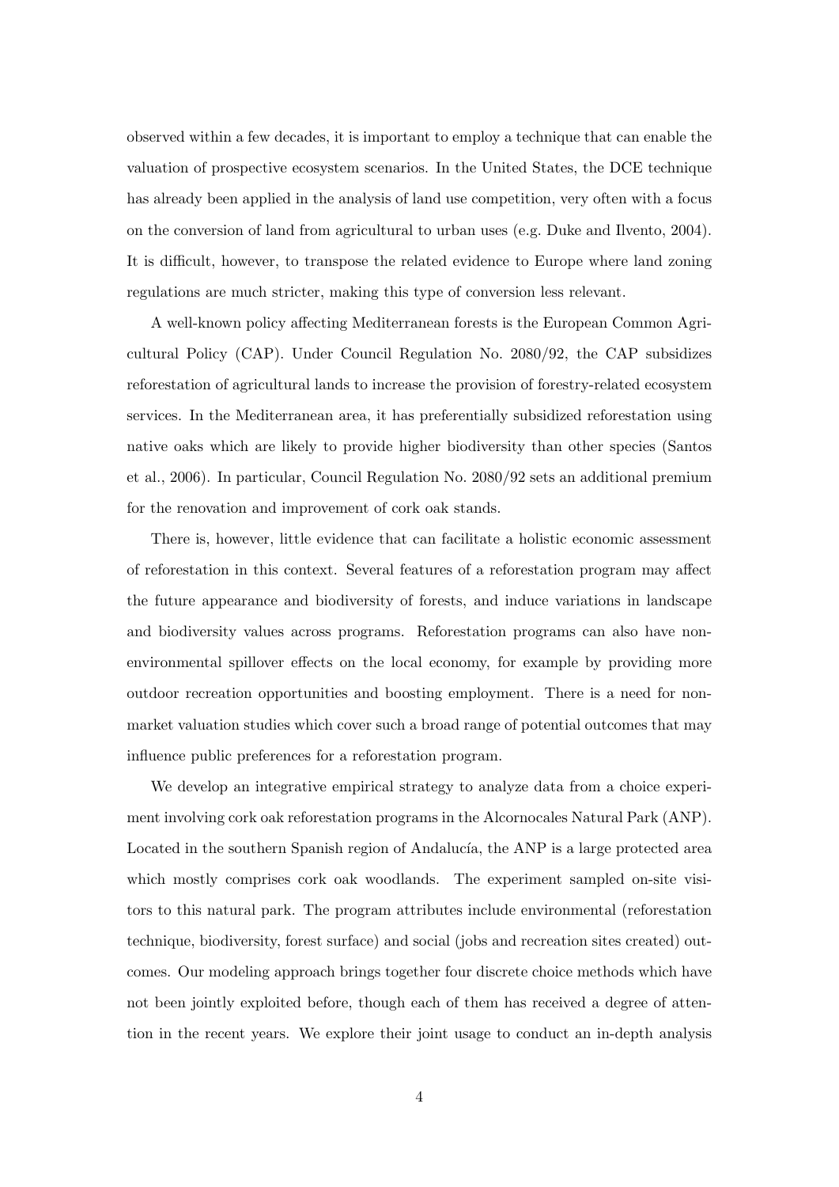observed within a few decades, it is important to employ a technique that can enable the valuation of prospective ecosystem scenarios. In the United States, the DCE technique has already been applied in the analysis of land use competition, very often with a focus on the conversion of land from agricultural to urban uses (e.g. Duke and Ilvento, 2004). It is difficult, however, to transpose the related evidence to Europe where land zoning regulations are much stricter, making this type of conversion less relevant.

A well-known policy affecting Mediterranean forests is the European Common Agricultural Policy (CAP). Under Council Regulation No. 2080/92, the CAP subsidizes reforestation of agricultural lands to increase the provision of forestry-related ecosystem services. In the Mediterranean area, it has preferentially subsidized reforestation using native oaks which are likely to provide higher biodiversity than other species (Santos et al., 2006). In particular, Council Regulation No. 2080/92 sets an additional premium for the renovation and improvement of cork oak stands.

There is, however, little evidence that can facilitate a holistic economic assessment of reforestation in this context. Several features of a reforestation program may affect the future appearance and biodiversity of forests, and induce variations in landscape and biodiversity values across programs. Reforestation programs can also have non-environmental spillover effects on the local economy, for example by providing more outdoor recreation opportunities and boosting employment. There is a need for non-market valuation studies which cover such a broad range of potential outcomes that may influence public preferences for a reforestation program.

We develop an integrative empirical strategy to analyze data from a choice experiment involving cork oak reforestation programs in the Alcornocales Natural Park (ANP). Located in the southern Spanish region of Andalucía, the ANP is a large protected area which mostly comprises cork oak woodlands. The experiment sampled on-site visitors to this natural park. The program attributes include environmental (reforestation technique, biodiversity, forest surface) and social (jobs and recreation sites created) outcomes. Our modeling approach brings together four discrete choice methods which have not been jointly exploited before, though each of them has received a degree of attention in the recent years. We explore their joint usage to conduct an in-depth analysis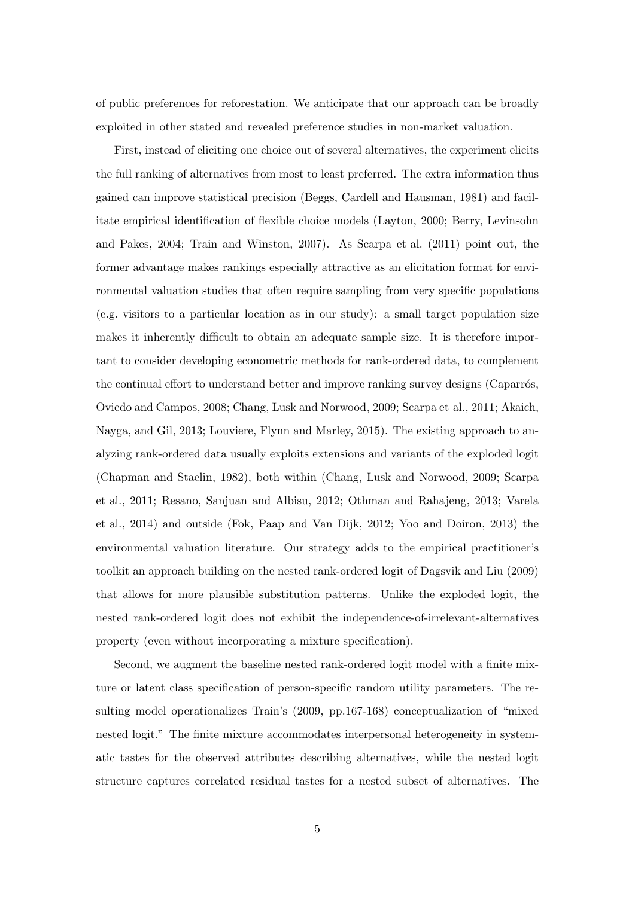of public preferences for reforestation. We anticipate that our approach can be broadly exploited in other stated and revealed preference studies in non-market valuation.

First, instead of eliciting one choice out of several alternatives, the experiment elicits the full ranking of alternatives from most to least preferred. The extra information thus gained can improve statistical precision (Beggs, Cardell and Hausman, 1981) and facilitate empirical identification of flexible choice models (Layton, 2000; Berry, Levinsohn and Pakes, 2004; Train and Winston, 2007). As Scarpa et al. (2011) point out, the former advantage makes rankings especially attractive as an elicitation format for environmental valuation studies that often require sampling from very specific populations (e.g. visitors to a particular location as in our study): a small target population size makes it inherently difficult to obtain an adequate sample size. It is therefore important to consider developing econometric methods for rank-ordered data, to complement the continual effort to understand better and improve ranking survey designs (Caparrós, Oviedo and Campos, 2008; Chang, Lusk and Norwood, 2009; Scarpa et al., 2011; Akaich, Nayga, and Gil, 2013; Louviere, Flynn and Marley, 2015). The existing approach to analyzing rank-ordered data usually exploits extensions and variants of the exploded logit (Chapman and Staelin, 1982), both within (Chang, Lusk and Norwood, 2009; Scarpa et al., 2011; Resano, Sanjuan and Albisu, 2012; Othman and Rahajeng, 2013; Varela et al., 2014) and outside (Fok, Paap and Van Dijk, 2012; Yoo and Doiron, 2013) the environmental valuation literature. Our strategy adds to the empirical practitioner's toolkit an approach building on the nested rank-ordered logit of Dagsvik and Liu (2009) that allows for more plausible substitution patterns. Unlike the exploded logit, the nested rank-ordered logit does not exhibit the independence-of-irrelevant-alternatives property (even without incorporating a mixture specification).

Second, we augment the baseline nested rank-ordered logit model with a finite mixture or latent class specification of person-specific random utility parameters. The resulting model operationalizes Train's (2009, pp.167-168) conceptualization of "mixed nested logit." The finite mixture accommodates interpersonal heterogeneity in systematic tastes for the observed attributes describing alternatives, while the nested logit structure captures correlated residual tastes for a nested subset of alternatives. The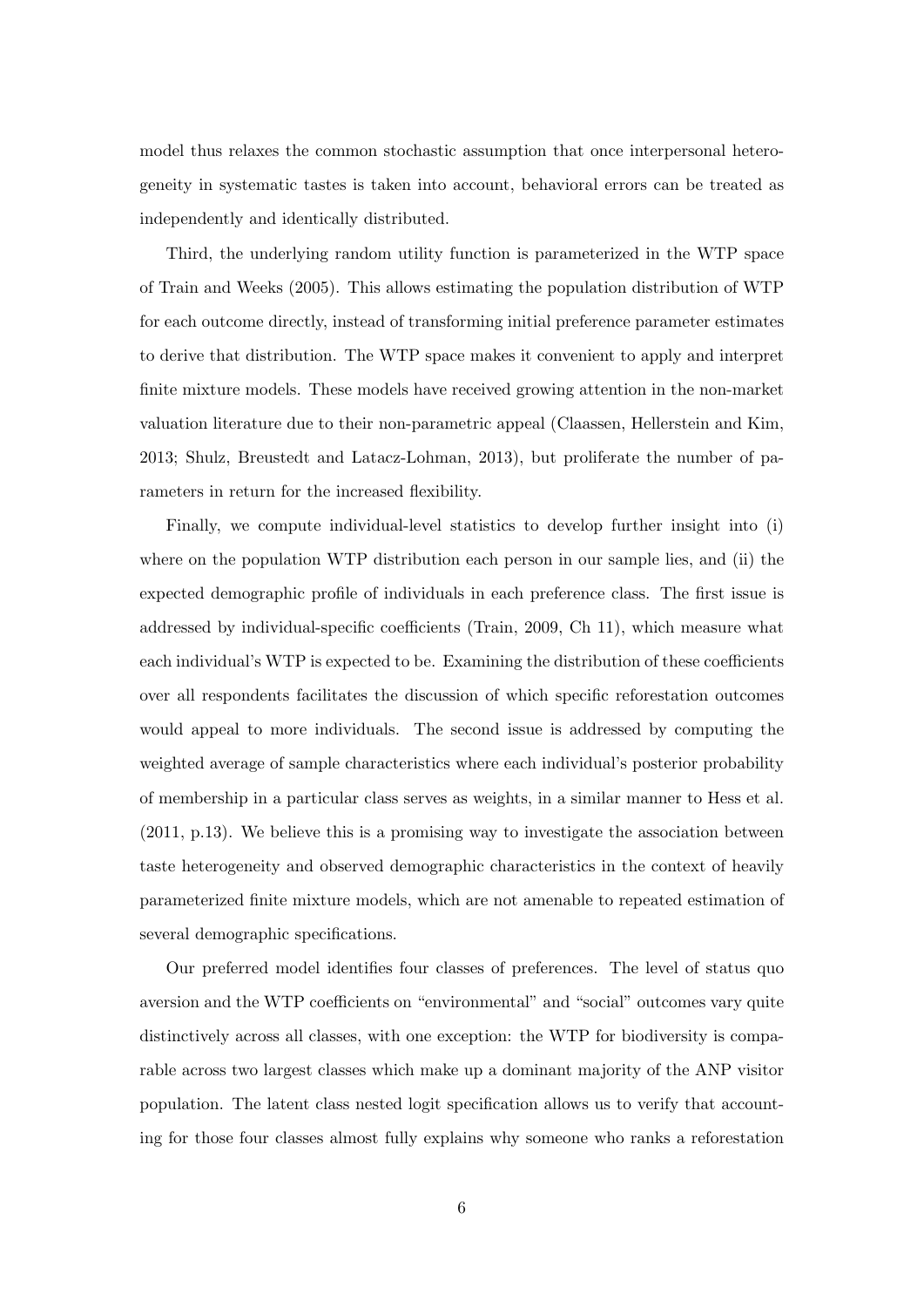model thus relaxes the common stochastic assumption that once interpersonal heterogeneity in systematic tastes is taken into account, behavioral errors can be treated as independently and identically distributed.

Third, the underlying random utility function is parameterized in the WTP space of Train and Weeks (2005). This allows estimating the population distribution of WTP for each outcome directly, instead of transforming initial preference parameter estimates to derive that distribution. The WTP space makes it convenient to apply and interpret finite mixture models. These models have received growing attention in the non-market valuation literature due to their non-parametric appeal (Claassen, Hellerstein and Kim, 2013; Shulz, Breustedt and Latacz-Lohman, 2013), but proliferate the number of parameters in return for the increased flexibility.

Finally, we compute individual-level statistics to develop further insight into (i) where on the population WTP distribution each person in our sample lies, and (ii) the expected demographic profile of individuals in each preference class. The first issue is addressed by individual-specific coefficients (Train, 2009, Ch 11), which measure what each individual's WTP is expected to be. Examining the distribution of these coefficients over all respondents facilitates the discussion of which specific reforestation outcomes would appeal to more individuals. The second issue is addressed by computing the weighted average of sample characteristics where each individual's posterior probability of membership in a particular class serves as weights, in a similar manner to Hess et al. (2011, p.13). We believe this is a promising way to investigate the association between taste heterogeneity and observed demographic characteristics in the context of heavily parameterized finite mixture models, which are not amenable to repeated estimation of several demographic specifications.

Our preferred model identifies four classes of preferences. The level of status quo aversion and the WTP coefficients on "environmental" and "social" outcomes vary quite distinctively across all classes, with one exception: the WTP for biodiversity is comparable across two largest classes which make up a dominant majority of the ANP visitor population. The latent class nested logit specification allows us to verify that accounting for those four classes almost fully explains why someone who ranks a reforestation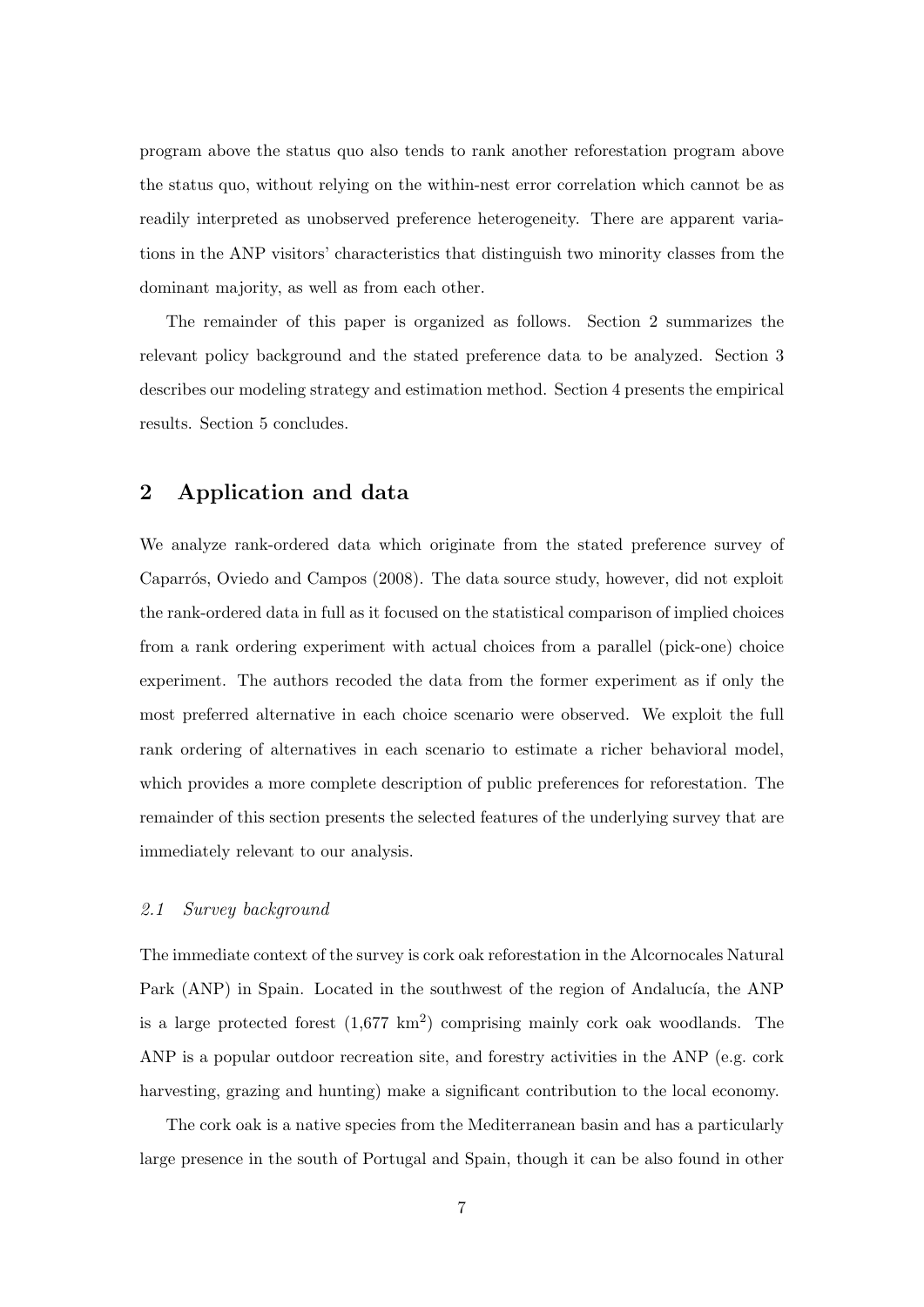program above the status quo also tends to rank another reforestation program above the status quo, without relying on the within-nest error correlation which cannot be as readily interpreted as unobserved preference heterogeneity. There are apparent variations in the ANP visitors' characteristics that distinguish two minority classes from the dominant majority, as well as from each other.

The remainder of this paper is organized as follows. Section 2 summarizes the relevant policy background and the stated preference data to be analyzed. Section 3 describes our modeling strategy and estimation method. Section 4 presents the empirical results. Section 5 concludes.

## 2 Application and data

We analyze rank-ordered data which originate from the stated preference survey of Caparrós, Oviedo and Campos (2008). The data source study, however, did not exploit the rank-ordered data in full as it focused on the statistical comparison of implied choices from a rank ordering experiment with actual choices from a parallel (pick-one) choice experiment. The authors recoded the data from the former experiment as if only the most preferred alternative in each choice scenario were observed. We exploit the full rank ordering of alternatives in each scenario to estimate a richer behavioral model, which provides a more complete description of public preferences for reforestation. The remainder of this section presents the selected features of the underlying survey that are immediately relevant to our analysis.

### *2.1 Survey background*

The immediate context of the survey is cork oak reforestation in the Alcornocales Natural Park (ANP) in Spain. Located in the southwest of the region of Andalucía, the ANP is a large protected forest (1,677 $km^2$) comprising mainly cork oak woodlands. The ANP is a popular outdoor recreation site, and forestry activities in the ANP (e.g. cork harvesting, grazing and hunting) make a significant contribution to the local economy.

The cork oak is a native species from the Mediterranean basin and has a particularly large presence in the south of Portugal and Spain, though it can be also found in other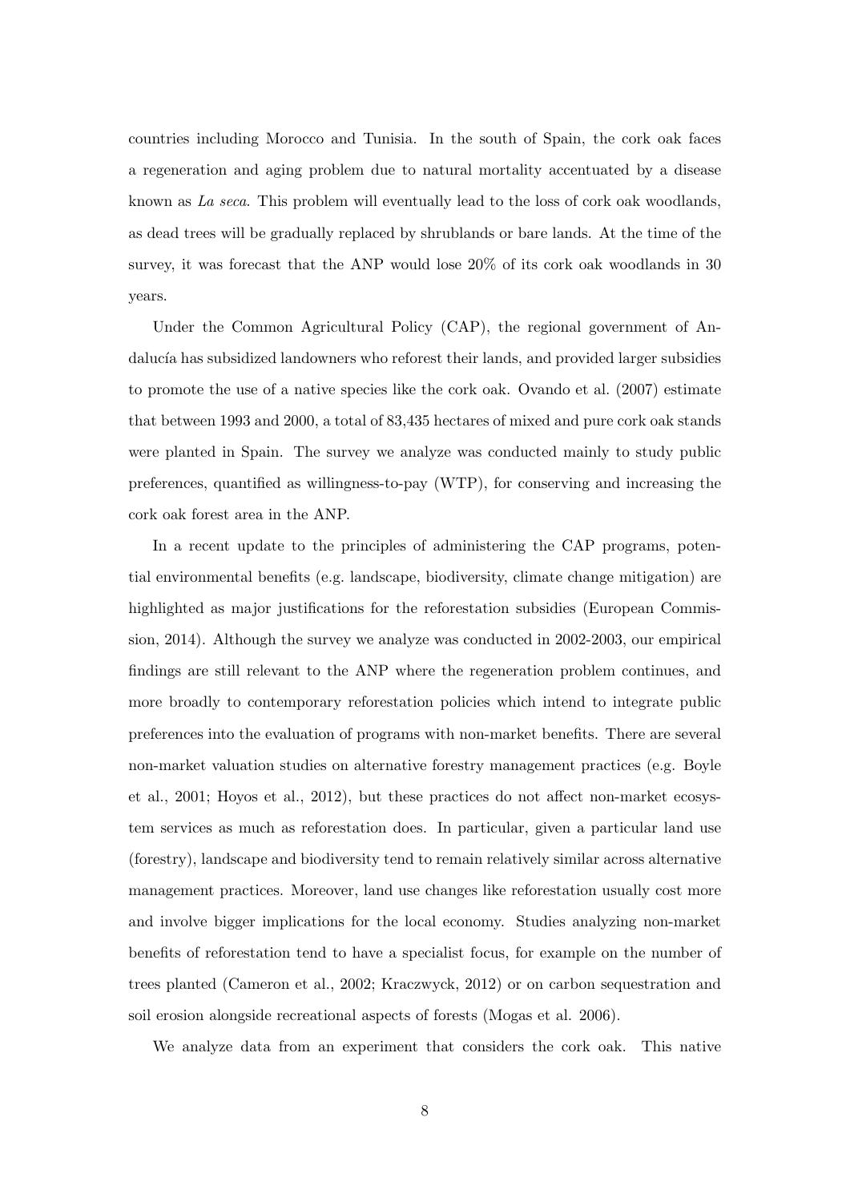countries including Morocco and Tunisia. In the south of Spain, the cork oak faces a regeneration and aging problem due to natural mortality accentuated by a disease known as *La seca*. This problem will eventually lead to the loss of cork oak woodlands, as dead trees will be gradually replaced by shrublands or bare lands. At the time of the survey, it was forecast that the ANP would lose 20% of its cork oak woodlands in 30 years.

Under the Common Agricultural Policy (CAP), the regional government of Andalucía has subsidized landowners who reforest their lands, and provided larger subsidies to promote the use of a native species like the cork oak. Ovando et al. (2007) estimate that between 1993 and 2000, a total of 83,435 hectares of mixed and pure cork oak stands were planted in Spain. The survey we analyze was conducted mainly to study public preferences, quantified as willingness-to-pay (WTP), for conserving and increasing the cork oak forest area in the ANP.

In a recent update to the principles of administering the CAP programs, potential environmental benefits (e.g. landscape, biodiversity, climate change mitigation) are highlighted as major justifications for the reforestation subsidies (European Commission, 2014). Although the survey we analyze was conducted in 2002-2003, our empirical findings are still relevant to the ANP where the regeneration problem continues, and more broadly to contemporary reforestation policies which intend to integrate public preferences into the evaluation of programs with non-market benefits. There are several non-market valuation studies on alternative forestry management practices (e.g. Boyle et al., 2001; Hoyos et al., 2012), but these practices do not affect non-market ecosystem services as much as reforestation does. In particular, given a particular land use (forestry), landscape and biodiversity tend to remain relatively similar across alternative management practices. Moreover, land use changes like reforestation usually cost more and involve bigger implications for the local economy. Studies analyzing non-market benefits of reforestation tend to have a specialist focus, for example on the number of trees planted (Cameron et al., 2002; Kraczwyck, 2012) or on carbon sequestration and soil erosion alongside recreational aspects of forests (Mogas et al. 2006).

We analyze data from an experiment that considers the cork oak. This native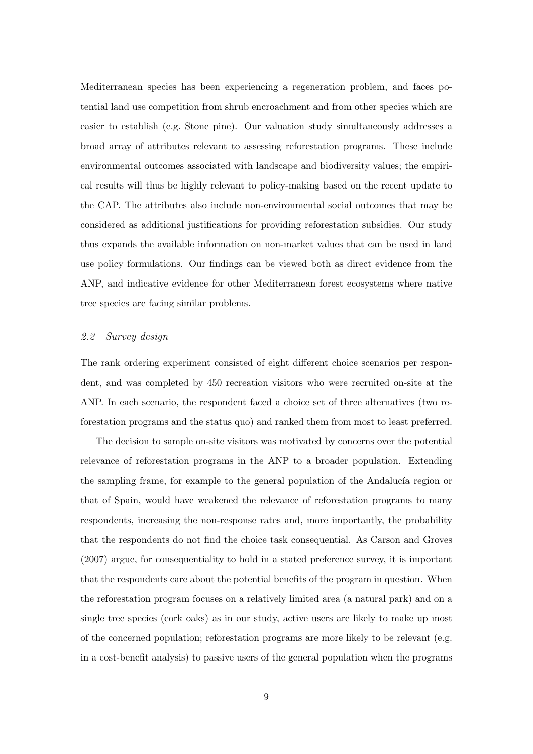Mediterranean species has been experiencing a regeneration problem, and faces potential land use competition from shrub encroachment and from other species which are easier to establish (e.g. Stone pine). Our valuation study simultaneously addresses a broad array of attributes relevant to assessing reforestation programs. These include environmental outcomes associated with landscape and biodiversity values; the empirical results will thus be highly relevant to policy-making based on the recent update to the CAP. The attributes also include non-environmental social outcomes that may be considered as additional justifications for providing reforestation subsidies. Our study thus expands the available information on non-market values that can be used in land use policy formulations. Our findings can be viewed both as direct evidence from the ANP, and indicative evidence for other Mediterranean forest ecosystems where native tree species are facing similar problems.

### *2.2 Survey design*

The rank ordering experiment consisted of eight different choice scenarios per respondent, and was completed by 450 recreation visitors who were recruited on-site at the ANP. In each scenario, the respondent faced a choice set of three alternatives (two reforestation programs and the status quo) and ranked them from most to least preferred.

The decision to sample on-site visitors was motivated by concerns over the potential relevance of reforestation programs in the ANP to a broader population. Extending the sampling frame, for example to the general population of the Andalucía region or that of Spain, would have weakened the relevance of reforestation programs to many respondents, increasing the non-response rates and, more importantly, the probability that the respondents do not find the choice task consequential. As Carson and Groves (2007) argue, for consequentiality to hold in a stated preference survey, it is important that the respondents care about the potential benefits of the program in question. When the reforestation program focuses on a relatively limited area (a natural park) and on a single tree species (cork oaks) as in our study, active users are likely to make up most of the concerned population; reforestation programs are more likely to be relevant (e.g. in a cost-benefit analysis) to passive users of the general population when the programs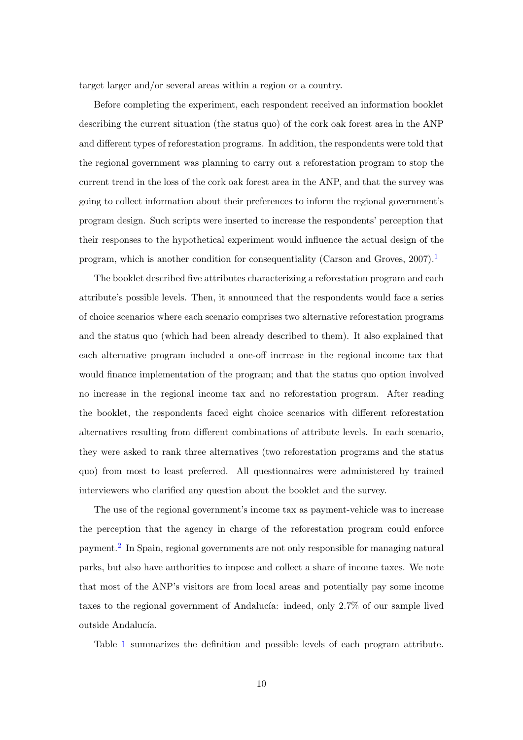target larger and/or several areas within a region or a country.

Before completing the experiment, each respondent received an information booklet describing the current situation (the status quo) of the cork oak forest area in the ANP and different types of reforestation programs. In addition, the respondents were told that the regional government was planning to carry out a reforestation program to stop the current trend in the loss of the cork oak forest area in the ANP, and that the survey was going to collect information about their preferences to inform the regional government's program design. Such scripts were inserted to increase the respondents' perception that their responses to the hypothetical experiment would influence the actual design of the program, which is another condition for consequentiality (Carson and Groves, 2007).[1]

The booklet described five attributes characterizing a reforestation program and each attribute's possible levels. Then, it announced that the respondents would face a series of choice scenarios where each scenario comprises two alternative reforestation programs and the status quo (which had been already described to them). It also explained that each alternative program included a one-off increase in the regional income tax that would finance implementation of the program; and that the status quo option involved no increase in the regional income tax and no reforestation program. After reading the booklet, the respondents faced eight choice scenarios with different reforestation alternatives resulting from different combinations of attribute levels. In each scenario, they were asked to rank three alternatives (two reforestation programs and the status quo) from most to least preferred. All questionnaires were administered by trained interviewers who clarified any question about the booklet and the survey.

The use of the regional government's income tax as payment-vehicle was to increase the perception that the agency in charge of the reforestation program could enforce payment.[2] In Spain, regional governments are not only responsible for managing natural parks, but also have authorities to impose and collect a share of income taxes. We note that most of the ANP's visitors are from local areas and potentially pay some income taxes to the regional government of Andalucía: indeed, only 2.7% of our sample lived outside Andalucía.

Table 1 summarizes the definition and possible levels of each program attribute.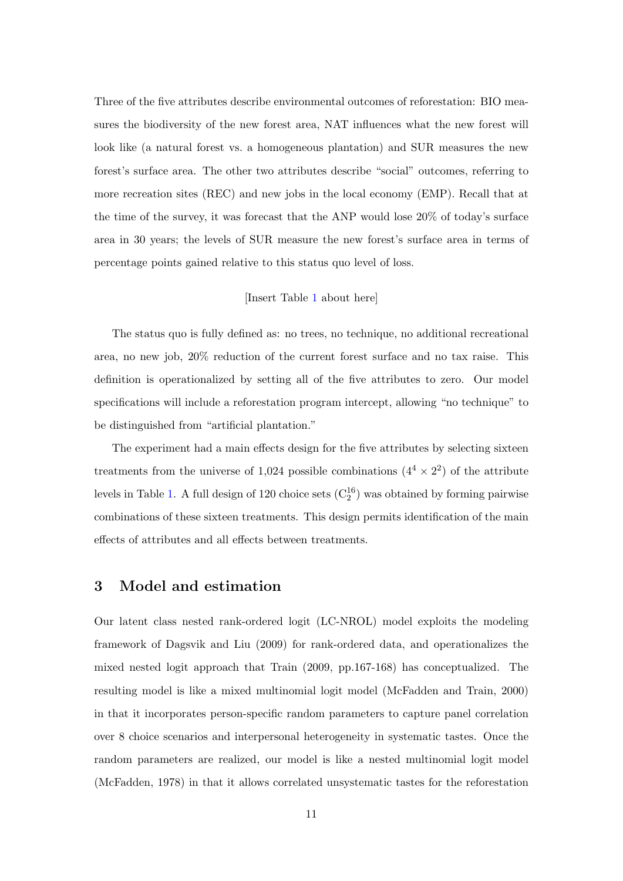Three of the five attributes describe environmental outcomes of reforestation: BIO measures the biodiversity of the new forest area, NAT influences what the new forest will look like (a natural forest vs. a homogeneous plantation) and SUR measures the new forest's surface area. The other two attributes describe "social" outcomes, referring to more recreation sites (REC) and new jobs in the local economy (EMP). Recall that at the time of the survey, it was forecast that the ANP would lose 20% of today's surface area in 30 years; the levels of SUR measure the new forest's surface area in terms of percentage points gained relative to this status quo level of loss.

[Insert Table 1 about here]

The status quo is fully defined as: no trees, no technique, no additional recreational area, no new job, 20% reduction of the current forest surface and no tax raise. This definition is operationalized by setting all of the five attributes to zero. Our model specifications will include a reforestation program intercept, allowing "no technique" to be distinguished from "artificial plantation."

The experiment had a main effects design for the five attributes by selecting sixteen treatments from the universe of 1,024 possible combinations ($4^4 \times 2^2$) of the attribute levels in Table 1. A full design of 120 choice sets ($C_2^{16}$) was obtained by forming pairwise combinations of these sixteen treatments. This design permits identification of the main effects of attributes and all effects between treatments.

## 3 Model and estimation

Our latent class nested rank-ordered logit (LC-NROL) model exploits the modeling framework of Dagsvik and Liu (2009) for rank-ordered data, and operationalizes the mixed nested logit approach that Train (2009, pp.167-168) has conceptualized. The resulting model is like a mixed multinomial logit model (McFadden and Train, 2000) in that it incorporates person-specific random parameters to capture panel correlation over 8 choice scenarios and interpersonal heterogeneity in systematic tastes. Once the random parameters are realized, our model is like a nested multinomial logit model (McFadden, 1978) in that it allows correlated unsystematic tastes for the reforestation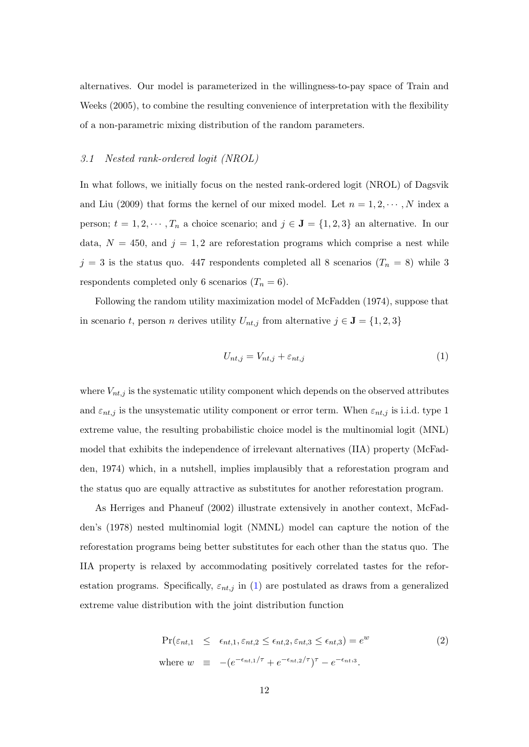alternatives. Our model is parameterized in the willingness-to-pay space of Train and Weeks (2005), to combine the resulting convenience of interpretation with the flexibility of a non-parametric mixing distribution of the random parameters.

### *3.1 Nested rank-ordered logit (NROL)*

In what follows, we initially focus on the nested rank-ordered logit (NROL) of Dagsvik and Liu (2009) that forms the kernel of our mixed model. Let $n = 1, 2, \cdots, N$ index a person; $t = 1, 2, \cdots, T_n$ a choice scenario; and $j \in \mathbf{J} = \{1, 2, 3\}$ an alternative. In our data, $N = 450$, and $j = 1, 2$ are reforestation programs which comprise a nest while $j = 3$ is the status quo. 447 respondents completed all 8 scenarios ($T_n = 8$) while 3 respondents completed only 6 scenarios ($T_n = 6$).

Following the random utility maximization model of McFadden (1974), suppose that in scenario $t$, person $n$ derives utility $U_{nt,j}$ from alternative $j \in \mathbf{J} = \{1, 2, 3\}$

$$U_{nt,j} = V_{nt,j} + \varepsilon_{nt,j} \tag{1}$$

where $V_{nt,j}$ is the systematic utility component which depends on the observed attributes and $\varepsilon_{nt,j}$ is the unsystematic utility component or error term. When $\varepsilon_{nt,j}$ is i.i.d. type 1 extreme value, the resulting probabilistic choice model is the multinomial logit (MNL) model that exhibits the independence of irrelevant alternatives (IIA) property (McFadden, 1974) which, in a nutshell, implies implausibly that a reforestation program and the status quo are equally attractive as substitutes for another reforestation program.

As Herriges and Phaneuf (2002) illustrate extensively in another context, McFadden's (1978) nested multinomial logit (NMNL) model can capture the notion of the reforestation programs being better substitutes for each other than the status quo. The IIA property is relaxed by accommodating positively correlated tastes for the reforestation programs. Specifically, $\varepsilon_{nt,j}$ in (1) are postulated as draws from a generalized extreme value distribution with the joint distribution function

$$\begin{aligned} \Pr(\varepsilon_{nt,1} &\leq \epsilon_{nt,1}, \varepsilon_{nt,2} \leq \epsilon_{nt,2}, \varepsilon_{nt,3} \leq \epsilon_{nt,3}) = e^{w} \\ \text{where } w &\equiv -(e^{-\epsilon_{nt,1}/\tau} + e^{-\epsilon_{nt,2}/\tau})^{\tau} - e^{-\epsilon_{nt,3}}. \end{aligned} \tag{2}$$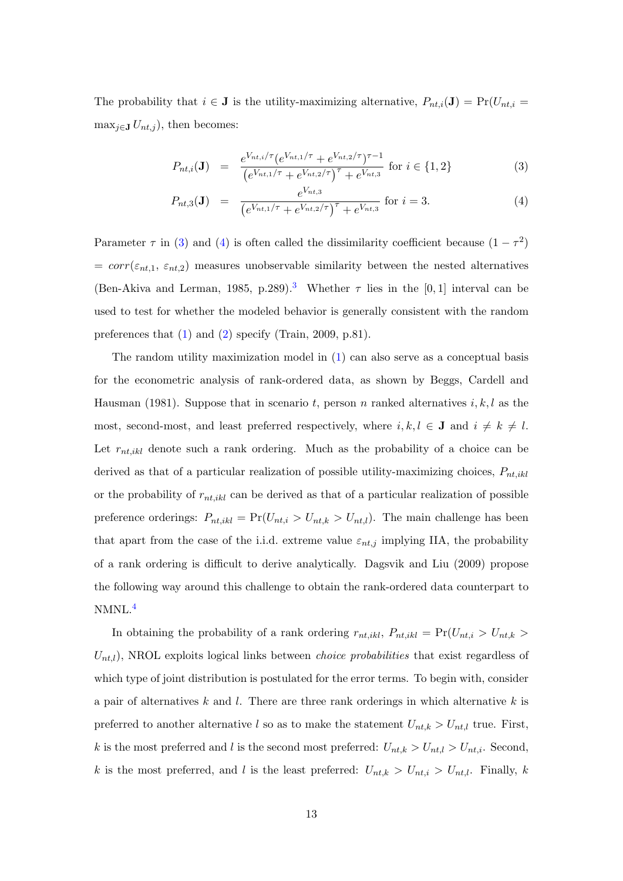The probability that $i \in \mathbf{J}$ is the utility-maximizing alternative, $P_{nt,i}(\mathbf{J}) = \Pr(U_{nt,i} = \max_{j \in \mathbf{J}} U_{nt,j})$, then becomes:

$$
\begin{aligned}
P_{nt,i}(\mathbf{J}) &= \frac{e^{V_{nt,i}/\tau}(e^{V_{nt,1}/\tau} + e^{V_{nt,2}/\tau})^{\tau-1}}{\left(e^{V_{nt,1}/\tau} + e^{V_{nt,2}/\tau}\right)^{\tau} + e^{V_{nt,3}}} \text{ for } i \in \{1,2\} \qquad (3)\\
P_{nt,3}(\mathbf{J}) &= \frac{e^{V_{nt,3}}}{\left(e^{V_{nt,1}/\tau} + e^{V_{nt,2}/\tau}\right)^{\tau} + e^{V_{nt,3}}} \text{ for } i = 3. \qquad (4)
\end{aligned}
$$

Parameter $\tau$ in (3) and (4) is often called the dissimilarity coefficient because $(1-\tau^2)$ $= corr(\varepsilon_{nt,1}, \varepsilon_{nt,2})$ measures unobservable similarity between the nested alternatives (Ben-Akiva and Lerman, 1985, p.289).[3] Whether $\tau$ lies in the $[0,1]$ interval can be used to test for whether the modeled behavior is generally consistent with the random preferences that (1) and (2) specify (Train, 2009, p.81).

The random utility maximization model in (1) can also serve as a conceptual basis for the econometric analysis of rank-ordered data, as shown by Beggs, Cardell and Hausman (1981). Suppose that in scenario $t$, person $n$ ranked alternatives $i, k, l$ as the most, second-most, and least preferred respectively, where $i, k, l \in \mathbf{J}$ and $i \neq k \neq l$. Let $r_{nt,ikl}$ denote such a rank ordering. Much as the probability of a choice can be derived as that of a particular realization of possible utility-maximizing choices, $P_{nt,ikl}$ or the probability of $r_{nt,ikl}$ can be derived as that of a particular realization of possible preference orderings: $P_{nt,ikl} = \Pr(U_{nt,i} > U_{nt,k} > U_{nt,l})$. The main challenge has been that apart from the case of the i.i.d. extreme value $\varepsilon_{nt,j}$ implying IIA, the probability of a rank ordering is difficult to derive analytically. Dagsvik and Liu (2009) propose the following way around this challenge to obtain the rank-ordered data counterpart to NMNL.[4]

In obtaining the probability of a rank ordering $r_{nt,ikl}$, $P_{nt,ikl} = \Pr(U_{nt,i} > U_{nt,k} > U_{nt,l})$, NROL exploits logical links between *choice probabilities* that exist regardless of which type of joint distribution is postulated for the error terms. To begin with, consider a pair of alternatives $k$ and $l$. There are three rank orderings in which alternative $k$ is preferred to another alternative $l$ so as to make the statement $U_{nt,k} > U_{nt,l}$ true. First, $k$ is the most preferred and $l$ is the second most preferred: $U_{nt,k} > U_{nt,l} > U_{nt,i}$. Second, $k$ is the most preferred, and $l$ is the least preferred: $U_{nt,k} > U_{nt,i} > U_{nt,l}$. Finally, $k$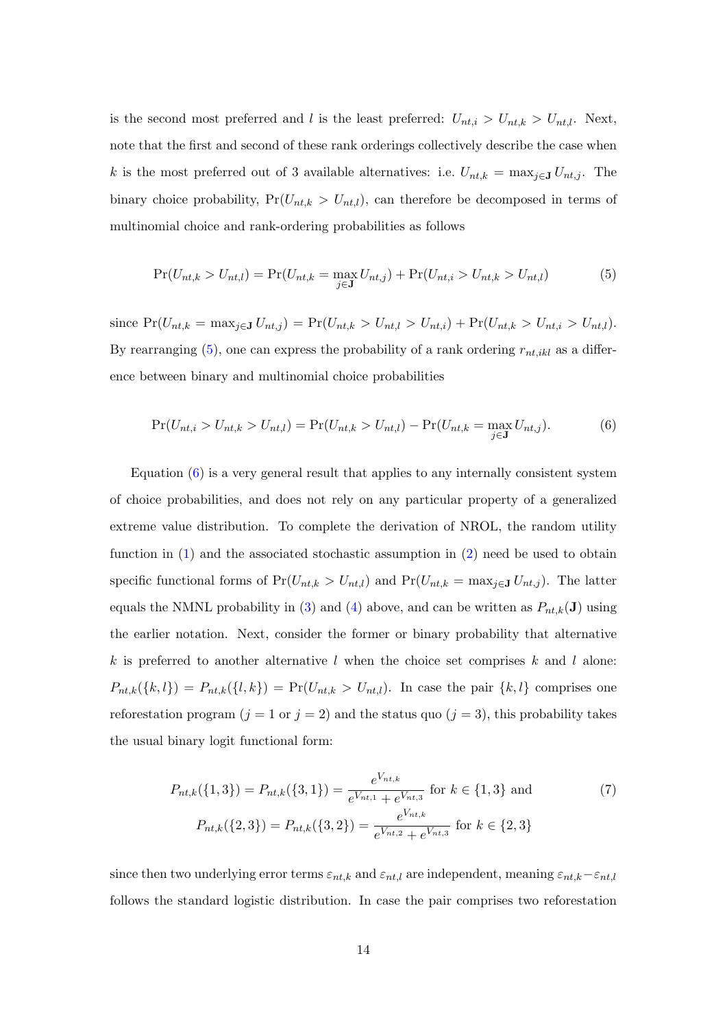is the second most preferred and $l$ is the least preferred: $U_{nt,i} > U_{nt,k} > U_{nt,l}$. Next, note that the first and second of these rank orderings collectively describe the case when $k$ is the most preferred out of 3 available alternatives: i.e. $U_{nt,k} = \max_{j \in \mathbf{J}} U_{nt,j}$. The binary choice probability, $\Pr(U_{nt,k} > U_{nt,l})$, can therefore be decomposed in terms of multinomial choice and rank-ordering probabilities as follows

$$\Pr(U_{nt,k} > U_{nt,l}) = \Pr(U_{nt,k} = \max_{j \in \mathbf{J}} U_{nt,j}) + \Pr(U_{nt,i} > U_{nt,k} > U_{nt,l}) \tag{5}$$

since $\Pr(U_{nt,k} = \max_{j \in \mathbf{J}} U_{nt,j}) = \Pr(U_{nt,k} > U_{nt,l} > U_{nt,i}) + \Pr(U_{nt,k} > U_{nt,i} > U_{nt,l})$. By rearranging (5), one can express the probability of a rank ordering $r_{nt,ikl}$ as a difference between binary and multinomial choice probabilities

$$\Pr(U_{nt,i} > U_{nt,k} > U_{nt,l}) = \Pr(U_{nt,k} > U_{nt,l}) - \Pr(U_{nt,k} = \max_{j \in \mathbf{J}} U_{nt,j}). \tag{6}$$

Equation (6) is a very general result that applies to any internally consistent system of choice probabilities, and does not rely on any particular property of a generalized extreme value distribution. To complete the derivation of NROL, the random utility function in (1) and the associated stochastic assumption in (2) need be used to obtain specific functional forms of $\Pr(U_{nt,k} > U_{nt,l})$ and $\Pr(U_{nt,k} = \max_{j \in \mathbf{J}} U_{nt,j})$. The latter equals the NMNL probability in (3) and (4) above, and can be written as $P_{nt,k}(\mathbf{J})$ using the earlier notation. Next, consider the former or binary probability that alternative $k$ is preferred to another alternative $l$ when the choice set comprises $k$ and $l$ alone: $P_{nt,k}(\{k,l\}) = P_{nt,k}(\{l,k\}) = \Pr(U_{nt,k} > U_{nt,l})$. In case the pair $\{k,l\}$ comprises one reforestation program ($j = 1$ or $j = 2$) and the status quo ($j = 3$), this probability takes the usual binary logit functional form:

$$\begin{aligned} P_{nt,k}(\{1,3\}) = P_{nt,k}(\{3,1\}) &= \frac{e^{V_{nt,k}}}{e^{V_{nt,1}} + e^{V_{nt,3}}} \text{ for } k \in \{1,3\} \text{ and} \\ P_{nt,k}(\{2,3\}) = P_{nt,k}(\{3,2\}) &= \frac{e^{V_{nt,k}}}{e^{V_{nt,2}} + e^{V_{nt,3}}} \text{ for } k \in \{2,3\} \end{aligned} \tag{7}$$

since then two underlying error terms $\varepsilon_{nt,k}$ and $\varepsilon_{nt,l}$ are independent, meaning $\varepsilon_{nt,k} - \varepsilon_{nt,l}$ follows the standard logistic distribution. In case the pair comprises two reforestation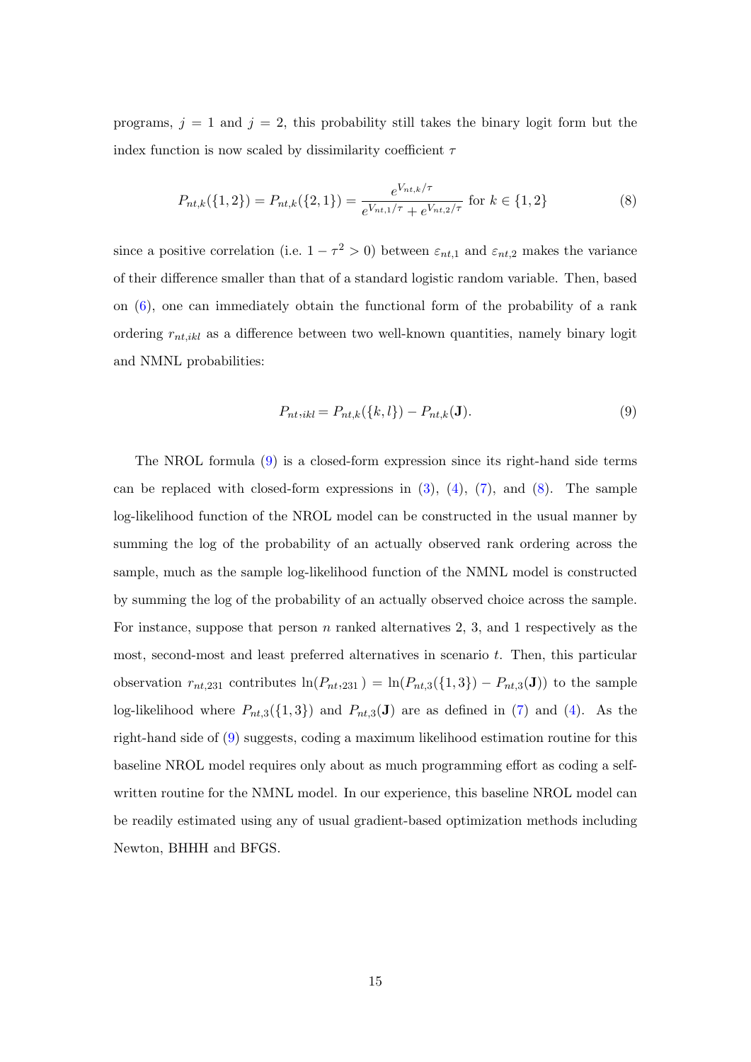programs, $j = 1$ and $j = 2$, this probability still takes the binary logit form but the index function is now scaled by dissimilarity coefficient $\tau$

$$P_{nt,k}(\{1,2\}) = P_{nt,k}(\{2,1\}) = \frac{e^{V_{nt,k}/\tau}}{e^{V_{nt,1}/\tau} + e^{V_{nt,2}/\tau}} \text{ for } k \in \{1,2\} \tag{8}$$

since a positive correlation (i.e. $1 - \tau^2 > 0$) between $\varepsilon_{nt,1}$ and $\varepsilon_{nt,2}$ makes the variance of their difference smaller than that of a standard logistic random variable. Then, based on (6), one can immediately obtain the functional form of the probability of a rank ordering $r_{nt,ikl}$ as a difference between two well-known quantities, namely binary logit and NMNL probabilities:

$$P_{nt,ikl} = P_{nt,k}(\{k,l\}) - P_{nt,k}(\mathbf{J}). \tag{9}$$

The NROL formula (9) is a closed-form expression since its right-hand side terms can be replaced with closed-form expressions in (3), (4), (7), and (8). The sample log-likelihood function of the NROL model can be constructed in the usual manner by summing the log of the probability of an actually observed rank ordering across the sample, much as the sample log-likelihood function of the NMNL model is constructed by summing the log of the probability of an actually observed choice across the sample. For instance, suppose that person $n$ ranked alternatives 2, 3, and 1 respectively as the most, second-most and least preferred alternatives in scenario $t$. Then, this particular observation $r_{nt,231}$ contributes $\ln(P_{nt,231}) = \ln(P_{nt,3}(\{1,3\}) - P_{nt,3}(\mathbf{J}))$ to the sample log-likelihood where $P_{nt,3}(\{1,3\})$ and $P_{nt,3}(\mathbf{J})$ are as defined in (7) and (4). As the right-hand side of (9) suggests, coding a maximum likelihood estimation routine for this baseline NROL model requires only about as much programming effort as coding a self-written routine for the NMNL model. In our experience, this baseline NROL model can be readily estimated using any of usual gradient-based optimization methods including Newton, BHHH and BFGS.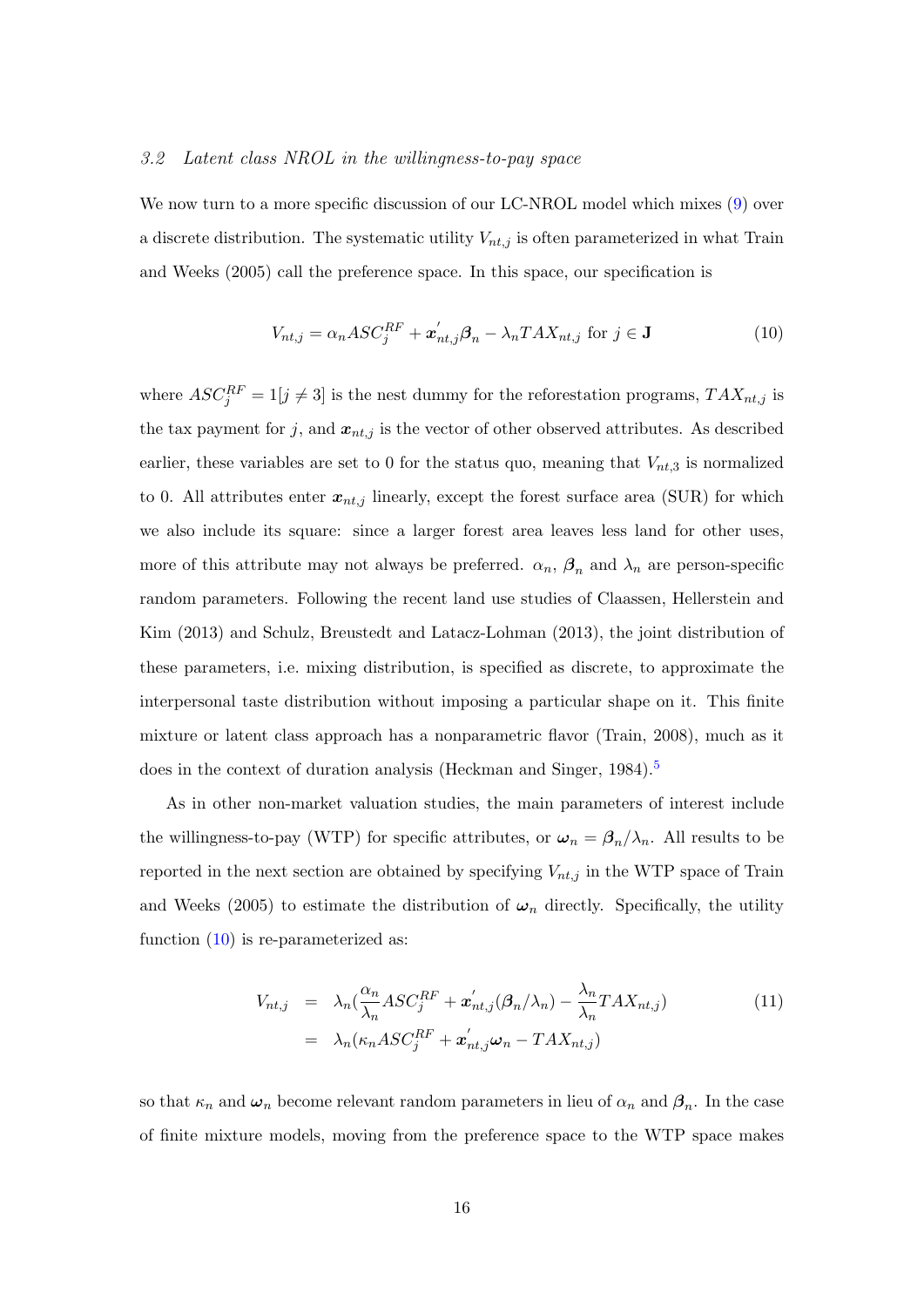### *3.2 Latent class NROL in the willingness-to-pay space*

We now turn to a more specific discussion of our LC-NROL model which mixes (9) over a discrete distribution. The systematic utility $V_{nt,j}$ is often parameterized in what Train and Weeks (2005) call the preference space. In this space, our specification is

$$V_{nt,j} = \alpha_n ASC_j^{RF} + \boldsymbol{x}_{nt,j}^{'} \boldsymbol{\beta}_n - \lambda_n TAX_{nt,j} \text{ for } j \in \mathbf{J} \tag{10}$$

where $ASC_j^{RF} = 1[j \neq 3]$ is the nest dummy for the reforestation programs, $TAX_{nt,j}$ is the tax payment for $j$, and $\boldsymbol{x}_{nt,j}$ is the vector of other observed attributes. As described earlier, these variables are set to 0 for the status quo, meaning that $V_{nt,3}$ is normalized to 0. All attributes enter $\boldsymbol{x}_{nt,j}$ linearly, except the forest surface area (SUR) for which we also include its square: since a larger forest area leaves less land for other uses, more of this attribute may not always be preferred. $\alpha_n$, $\boldsymbol{\beta}_n$ and $\lambda_n$ are person-specific random parameters. Following the recent land use studies of Claassen, Hellerstein and Kim (2013) and Schulz, Breustedt and Latacz-Lohman (2013), the joint distribution of these parameters, i.e. mixing distribution, is specified as discrete, to approximate the interpersonal taste distribution without imposing a particular shape on it. This finite mixture or latent class approach has a nonparametric flavor (Train, 2008), much as it does in the context of duration analysis (Heckman and Singer, 1984).[5]

As in other non-market valuation studies, the main parameters of interest include the willingness-to-pay (WTP) for specific attributes, or $\boldsymbol{\omega}_n = \boldsymbol{\beta}_n / \lambda_n$. All results to be reported in the next section are obtained by specifying $V_{nt,j}$ in the WTP space of Train and Weeks (2005) to estimate the distribution of $\boldsymbol{\omega}_n$ directly. Specifically, the utility function (10) is re-parameterized as:

$$\begin{aligned} V_{nt,j} &= \lambda_n \left(\frac{\alpha_n}{\lambda_n} ASC_j^{RF} + \boldsymbol{x}_{nt,j}^{'} (\boldsymbol{\beta}_n / \lambda_n) - \frac{\lambda_n}{\lambda_n} TAX_{nt,j}\right) \\ &= \lambda_n \left(\kappa_n ASC_j^{RF} + \boldsymbol{x}_{nt,j}^{'} \boldsymbol{\omega}_n - TAX_{nt,j}\right) \end{aligned} \tag{11}$$

so that $\kappa_n$ and $\boldsymbol{\omega}_n$ become relevant random parameters in lieu of $\alpha_n$ and $\boldsymbol{\beta}_n$. In the case of finite mixture models, moving from the preference space to the WTP space makes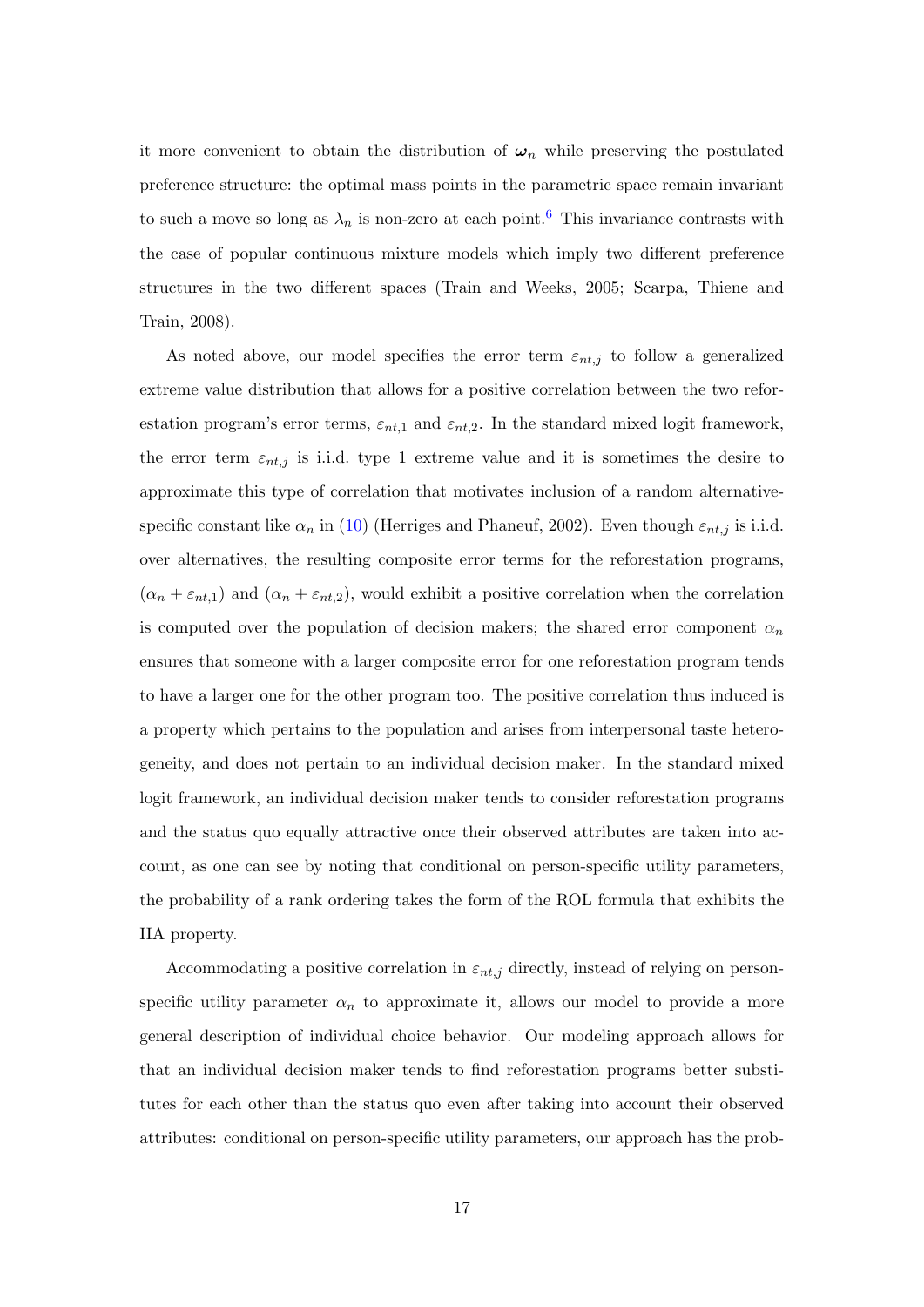it more convenient to obtain the distribution of $\boldsymbol{\omega}_n$ while preserving the postulated preference structure: the optimal mass points in the parametric space remain invariant to such a move so long as $\lambda_n$ is non-zero at each point.[6] This invariance contrasts with the case of popular continuous mixture models which imply two different preference structures in the two different spaces (Train and Weeks, 2005; Scarpa, Thiene and Train, 2008).

As noted above, our model specifies the error term $\varepsilon_{nt,j}$ to follow a generalized extreme value distribution that allows for a positive correlation between the two reforestation program's error terms, $\varepsilon_{nt,1}$ and $\varepsilon_{nt,2}$. In the standard mixed logit framework, the error term $\varepsilon_{nt,j}$ is i.i.d. type 1 extreme value and it is sometimes the desire to approximate this type of correlation that motivates inclusion of a random alternative-specific constant like $\alpha_n$ in (10) (Herriges and Phaneuf, 2002). Even though $\varepsilon_{nt,j}$ is i.i.d. over alternatives, the resulting composite error terms for the reforestation programs, $(\alpha_n + \varepsilon_{nt,1})$ and $(\alpha_n + \varepsilon_{nt,2})$, would exhibit a positive correlation when the correlation is computed over the population of decision makers; the shared error component $\alpha_n$ ensures that someone with a larger composite error for one reforestation program tends to have a larger one for the other program too. The positive correlation thus induced is a property which pertains to the population and arises from interpersonal taste heterogeneity, and does not pertain to an individual decision maker. In the standard mixed logit framework, an individual decision maker tends to consider reforestation programs and the status quo equally attractive once their observed attributes are taken into account, as one can see by noting that conditional on person-specific utility parameters, the probability of a rank ordering takes the form of the ROL formula that exhibits the IIA property.

Accommodating a positive correlation in $\varepsilon_{nt,j}$ directly, instead of relying on person-specific utility parameter $\alpha_n$ to approximate it, allows our model to provide a more general description of individual choice behavior. Our modeling approach allows for that an individual decision maker tends to find reforestation programs better substitutes for each other than the status quo even after taking into account their observed attributes: conditional on person-specific utility parameters, our approach has the prob-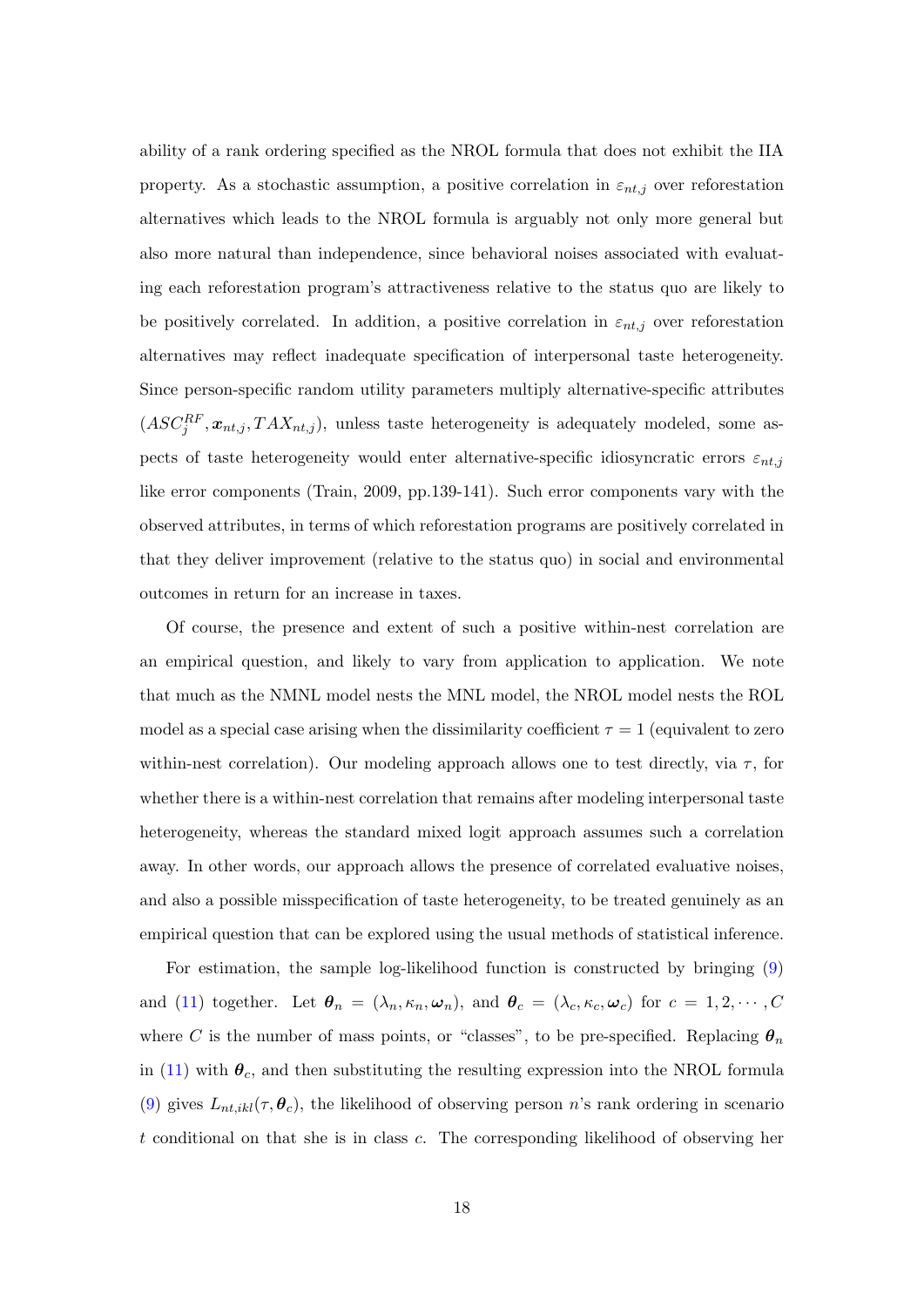ability of a rank ordering specified as the NROL formula that does not exhibit the IIA property. As a stochastic assumption, a positive correlation in $\varepsilon_{nt,j}$ over reforestation alternatives which leads to the NROL formula is arguably not only more general but also more natural than independence, since behavioral noises associated with evaluating each reforestation program's attractiveness relative to the status quo are likely to be positively correlated. In addition, a positive correlation in $\varepsilon_{nt,j}$ over reforestation alternatives may reflect inadequate specification of interpersonal taste heterogeneity. Since person-specific random utility parameters multiply alternative-specific attributes $(ASC_j^{RF}, \boldsymbol{x}_{nt,j}, TAX_{nt,j})$, unless taste heterogeneity is adequately modeled, some aspects of taste heterogeneity would enter alternative-specific idiosyncratic errors $\varepsilon_{nt,j}$ like error components (Train, 2009, pp.139-141). Such error components vary with the observed attributes, in terms of which reforestation programs are positively correlated in that they deliver improvement (relative to the status quo) in social and environmental outcomes in return for an increase in taxes.

Of course, the presence and extent of such a positive within-nest correlation are an empirical question, and likely to vary from application to application. We note that much as the NMNL model nests the MNL model, the NROL model nests the ROL model as a special case arising when the dissimilarity coefficient $\tau = 1$ (equivalent to zero within-nest correlation). Our modeling approach allows one to test directly, via $\tau$, for whether there is a within-nest correlation that remains after modeling interpersonal taste heterogeneity, whereas the standard mixed logit approach assumes such a correlation away. In other words, our approach allows the presence of correlated evaluative noises, and also a possible misspecification of taste heterogeneity, to be treated genuinely as an empirical question that can be explored using the usual methods of statistical inference.

For estimation, the sample log-likelihood function is constructed by bringing (9) and (11) together. Let $\boldsymbol{\theta}_n = (\lambda_n, \kappa_n, \boldsymbol{\omega}_n)$, and $\boldsymbol{\theta}_c = (\lambda_c, \kappa_c, \boldsymbol{\omega}_c)$ for $c = 1, 2, \cdots, C$ where $C$ is the number of mass points, or "classes", to be pre-specified. Replacing $\boldsymbol{\theta}_n$ in (11) with $\boldsymbol{\theta}_c$, and then substituting the resulting expression into the NROL formula (9) gives $L_{nt,ikl}(\tau, \boldsymbol{\theta}_c)$, the likelihood of observing person $n$'s rank ordering in scenario $t$ conditional on that she is in class $c$. The corresponding likelihood of observing her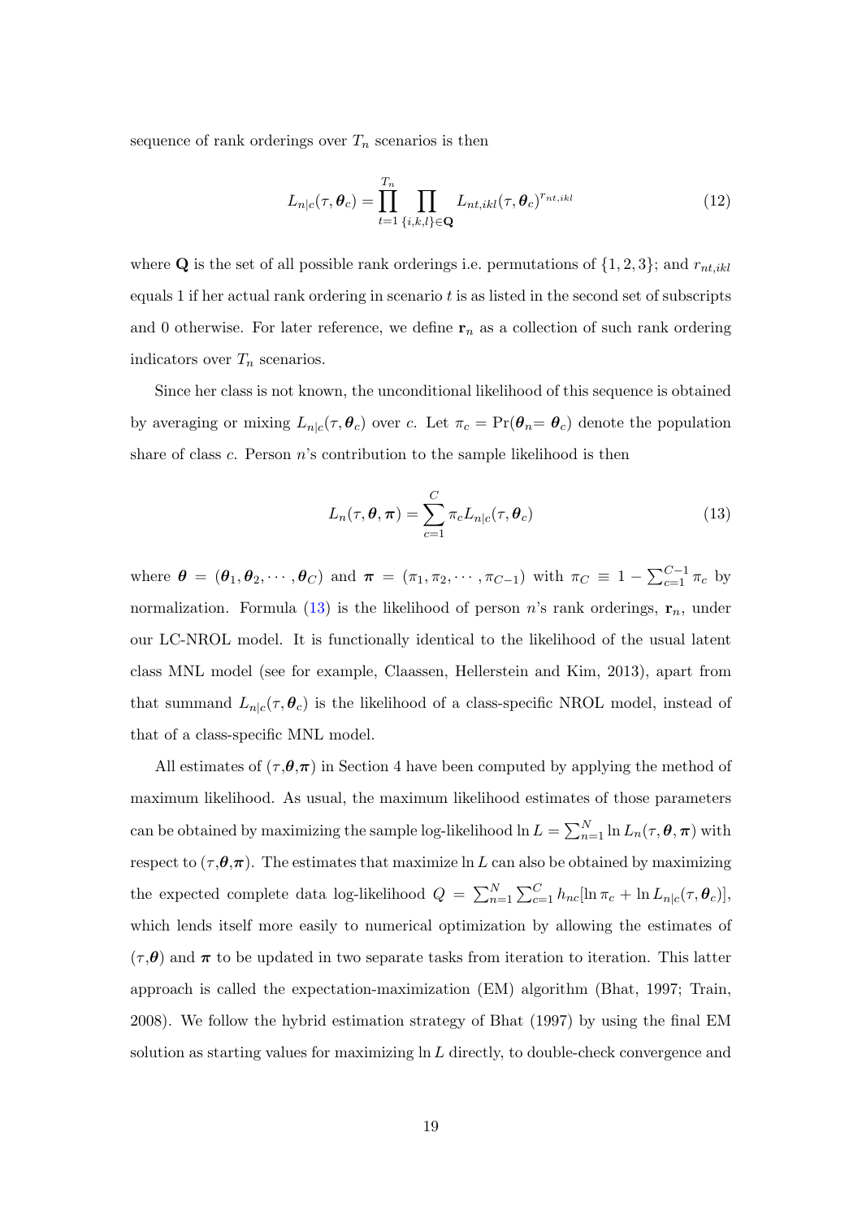sequence of rank orderings over $T_n$ scenarios is then

$$L_{n|c}(\tau, \boldsymbol{\theta}_c) = \prod_{t=1}^{T_n} \prod_{\{i,k,l\} \in \mathbf{Q}} L_{nt,ikl}(\tau, \boldsymbol{\theta}_c)^{r_{nt,ikl}} \tag{12}$$

where $\mathbf{Q}$ is the set of all possible rank orderings i.e. permutations of $\{1, 2, 3\}$; and $r_{nt,ikl}$ equals 1 if her actual rank ordering in scenario $t$ is as listed in the second set of subscripts and 0 otherwise. For later reference, we define $\mathbf{r}_n$ as a collection of such rank ordering indicators over $T_n$ scenarios.

Since her class is not known, the unconditional likelihood of this sequence is obtained by averaging or mixing $L_{n|c}(\tau, \boldsymbol{\theta}_c)$ over $c$. Let $\pi_c = \Pr(\boldsymbol{\theta}_n = \boldsymbol{\theta}_c)$ denote the population share of class $c$. Person $n$'s contribution to the sample likelihood is then

$$L_n(\tau, \boldsymbol{\theta}, \boldsymbol{\pi}) = \sum_{c=1}^{C} \pi_c L_{n|c}(\tau, \boldsymbol{\theta}_c) \tag{13}$$

where $\boldsymbol{\theta} = (\boldsymbol{\theta}_1, \boldsymbol{\theta}_2, \cdots, \boldsymbol{\theta}_C)$ and $\boldsymbol{\pi} = (\pi_1, \pi_2, \cdots, \pi_{C-1})$ with $\pi_C \equiv 1 - \sum_{c=1}^{C-1} \pi_c$ by normalization. Formula (13) is the likelihood of person $n$'s rank orderings, $\mathbf{r}_n$, under our LC-NROL model. It is functionally identical to the likelihood of the usual latent class MNL model (see for example, Claassen, Hellerstein and Kim, 2013), apart from that summand $L_{n|c}(\tau, \boldsymbol{\theta}_c)$ is the likelihood of a class-specific NROL model, instead of that of a class-specific MNL model.

All estimates of $(\tau, \boldsymbol{\theta}, \boldsymbol{\pi})$ in Section 4 have been computed by applying the method of maximum likelihood. As usual, the maximum likelihood estimates of those parameters can be obtained by maximizing the sample log-likelihood $\ln L = \sum_{n=1}^{N} \ln L_n(\tau, \boldsymbol{\theta}, \boldsymbol{\pi})$ with respect to $(\tau, \boldsymbol{\theta}, \boldsymbol{\pi})$. The estimates that maximize $\ln L$ can also be obtained by maximizing the expected complete data log-likelihood $Q = \sum_{n=1}^{N} \sum_{c=1}^{C} h_{nc}[\ln \pi_c + \ln L_{n|c}(\tau, \boldsymbol{\theta}_c)]$, which lends itself more easily to numerical optimization by allowing the estimates of $(\tau, \boldsymbol{\theta})$ and $\boldsymbol{\pi}$ to be updated in two separate tasks from iteration to iteration. This latter approach is called the expectation-maximization (EM) algorithm (Bhat, 1997; Train, 2008). We follow the hybrid estimation strategy of Bhat (1997) by using the final EM solution as starting values for maximizing $\ln L$ directly, to double-check convergence and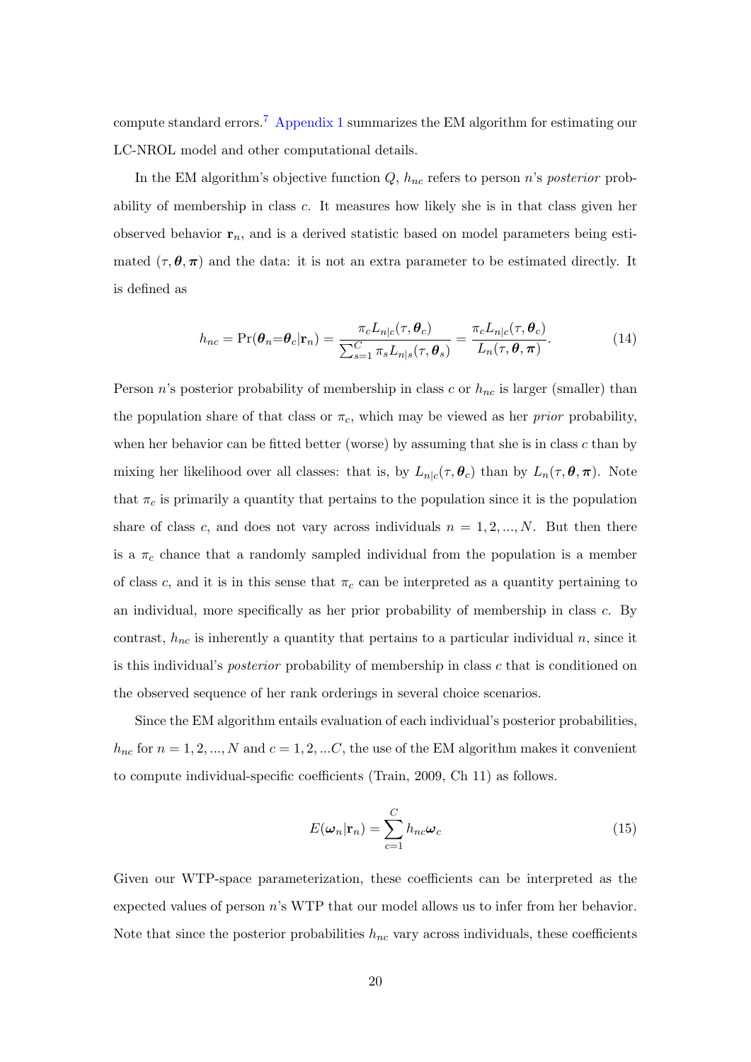compute standard errors.[7] Appendix 1 summarizes the EM algorithm for estimating our LC-NROL model and other computational details.

In the EM algorithm's objective function $Q$, $h_{nc}$ refers to person $n$'s *posterior* probability of membership in class $c$. It measures how likely she is in that class given her observed behavior $\mathbf{r}_n$, and is a derived statistic based on model parameters being estimated $(\tau, \boldsymbol{\theta}, \boldsymbol{\pi})$ and the data: it is not an extra parameter to be estimated directly. It is defined as

$$h_{nc} = \Pr(\boldsymbol{\theta}_n = \boldsymbol{\theta}_c | \mathbf{r}_n) = \frac{\pi_c L_{n|c}(\tau, \boldsymbol{\theta}_c)}{\sum_{s=1}^{C} \pi_s L_{n|s}(\tau, \boldsymbol{\theta}_s)} = \frac{\pi_c L_{n|c}(\tau, \boldsymbol{\theta}_c)}{L_n(\tau, \boldsymbol{\theta}, \boldsymbol{\pi})}. \tag{14}$$

Person $n$'s posterior probability of membership in class $c$ or $h_{nc}$ is larger (smaller) than the population share of that class or $\pi_c$, which may be viewed as her *prior* probability, when her behavior can be fitted better (worse) by assuming that she is in class $c$ than by mixing her likelihood over all classes: that is, by $L_{n|c}(\tau, \boldsymbol{\theta}_c)$ than by $L_n(\tau, \boldsymbol{\theta}, \boldsymbol{\pi})$. Note that $\pi_c$ is primarily a quantity that pertains to the population since it is the population share of class $c$, and does not vary across individuals $n = 1, 2, ..., N$. But then there is a $\pi_c$ chance that a randomly sampled individual from the population is a member of class $c$, and it is in this sense that $\pi_c$ can be interpreted as a quantity pertaining to an individual, more specifically as her prior probability of membership in class $c$. By contrast, $h_{nc}$ is inherently a quantity that pertains to a particular individual $n$, since it is this individual's *posterior* probability of membership in class $c$ that is conditioned on the observed sequence of her rank orderings in several choice scenarios.

Since the EM algorithm entails evaluation of each individual's posterior probabilities, $h_{nc}$ for $n = 1, 2, ..., N$ and $c = 1, 2, ...C$, the use of the EM algorithm makes it convenient to compute individual-specific coefficients (Train, 2009, Ch 11) as follows.

$$E(\boldsymbol{\omega}_n | \mathbf{r}_n) = \sum_{c=1}^{C} h_{nc} \boldsymbol{\omega}_c \tag{15}$$

Given our WTP-space parameterization, these coefficients can be interpreted as the expected values of person $n$'s WTP that our model allows us to infer from her behavior. Note that since the posterior probabilities $h_{nc}$ vary across individuals, these coefficients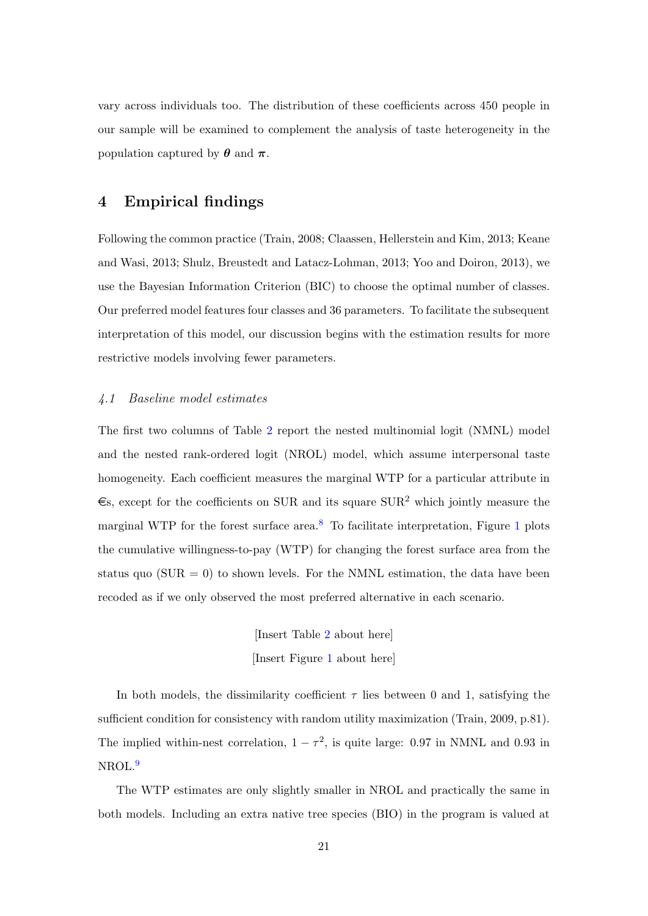vary across individuals too. The distribution of these coefficients across 450 people in our sample will be examined to complement the analysis of taste heterogeneity in the population captured by $\boldsymbol{\theta}$ and $\boldsymbol{\pi}$.

## 4 Empirical findings

Following the common practice (Train, 2008; Claassen, Hellerstein and Kim, 2013; Keane and Wasi, 2013; Shulz, Breustedt and Latacz-Lohman, 2013; Yoo and Doiron, 2013), we use the Bayesian Information Criterion (BIC) to choose the optimal number of classes. Our preferred model features four classes and 36 parameters. To facilitate the subsequent interpretation of this model, our discussion begins with the estimation results for more restrictive models involving fewer parameters.

### *4.1 Baseline model estimates*

The first two columns of Table 2 report the nested multinomial logit (NMNL) model and the nested rank-ordered logit (NROL) model, which assume interpersonal taste homogeneity. Each coefficient measures the marginal WTP for a particular attribute in €s, except for the coefficients on SUR and its square $\text{SUR}^2$ which jointly measure the marginal WTP for the forest surface area.[8] To facilitate interpretation, Figure 1 plots the cumulative willingness-to-pay (WTP) for changing the forest surface area from the status quo (SUR = 0) to shown levels. For the NMNL estimation, the data have been recoded as if we only observed the most preferred alternative in each scenario.

[Insert Table 2 about here]

[Insert Figure 1 about here]

In both models, the dissimilarity coefficient $\tau$ lies between 0 and 1, satisfying the sufficient condition for consistency with random utility maximization (Train, 2009, p.81). The implied within-nest correlation, $1 - \tau^2$, is quite large: 0.97 in NMNL and 0.93 in NROL.[9]

The WTP estimates are only slightly smaller in NROL and practically the same in both models. Including an extra native tree species (BIO) in the program is valued at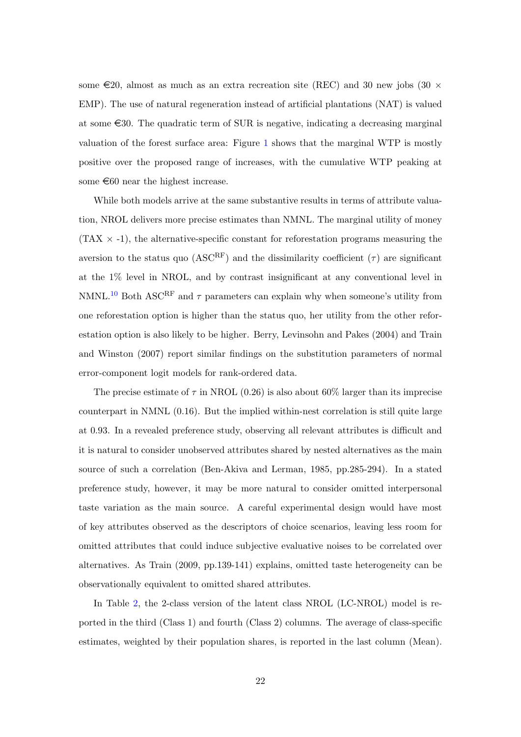some €20, almost as much as an extra recreation site (REC) and 30 new jobs (30 $\times$ EMP). The use of natural regeneration instead of artificial plantations (NAT) is valued at some €30. The quadratic term of SUR is negative, indicating a decreasing marginal valuation of the forest surface area: Figure 1 shows that the marginal WTP is mostly positive over the proposed range of increases, with the cumulative WTP peaking at some €60 near the highest increase.

While both models arrive at the same substantive results in terms of attribute valuation, NROL delivers more precise estimates than NMNL. The marginal utility of money (TAX $\times$ -1), the alternative-specific constant for reforestation programs measuring the aversion to the status quo ($\text{ASC}^{\text{RF}}$) and the dissimilarity coefficient ($\tau$) are significant at the 1% level in NROL, and by contrast insignificant at any conventional level in NMNL.[10] Both $\text{ASC}^{\text{RF}}$ and $\tau$ parameters can explain why when someone's utility from one reforestation option is higher than the status quo, her utility from the other reforestation option is also likely to be higher. Berry, Levinsohn and Pakes (2004) and Train and Winston (2007) report similar findings on the substitution parameters of normal error-component logit models for rank-ordered data.

The precise estimate of $\tau$ in NROL (0.26) is also about 60% larger than its imprecise counterpart in NMNL (0.16). But the implied within-nest correlation is still quite large at 0.93. In a revealed preference study, observing all relevant attributes is difficult and it is natural to consider unobserved attributes shared by nested alternatives as the main source of such a correlation (Ben-Akiva and Lerman, 1985, pp.285-294). In a stated preference study, however, it may be more natural to consider omitted interpersonal taste variation as the main source. A careful experimental design would have most of key attributes observed as the descriptors of choice scenarios, leaving less room for omitted attributes that could induce subjective evaluative noises to be correlated over alternatives. As Train (2009, pp.139-141) explains, omitted taste heterogeneity can be observationally equivalent to omitted shared attributes.

In Table 2, the 2-class version of the latent class NROL (LC-NROL) model is reported in the third (Class 1) and fourth (Class 2) columns. The average of class-specific estimates, weighted by their population shares, is reported in the last column (Mean).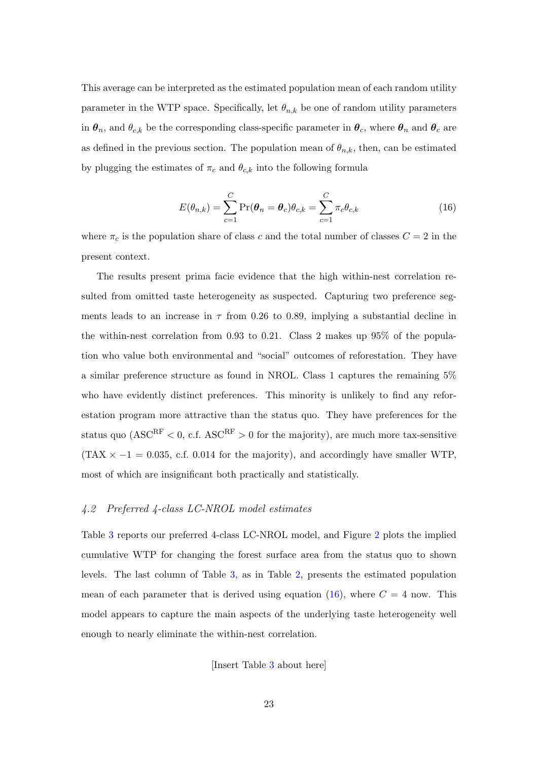This average can be interpreted as the estimated population mean of each random utility parameter in the WTP space. Specifically, let $\theta_{n,k}$ be one of random utility parameters in $\boldsymbol{\theta}_n$, and $\theta_{c,k}$ be the corresponding class-specific parameter in $\boldsymbol{\theta}_c$, where $\boldsymbol{\theta}_n$ and $\boldsymbol{\theta}_c$ are as defined in the previous section. The population mean of $\theta_{n,k}$, then, can be estimated by plugging the estimates of $\pi_c$ and $\theta_{c,k}$ into the following formula

$$E(\theta_{n,k}) = \sum_{c=1}^{C} \Pr(\boldsymbol{\theta}_n = \boldsymbol{\theta}_c)\theta_{c,k} = \sum_{c=1}^{C} \pi_c \theta_{c,k} \tag{16}$$

where $\pi_c$ is the population share of class $c$ and the total number of classes $C = 2$ in the present context.

The results present prima facie evidence that the high within-nest correlation resulted from omitted taste heterogeneity as suspected. Capturing two preference segments leads to an increase in $\tau$ from 0.26 to 0.89, implying a substantial decline in the within-nest correlation from 0.93 to 0.21. Class 2 makes up 95% of the population who value both environmental and "social" outcomes of reforestation. They have a similar preference structure as found in NROL. Class 1 captures the remaining 5% who have evidently distinct preferences. This minority is unlikely to find any reforestation program more attractive than the status quo. They have preferences for the status quo ($\text{ASC}^{\text{RF}} < 0$, c.f. $\text{ASC}^{\text{RF}} > 0$ for the majority), are much more tax-sensitive ($\text{TAX} \times -1 = 0.035$, c.f. 0.014 for the majority), and accordingly have smaller WTP, most of which are insignificant both practically and statistically.

### *4.2 Preferred 4-class LC-NROL model estimates*

Table 3 reports our preferred 4-class LC-NROL model, and Figure 2 plots the implied cumulative WTP for changing the forest surface area from the status quo to shown levels. The last column of Table 3, as in Table 2, presents the estimated population mean of each parameter that is derived using equation (16), where $C = 4$ now. This model appears to capture the main aspects of the underlying taste heterogeneity well enough to nearly eliminate the within-nest correlation.

[Insert Table 3 about here]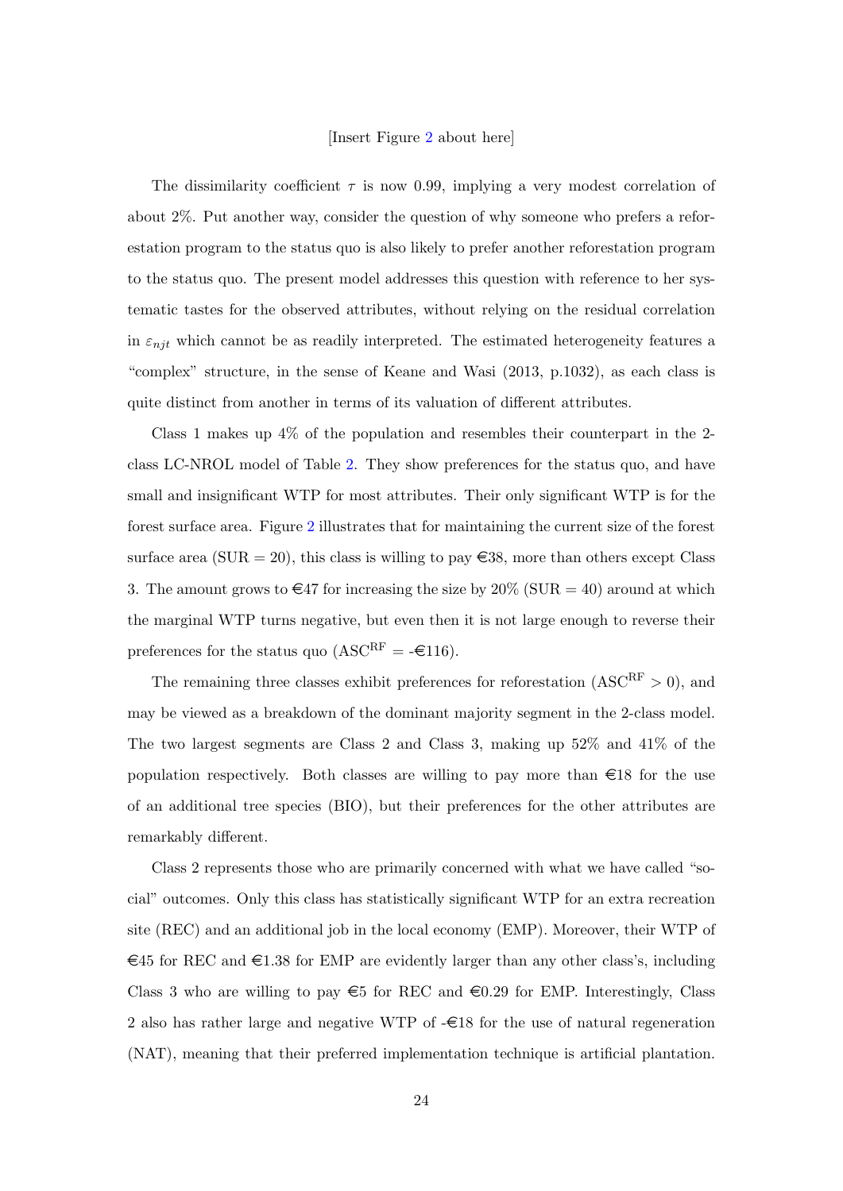[Insert Figure 2 about here]

The dissimilarity coefficient $\tau$ is now 0.99, implying a very modest correlation of about 2%. Put another way, consider the question of why someone who prefers a reforestation program to the status quo is also likely to prefer another reforestation program to the status quo. The present model addresses this question with reference to her systematic tastes for the observed attributes, without relying on the residual correlation in $\varepsilon_{njt}$ which cannot be as readily interpreted. The estimated heterogeneity features a "complex" structure, in the sense of Keane and Wasi (2013, p.1032), as each class is quite distinct from another in terms of its valuation of different attributes.

Class 1 makes up 4% of the population and resembles their counterpart in the 2-class LC-NROL model of Table 2. They show preferences for the status quo, and have small and insignificant WTP for most attributes. Their only significant WTP is for the forest surface area. Figure 2 illustrates that for maintaining the current size of the forest surface area (SUR = 20), this class is willing to pay €38, more than others except Class 3. The amount grows to €47 for increasing the size by 20% (SUR = 40) around at which the marginal WTP turns negative, but even then it is not large enough to reverse their preferences for the status quo ($\text{ASC}^{\text{RF}}$ = -€116).

The remaining three classes exhibit preferences for reforestation ($\text{ASC}^{\text{RF}} > 0$), and may be viewed as a breakdown of the dominant majority segment in the 2-class model. The two largest segments are Class 2 and Class 3, making up 52% and 41% of the population respectively. Both classes are willing to pay more than €18 for the use of an additional tree species (BIO), but their preferences for the other attributes are remarkably different.

Class 2 represents those who are primarily concerned with what we have called "social" outcomes. Only this class has statistically significant WTP for an extra recreation site (REC) and an additional job in the local economy (EMP). Moreover, their WTP of €45 for REC and €1.38 for EMP are evidently larger than any other class's, including Class 3 who are willing to pay €5 for REC and €0.29 for EMP. Interestingly, Class 2 also has rather large and negative WTP of -€18 for the use of natural regeneration (NAT), meaning that their preferred implementation technique is artificial plantation.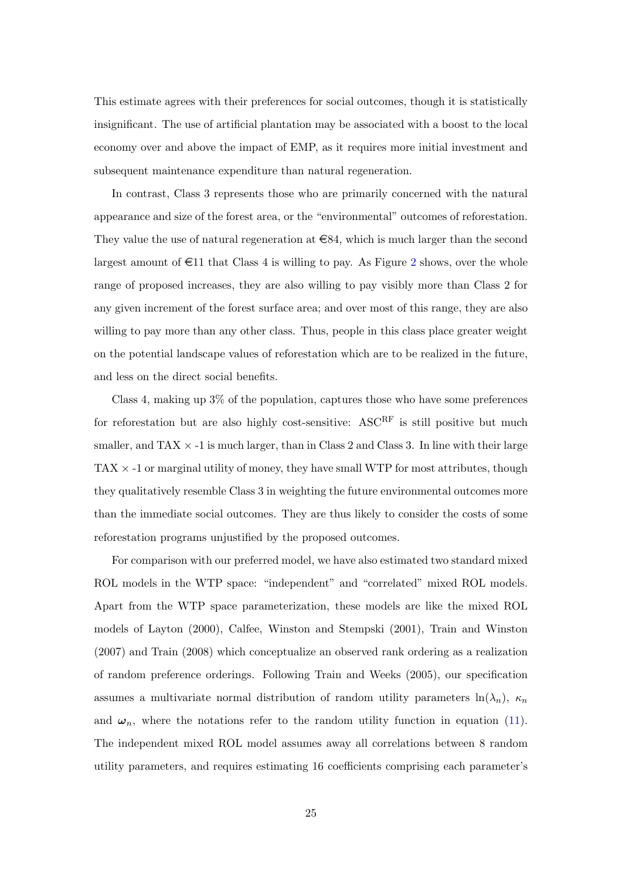This estimate agrees with their preferences for social outcomes, though it is statistically insignificant. The use of artificial plantation may be associated with a boost to the local economy over and above the impact of EMP, as it requires more initial investment and subsequent maintenance expenditure than natural regeneration.

In contrast, Class 3 represents those who are primarily concerned with the natural appearance and size of the forest area, or the "environmental" outcomes of reforestation. They value the use of natural regeneration at €84, which is much larger than the second largest amount of €11 that Class 4 is willing to pay. As Figure 2 shows, over the whole range of proposed increases, they are also willing to pay visibly more than Class 2 for any given increment of the forest surface area; and over most of this range, they are also willing to pay more than any other class. Thus, people in this class place greater weight on the potential landscape values of reforestation which are to be realized in the future, and less on the direct social benefits.

Class 4, making up 3% of the population, captures those who have some preferences for reforestation but are also highly cost-sensitive: $\text{ASC}^{\text{RF}}$ is still positive but much smaller, and TAX $\times$ -1 is much larger, than in Class 2 and Class 3. In line with their large TAX $\times$ -1 or marginal utility of money, they have small WTP for most attributes, though they qualitatively resemble Class 3 in weighting the future environmental outcomes more than the immediate social outcomes. They are thus likely to consider the costs of some reforestation programs unjustified by the proposed outcomes.

For comparison with our preferred model, we have also estimated two standard mixed ROL models in the WTP space: "independent" and "correlated" mixed ROL models. Apart from the WTP space parameterization, these models are like the mixed ROL models of Layton (2000), Calfee, Winston and Stempski (2001), Train and Winston (2007) and Train (2008) which conceptualize an observed rank ordering as a realization of random preference orderings. Following Train and Weeks (2005), our specification assumes a multivariate normal distribution of random utility parameters $\ln(\lambda_n)$, $\kappa_n$ and $\boldsymbol{\omega}_n$, where the notations refer to the random utility function in equation (11). The independent mixed ROL model assumes away all correlations between 8 random utility parameters, and requires estimating 16 coefficients comprising each parameter's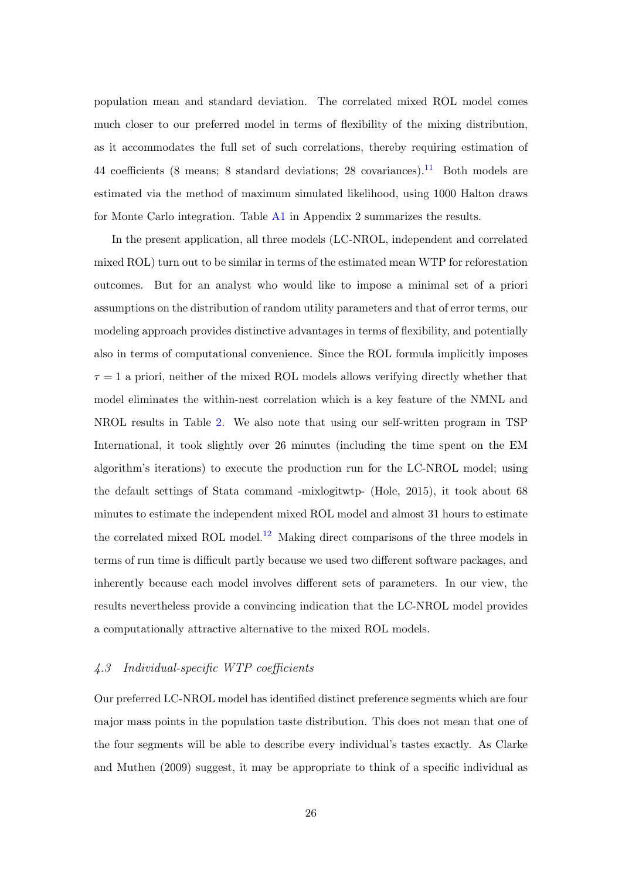population mean and standard deviation. The correlated mixed ROL model comes much closer to our preferred model in terms of flexibility of the mixing distribution, as it accommodates the full set of such correlations, thereby requiring estimation of 44 coefficients (8 means; 8 standard deviations; 28 covariances).[11] Both models are estimated via the method of maximum simulated likelihood, using 1000 Halton draws for Monte Carlo integration. Table A1 in Appendix 2 summarizes the results.

In the present application, all three models (LC-NROL, independent and correlated mixed ROL) turn out to be similar in terms of the estimated mean WTP for reforestation outcomes. But for an analyst who would like to impose a minimal set of a priori assumptions on the distribution of random utility parameters and that of error terms, our modeling approach provides distinctive advantages in terms of flexibility, and potentially also in terms of computational convenience. Since the ROL formula implicitly imposes $\tau = 1$ a priori, neither of the mixed ROL models allows verifying directly whether that model eliminates the within-nest correlation which is a key feature of the NMNL and NROL results in Table 2. We also note that using our self-written program in TSP International, it took slightly over 26 minutes (including the time spent on the EM algorithm's iterations) to execute the production run for the LC-NROL model; using the default settings of Stata command -mixlogitwtp- (Hole, 2015), it took about 68 minutes to estimate the independent mixed ROL model and almost 31 hours to estimate the correlated mixed ROL model.[12] Making direct comparisons of the three models in terms of run time is difficult partly because we used two different software packages, and inherently because each model involves different sets of parameters. In our view, the results nevertheless provide a convincing indication that the LC-NROL model provides a computationally attractive alternative to the mixed ROL models.

### *4.3 Individual-specific WTP coefficients*

Our preferred LC-NROL model has identified distinct preference segments which are four major mass points in the population taste distribution. This does not mean that one of the four segments will be able to describe every individual's tastes exactly. As Clarke and Muthen (2009) suggest, it may be appropriate to think of a specific individual as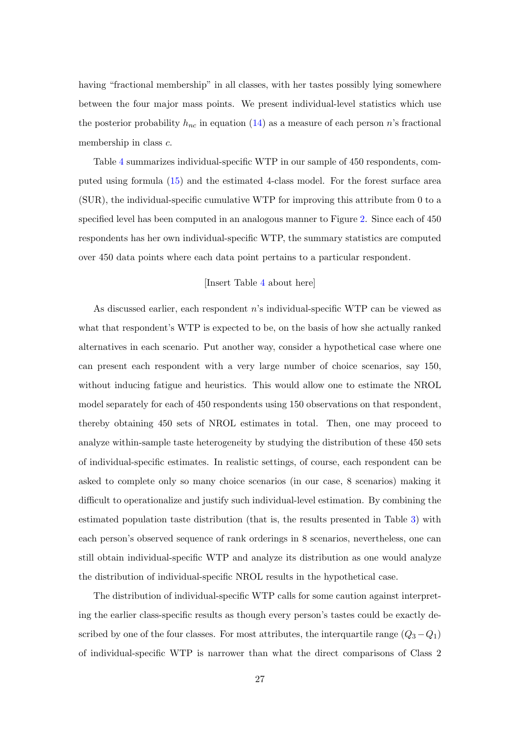having "fractional membership" in all classes, with her tastes possibly lying somewhere between the four major mass points. We present individual-level statistics which use the posterior probability $h_{nc}$ in equation (14) as a measure of each person $n$'s fractional membership in class $c$.

Table 4 summarizes individual-specific WTP in our sample of 450 respondents, computed using formula (15) and the estimated 4-class model. For the forest surface area (SUR), the individual-specific cumulative WTP for improving this attribute from 0 to a specified level has been computed in an analogous manner to Figure 2. Since each of 450 respondents has her own individual-specific WTP, the summary statistics are computed over 450 data points where each data point pertains to a particular respondent.

[Insert Table 4 about here]

As discussed earlier, each respondent $n$'s individual-specific WTP can be viewed as what that respondent's WTP is expected to be, on the basis of how she actually ranked alternatives in each scenario. Put another way, consider a hypothetical case where one can present each respondent with a very large number of choice scenarios, say 150, without inducing fatigue and heuristics. This would allow one to estimate the NROL model separately for each of 450 respondents using 150 observations on that respondent, thereby obtaining 450 sets of NROL estimates in total. Then, one may proceed to analyze within-sample taste heterogeneity by studying the distribution of these 450 sets of individual-specific estimates. In realistic settings, of course, each respondent can be asked to complete only so many choice scenarios (in our case, 8 scenarios) making it difficult to operationalize and justify such individual-level estimation. By combining the estimated population taste distribution (that is, the results presented in Table 3) with each person's observed sequence of rank orderings in 8 scenarios, nevertheless, one can still obtain individual-specific WTP and analyze its distribution as one would analyze the distribution of individual-specific NROL results in the hypothetical case.

The distribution of individual-specific WTP calls for some caution against interpreting the earlier class-specific results as though every person's tastes could be exactly described by one of the four classes. For most attributes, the interquartile range $(Q_3 - Q_1)$ of individual-specific WTP is narrower than what the direct comparisons of Class 2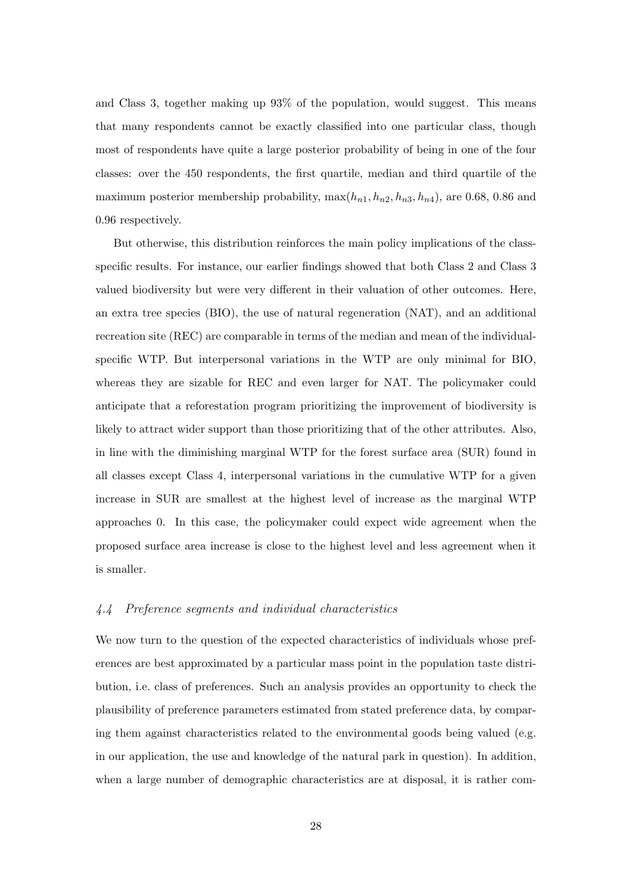and Class 3, together making up 93% of the population, would suggest. This means that many respondents cannot be exactly classified into one particular class, though most of respondents have quite a large posterior probability of being in one of the four classes: over the 450 respondents, the first quartile, median and third quartile of the maximum posterior membership probability, $\max(h_{n1}, h_{n2}, h_{n3}, h_{n4})$, are 0.68, 0.86 and 0.96 respectively.

But otherwise, this distribution reinforces the main policy implications of the class-specific results. For instance, our earlier findings showed that both Class 2 and Class 3 valued biodiversity but were very different in their valuation of other outcomes. Here, an extra tree species (BIO), the use of natural regeneration (NAT), and an additional recreation site (REC) are comparable in terms of the median and mean of the individual-specific WTP. But interpersonal variations in the WTP are only minimal for BIO, whereas they are sizable for REC and even larger for NAT. The policymaker could anticipate that a reforestation program prioritizing the improvement of biodiversity is likely to attract wider support than those prioritizing that of the other attributes. Also, in line with the diminishing marginal WTP for the forest surface area (SUR) found in all classes except Class 4, interpersonal variations in the cumulative WTP for a given increase in SUR are smallest at the highest level of increase as the marginal WTP approaches 0. In this case, the policymaker could expect wide agreement when the proposed surface area increase is close to the highest level and less agreement when it is smaller.

### *4.4 Preference segments and individual characteristics*

We now turn to the question of the expected characteristics of individuals whose preferences are best approximated by a particular mass point in the population taste distribution, i.e. class of preferences. Such an analysis provides an opportunity to check the plausibility of preference parameters estimated from stated preference data, by comparing them against characteristics related to the environmental goods being valued (e.g. in our application, the use and knowledge of the natural park in question). In addition, when a large number of demographic characteristics are at disposal, it is rather com-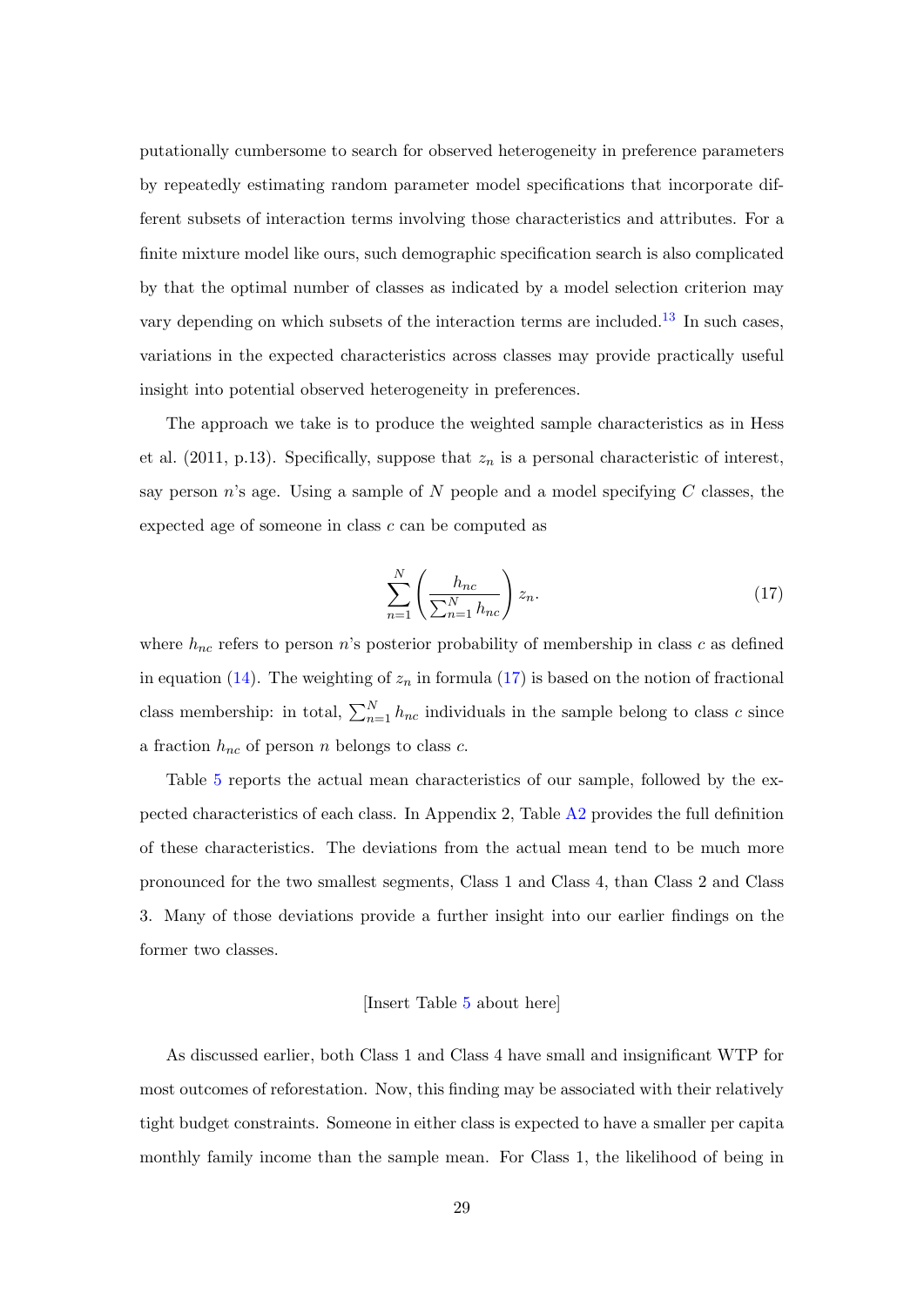putationally cumbersome to search for observed heterogeneity in preference parameters by repeatedly estimating random parameter model specifications that incorporate different subsets of interaction terms involving those characteristics and attributes. For a finite mixture model like ours, such demographic specification search is also complicated by that the optimal number of classes as indicated by a model selection criterion may vary depending on which subsets of the interaction terms are included.[13] In such cases, variations in the expected characteristics across classes may provide practically useful insight into potential observed heterogeneity in preferences.

The approach we take is to produce the weighted sample characteristics as in Hess et al. (2011, p.13). Specifically, suppose that $z_n$ is a personal characteristic of interest, say person $n$'s age. Using a sample of $N$ people and a model specifying $C$ classes, the expected age of someone in class $c$ can be computed as

$$\sum_{n=1}^{N} \left( \frac{h_{nc}}{\sum_{n=1}^{N} h_{nc}} \right) z_n. \tag{17}$$

where $h_{nc}$ refers to person $n$'s posterior probability of membership in class $c$ as defined in equation (14). The weighting of $z_n$ in formula (17) is based on the notion of fractional class membership: in total, $\sum_{n=1}^{N} h_{nc}$ individuals in the sample belong to class $c$ since a fraction $h_{nc}$ of person $n$ belongs to class $c$.

Table 5 reports the actual mean characteristics of our sample, followed by the expected characteristics of each class. In Appendix 2, Table A2 provides the full definition of these characteristics. The deviations from the actual mean tend to be much more pronounced for the two smallest segments, Class 1 and Class 4, than Class 2 and Class 3. Many of those deviations provide a further insight into our earlier findings on the former two classes.

[Insert Table 5 about here]

As discussed earlier, both Class 1 and Class 4 have small and insignificant WTP for most outcomes of reforestation. Now, this finding may be associated with their relatively tight budget constraints. Someone in either class is expected to have a smaller per capita monthly family income than the sample mean. For Class 1, the likelihood of being in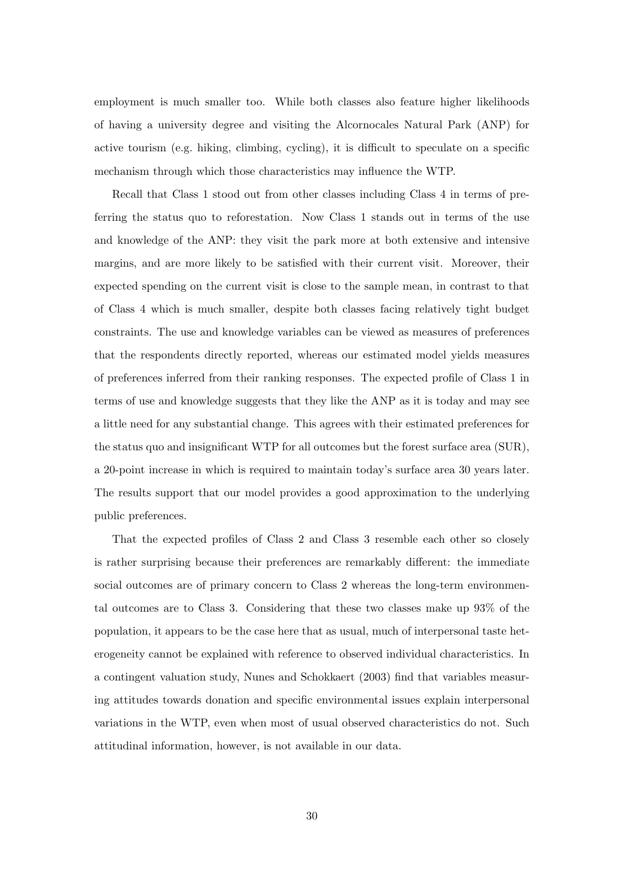employment is much smaller too. While both classes also feature higher likelihoods of having a university degree and visiting the Alcornocales Natural Park (ANP) for active tourism (e.g. hiking, climbing, cycling), it is difficult to speculate on a specific mechanism through which those characteristics may influence the WTP.

Recall that Class 1 stood out from other classes including Class 4 in terms of preferring the status quo to reforestation. Now Class 1 stands out in terms of the use and knowledge of the ANP: they visit the park more at both extensive and intensive margins, and are more likely to be satisfied with their current visit. Moreover, their expected spending on the current visit is close to the sample mean, in contrast to that of Class 4 which is much smaller, despite both classes facing relatively tight budget constraints. The use and knowledge variables can be viewed as measures of preferences that the respondents directly reported, whereas our estimated model yields measures of preferences inferred from their ranking responses. The expected profile of Class 1 in terms of use and knowledge suggests that they like the ANP as it is today and may see a little need for any substantial change. This agrees with their estimated preferences for the status quo and insignificant WTP for all outcomes but the forest surface area (SUR), a 20-point increase in which is required to maintain today's surface area 30 years later. The results support that our model provides a good approximation to the underlying public preferences.

That the expected profiles of Class 2 and Class 3 resemble each other so closely is rather surprising because their preferences are remarkably different: the immediate social outcomes are of primary concern to Class 2 whereas the long-term environmental outcomes are to Class 3. Considering that these two classes make up 93% of the population, it appears to be the case here that as usual, much of interpersonal taste heterogeneity cannot be explained with reference to observed individual characteristics. In a contingent valuation study, Nunes and Schokkaert (2003) find that variables measuring attitudes towards donation and specific environmental issues explain interpersonal variations in the WTP, even when most of usual observed characteristics do not. Such attitudinal information, however, is not available in our data.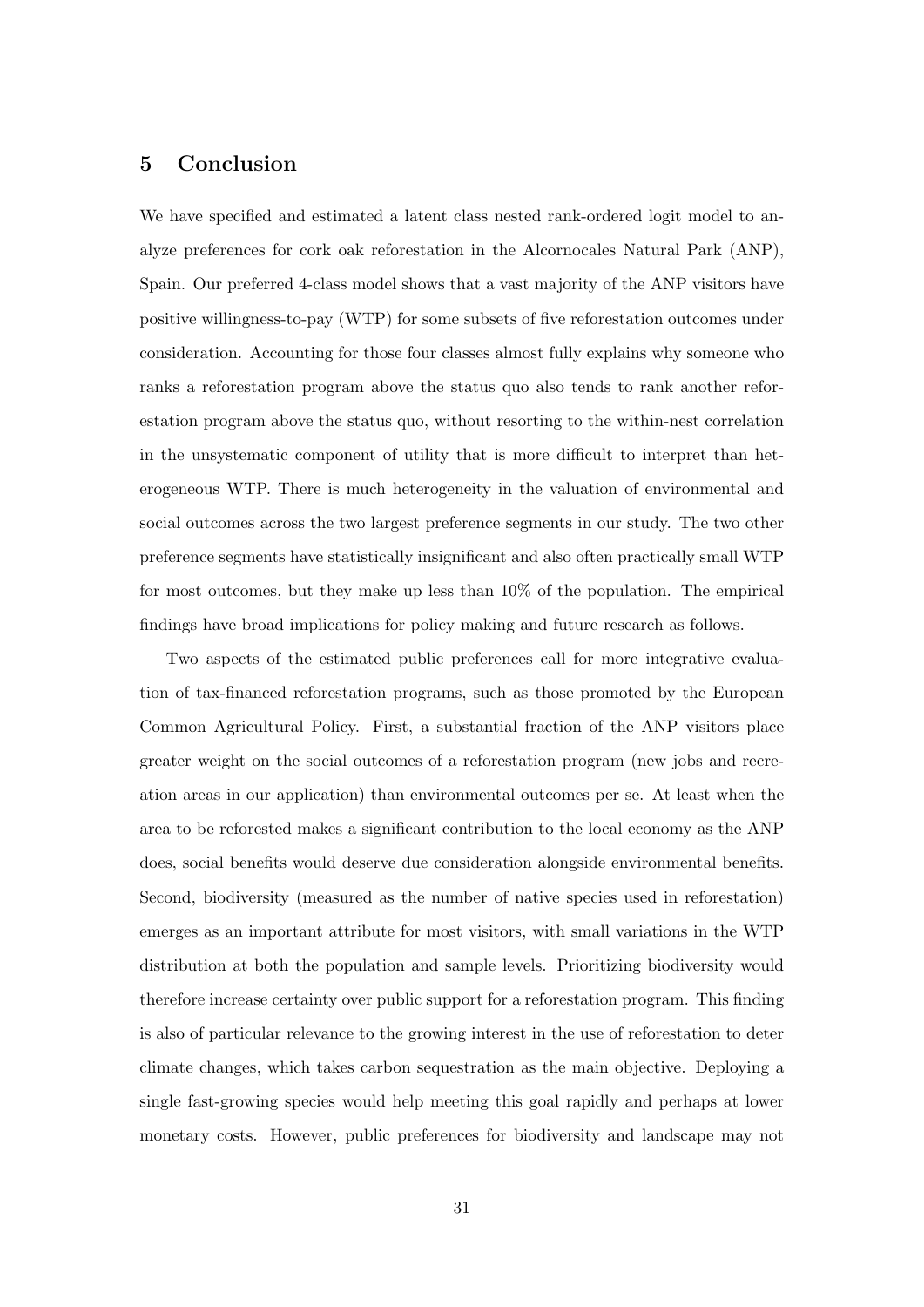## 5 Conclusion

We have specified and estimated a latent class nested rank-ordered logit model to analyze preferences for cork oak reforestation in the Alcornocales Natural Park (ANP), Spain. Our preferred 4-class model shows that a vast majority of the ANP visitors have positive willingness-to-pay (WTP) for some subsets of five reforestation outcomes under consideration. Accounting for those four classes almost fully explains why someone who ranks a reforestation program above the status quo also tends to rank another reforestation program above the status quo, without resorting to the within-nest correlation in the unsystematic component of utility that is more difficult to interpret than heterogeneous WTP. There is much heterogeneity in the valuation of environmental and social outcomes across the two largest preference segments in our study. The two other preference segments have statistically insignificant and also often practically small WTP for most outcomes, but they make up less than 10% of the population. The empirical findings have broad implications for policy making and future research as follows.

Two aspects of the estimated public preferences call for more integrative evaluation of tax-financed reforestation programs, such as those promoted by the European Common Agricultural Policy. First, a substantial fraction of the ANP visitors place greater weight on the social outcomes of a reforestation program (new jobs and recreation areas in our application) than environmental outcomes per se. At least when the area to be reforested makes a significant contribution to the local economy as the ANP does, social benefits would deserve due consideration alongside environmental benefits. Second, biodiversity (measured as the number of native species used in reforestation) emerges as an important attribute for most visitors, with small variations in the WTP distribution at both the population and sample levels. Prioritizing biodiversity would therefore increase certainty over public support for a reforestation program. This finding is also of particular relevance to the growing interest in the use of reforestation to deter climate changes, which takes carbon sequestration as the main objective. Deploying a single fast-growing species would help meeting this goal rapidly and perhaps at lower monetary costs. However, public preferences for biodiversity and landscape may not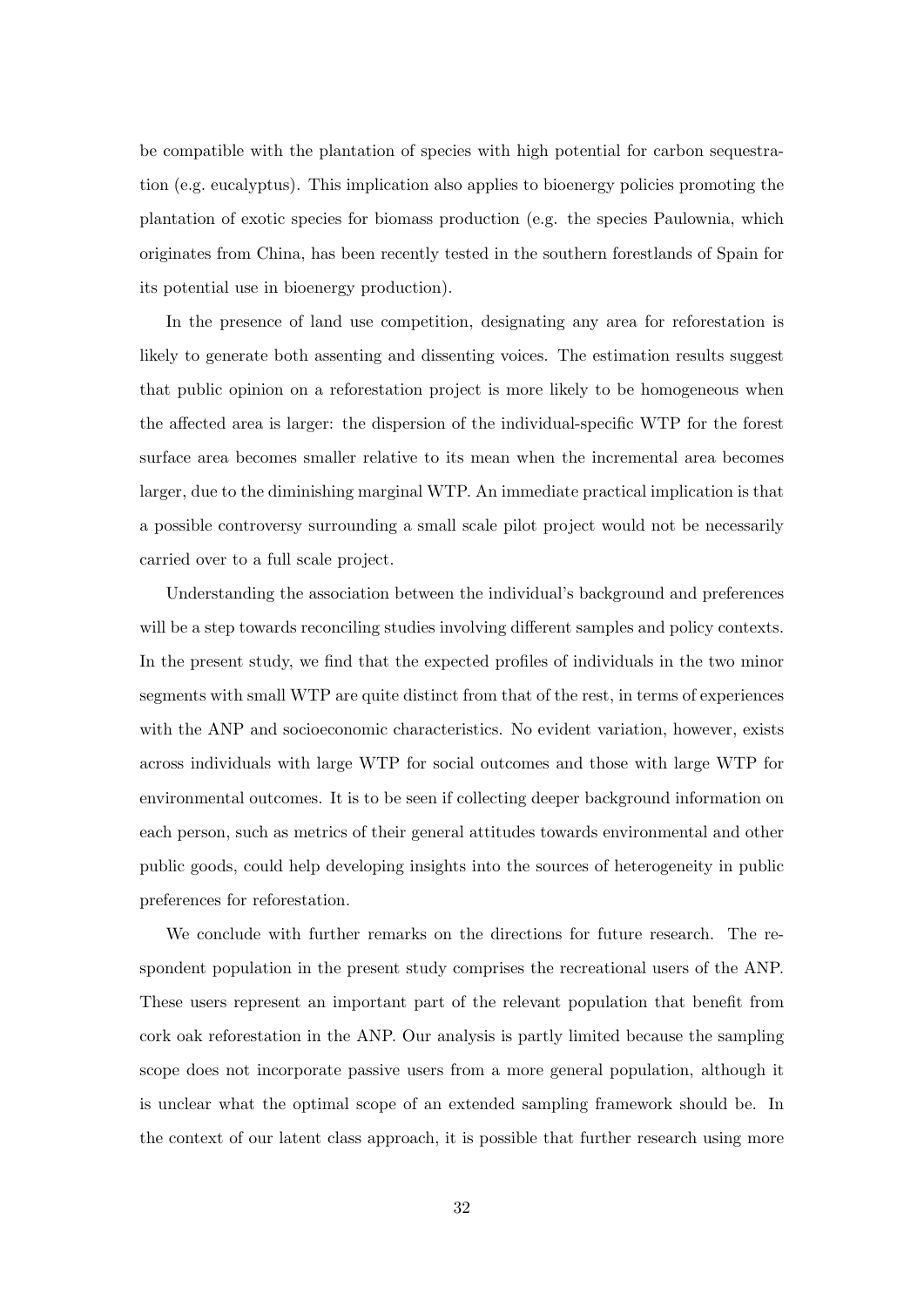be compatible with the plantation of species with high potential for carbon sequestration (e.g. eucalyptus). This implication also applies to bioenergy policies promoting the plantation of exotic species for biomass production (e.g. the species Paulownia, which originates from China, has been recently tested in the southern forestlands of Spain for its potential use in bioenergy production).

In the presence of land use competition, designating any area for reforestation is likely to generate both assenting and dissenting voices. The estimation results suggest that public opinion on a reforestation project is more likely to be homogeneous when the affected area is larger: the dispersion of the individual-specific WTP for the forest surface area becomes smaller relative to its mean when the incremental area becomes larger, due to the diminishing marginal WTP. An immediate practical implication is that a possible controversy surrounding a small scale pilot project would not be necessarily carried over to a full scale project.

Understanding the association between the individual's background and preferences will be a step towards reconciling studies involving different samples and policy contexts. In the present study, we find that the expected profiles of individuals in the two minor segments with small WTP are quite distinct from that of the rest, in terms of experiences with the ANP and socioeconomic characteristics. No evident variation, however, exists across individuals with large WTP for social outcomes and those with large WTP for environmental outcomes. It is to be seen if collecting deeper background information on each person, such as metrics of their general attitudes towards environmental and other public goods, could help developing insights into the sources of heterogeneity in public preferences for reforestation.

We conclude with further remarks on the directions for future research. The respondent population in the present study comprises the recreational users of the ANP. These users represent an important part of the relevant population that benefit from cork oak reforestation in the ANP. Our analysis is partly limited because the sampling scope does not incorporate passive users from a more general population, although it is unclear what the optimal scope of an extended sampling framework should be. In the context of our latent class approach, it is possible that further research using more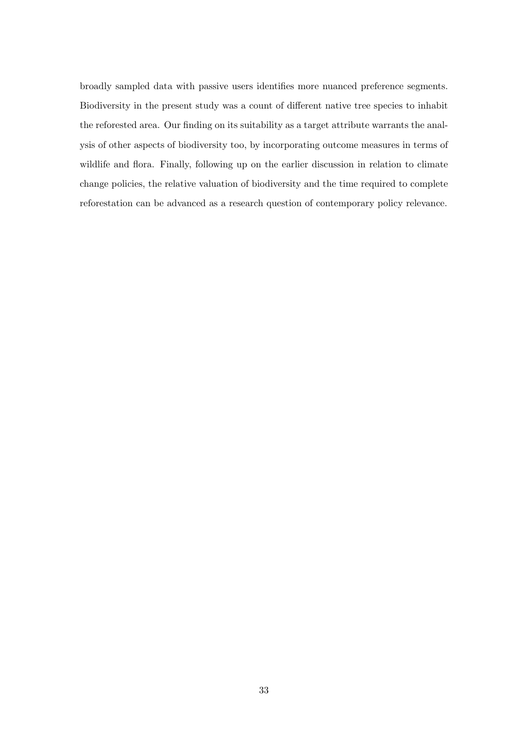broadly sampled data with passive users identifies more nuanced preference segments. Biodiversity in the present study was a count of different native tree species to inhabit the reforested area. Our finding on its suitability as a target attribute warrants the analysis of other aspects of biodiversity too, by incorporating outcome measures in terms of wildlife and flora. Finally, following up on the earlier discussion in relation to climate change policies, the relative valuation of biodiversity and the time required to complete reforestation can be advanced as a research question of contemporary policy relevance.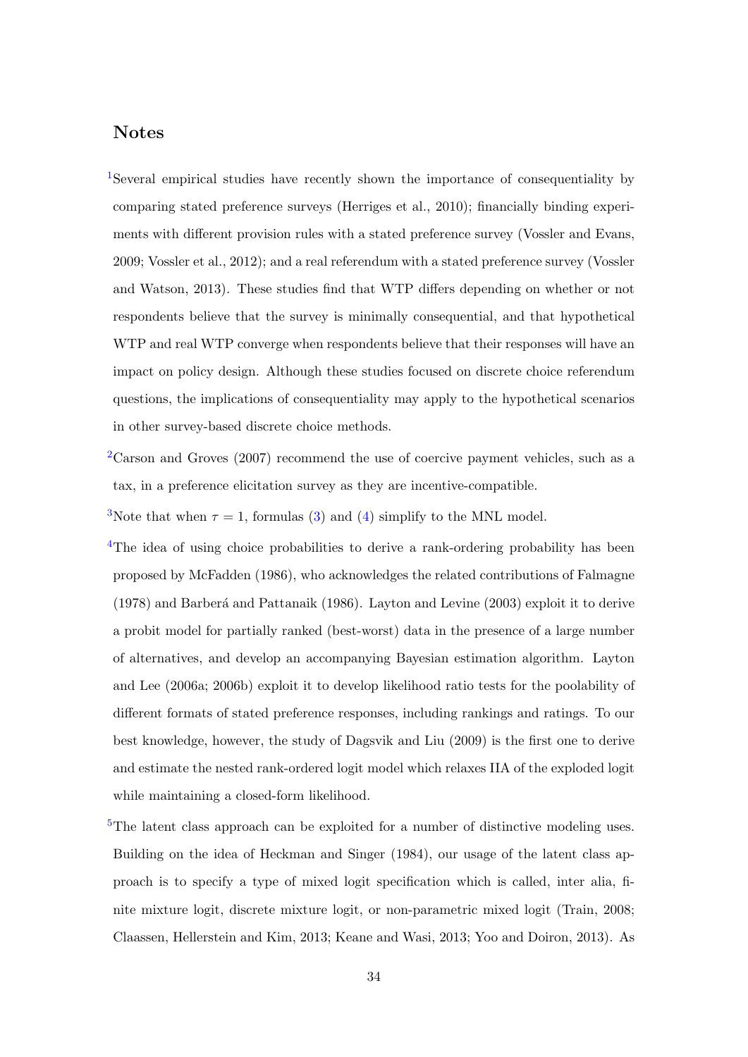## Notes

[1]Several empirical studies have recently shown the importance of consequentiality by comparing stated preference surveys (Herriges et al., 2010); financially binding experiments with different provision rules with a stated preference survey (Vossler and Evans, 2009; Vossler et al., 2012); and a real referendum with a stated preference survey (Vossler and Watson, 2013). These studies find that WTP differs depending on whether or not respondents believe that the survey is minimally consequential, and that hypothetical WTP and real WTP converge when respondents believe that their responses will have an impact on policy design. Although these studies focused on discrete choice referendum questions, the implications of consequentiality may apply to the hypothetical scenarios in other survey-based discrete choice methods.

[2]Carson and Groves (2007) recommend the use of coercive payment vehicles, such as a tax, in a preference elicitation survey as they are incentive-compatible.

[3]Note that when $\tau = 1$, formulas (3) and (4) simplify to the MNL model.

[4]The idea of using choice probabilities to derive a rank-ordering probability has been proposed by McFadden (1986), who acknowledges the related contributions of Falmagne (1978) and Barberá and Pattanaik (1986). Layton and Levine (2003) exploit it to derive a probit model for partially ranked (best-worst) data in the presence of a large number of alternatives, and develop an accompanying Bayesian estimation algorithm. Layton and Lee (2006a; 2006b) exploit it to develop likelihood ratio tests for the poolability of different formats of stated preference responses, including rankings and ratings. To our best knowledge, however, the study of Dagsvik and Liu (2009) is the first one to derive and estimate the nested rank-ordered logit model which relaxes IIA of the exploded logit while maintaining a closed-form likelihood.

[5]The latent class approach can be exploited for a number of distinctive modeling uses. Building on the idea of Heckman and Singer (1984), our usage of the latent class approach is to specify a type of mixed logit specification which is called, inter alia, finite mixture logit, discrete mixture logit, or non-parametric mixed logit (Train, 2008; Claassen, Hellerstein and Kim, 2013; Keane and Wasi, 2013; Yoo and Doiron, 2013). As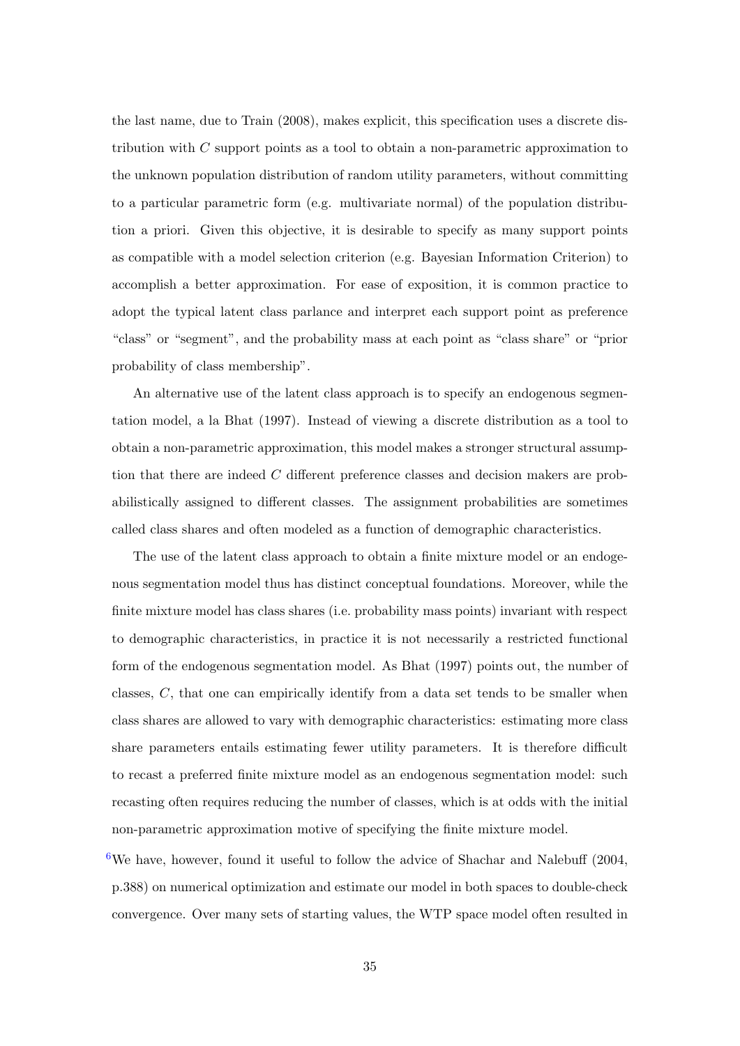the last name, due to Train (2008), makes explicit, this specification uses a discrete distribution with $C$ support points as a tool to obtain a non-parametric approximation to the unknown population distribution of random utility parameters, without committing to a particular parametric form (e.g. multivariate normal) of the population distribution a priori. Given this objective, it is desirable to specify as many support points as compatible with a model selection criterion (e.g. Bayesian Information Criterion) to accomplish a better approximation. For ease of exposition, it is common practice to adopt the typical latent class parlance and interpret each support point as preference "class" or "segment", and the probability mass at each point as "class share" or "prior probability of class membership".

An alternative use of the latent class approach is to specify an endogenous segmentation model, a la Bhat (1997). Instead of viewing a discrete distribution as a tool to obtain a non-parametric approximation, this model makes a stronger structural assumption that there are indeed $C$ different preference classes and decision makers are probabilistically assigned to different classes. The assignment probabilities are sometimes called class shares and often modeled as a function of demographic characteristics.

The use of the latent class approach to obtain a finite mixture model or an endogenous segmentation model thus has distinct conceptual foundations. Moreover, while the finite mixture model has class shares (i.e. probability mass points) invariant with respect to demographic characteristics, in practice it is not necessarily a restricted functional form of the endogenous segmentation model. As Bhat (1997) points out, the number of classes, $C$, that one can empirically identify from a data set tends to be smaller when class shares are allowed to vary with demographic characteristics: estimating more class share parameters entails estimating fewer utility parameters. It is therefore difficult to recast a preferred finite mixture model as an endogenous segmentation model: such recasting often requires reducing the number of classes, which is at odds with the initial non-parametric approximation motive of specifying the finite mixture model.

[6]We have, however, found it useful to follow the advice of Shachar and Nalebuff (2004, p.388) on numerical optimization and estimate our model in both spaces to double-check convergence. Over many sets of starting values, the WTP space model often resulted in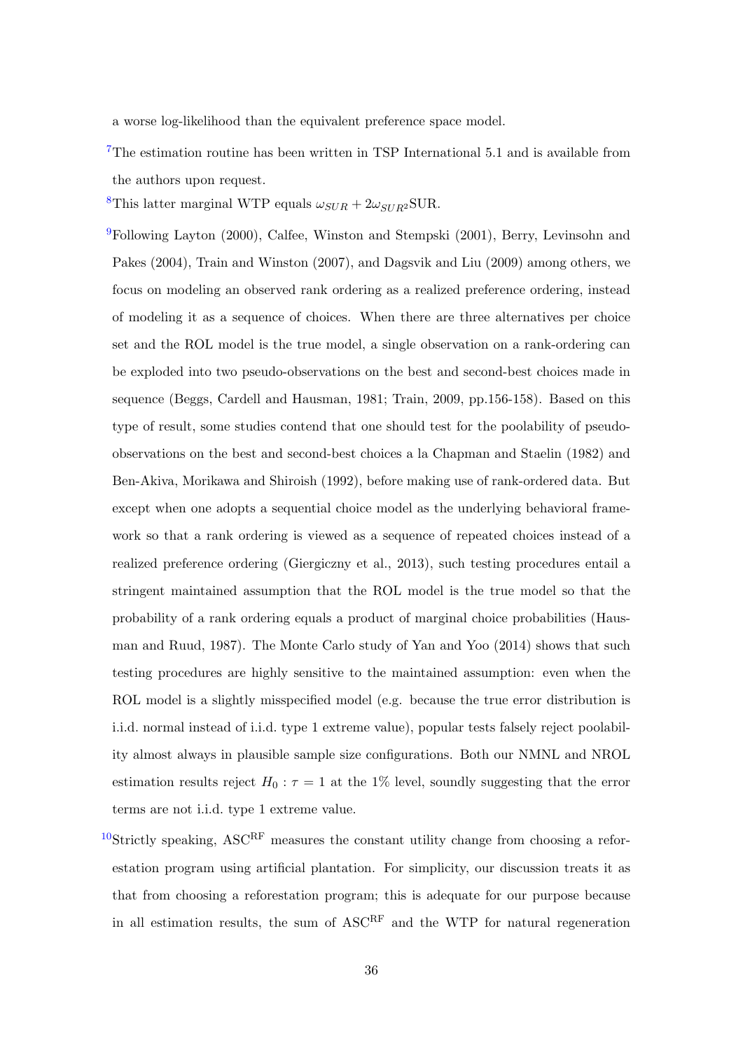a worse log-likelihood than the equivalent preference space model.

[7]The estimation routine has been written in TSP International 5.1 and is available from the authors upon request.

[8]This latter marginal WTP equals $\omega_{SUR} + 2\omega_{SUR^2}\text{SUR}$.

[9]Following Layton (2000), Calfee, Winston and Stempski (2001), Berry, Levinsohn and Pakes (2004), Train and Winston (2007), and Dagsvik and Liu (2009) among others, we focus on modeling an observed rank ordering as a realized preference ordering, instead of modeling it as a sequence of choices. When there are three alternatives per choice set and the ROL model is the true model, a single observation on a rank-ordering can be exploded into two pseudo-observations on the best and second-best choices made in sequence (Beggs, Cardell and Hausman, 1981; Train, 2009, pp.156-158). Based on this type of result, some studies contend that one should test for the poolability of pseudo-observations on the best and second-best choices a la Chapman and Staelin (1982) and Ben-Akiva, Morikawa and Shiroish (1992), before making use of rank-ordered data. But except when one adopts a sequential choice model as the underlying behavioral framework so that a rank ordering is viewed as a sequence of repeated choices instead of a realized preference ordering (Giergiczny et al., 2013), such testing procedures entail a stringent maintained assumption that the ROL model is the true model so that the probability of a rank ordering equals a product of marginal choice probabilities (Hausman and Ruud, 1987). The Monte Carlo study of Yan and Yoo (2014) shows that such testing procedures are highly sensitive to the maintained assumption: even when the ROL model is a slightly misspecified model (e.g. because the true error distribution is i.i.d. normal instead of i.i.d. type 1 extreme value), popular tests falsely reject poolability almost always in plausible sample size configurations. Both our NMNL and NROL estimation results reject $H_0 : \tau = 1$ at the 1% level, soundly suggesting that the error terms are not i.i.d. type 1 extreme value.

[10]Strictly speaking, $\text{ASC}^{\text{RF}}$ measures the constant utility change from choosing a reforestation program using artificial plantation. For simplicity, our discussion treats it as that from choosing a reforestation program; this is adequate for our purpose because in all estimation results, the sum of $\text{ASC}^{\text{RF}}$ and the WTP for natural regeneration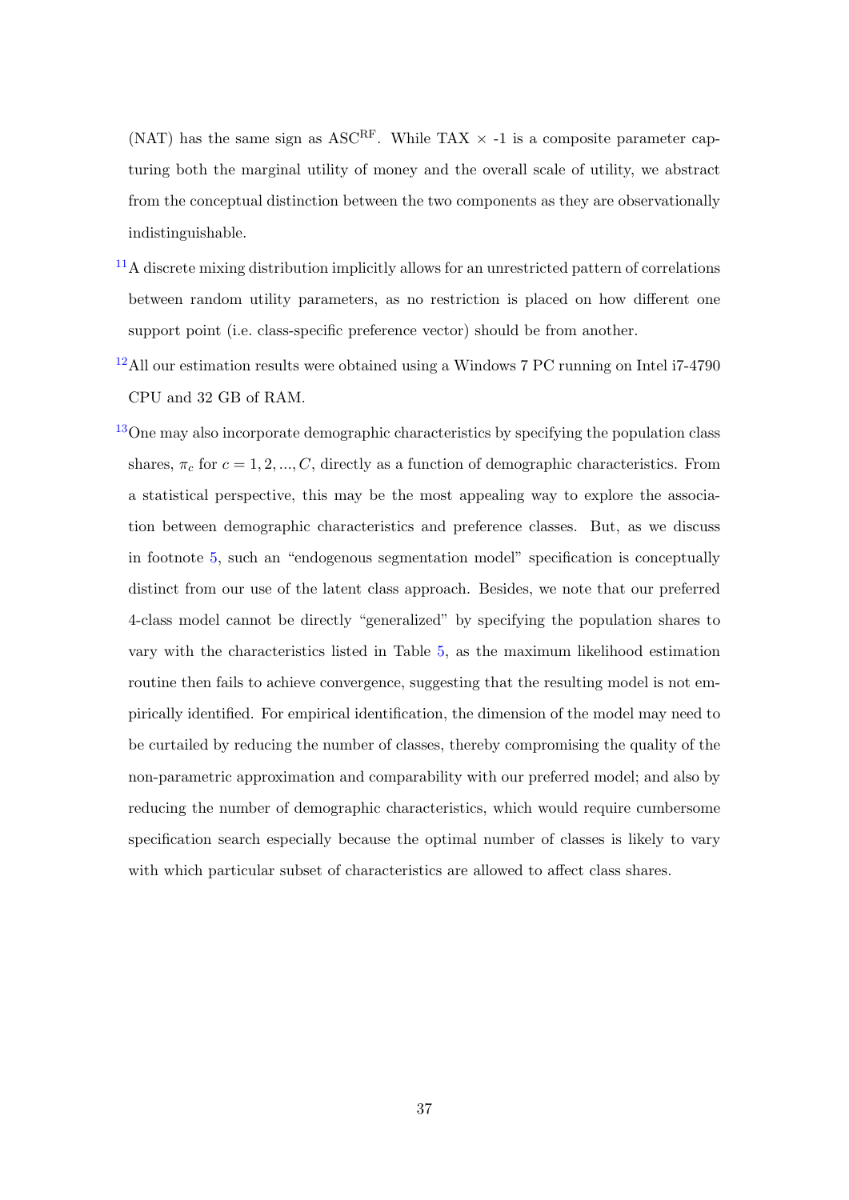(NAT) has the same sign as $\text{ASC}^{\text{RF}}$. While TAX $\times$ -1 is a composite parameter capturing both the marginal utility of money and the overall scale of utility, we abstract from the conceptual distinction between the two components as they are observationally indistinguishable.

[11] A discrete mixing distribution implicitly allows for an unrestricted pattern of correlations between random utility parameters, as no restriction is placed on how different one support point (i.e. class-specific preference vector) should be from another.

[12] All our estimation results were obtained using a Windows 7 PC running on Intel i7-4790 CPU and 32 GB of RAM.

[13] One may also incorporate demographic characteristics by specifying the population class shares, $\pi_c$ for $c = 1, 2, ..., C$, directly as a function of demographic characteristics. From a statistical perspective, this may be the most appealing way to explore the association between demographic characteristics and preference classes. But, as we discuss in footnote 5, such an "endogenous segmentation model" specification is conceptually distinct from our use of the latent class approach. Besides, we note that our preferred 4-class model cannot be directly "generalized" by specifying the population shares to vary with the characteristics listed in Table 5, as the maximum likelihood estimation routine then fails to achieve convergence, suggesting that the resulting model is not empirically identified. For empirical identification, the dimension of the model may need to be curtailed by reducing the number of classes, thereby compromising the quality of the non-parametric approximation and comparability with our preferred model; and also by reducing the number of demographic characteristics, which would require cumbersome specification search especially because the optimal number of classes is likely to vary with which particular subset of characteristics are allowed to affect class shares.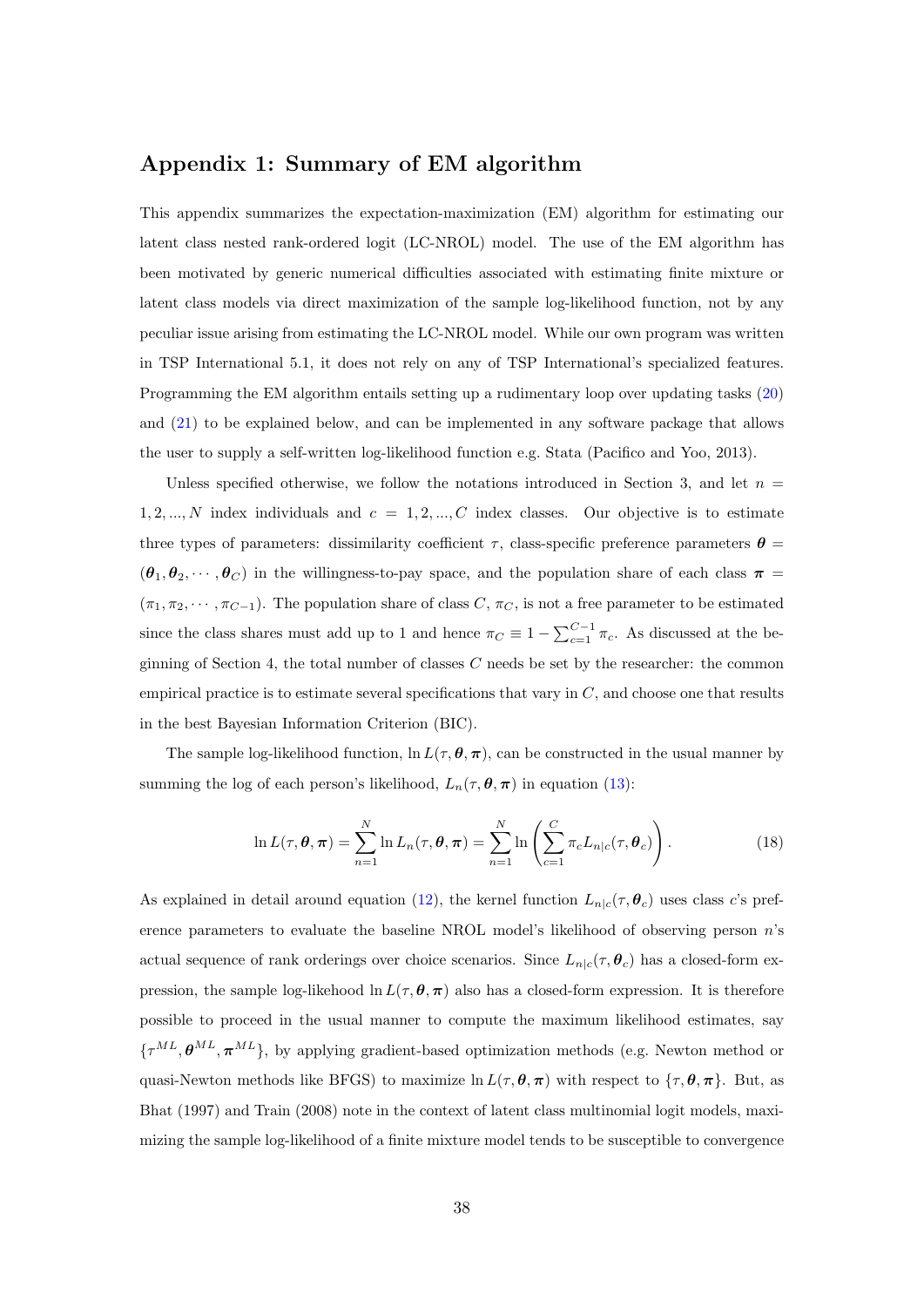## Appendix 1: Summary of EM algorithm

This appendix summarizes the expectation-maximization (EM) algorithm for estimating our latent class nested rank-ordered logit (LC-NROL) model. The use of the EM algorithm has been motivated by generic numerical difficulties associated with estimating finite mixture or latent class models via direct maximization of the sample log-likelihood function, not by any peculiar issue arising from estimating the LC-NROL model. While our own program was written in TSP International 5.1, it does not rely on any of TSP International's specialized features. Programming the EM algorithm entails setting up a rudimentary loop over updating tasks (20) and (21) to be explained below, and can be implemented in any software package that allows the user to supply a self-written log-likelihood function e.g. Stata (Pacifico and Yoo, 2013).

Unless specified otherwise, we follow the notations introduced in Section 3, and let $n = 1, 2, ..., N$ index individuals and $c = 1, 2, ..., C$ index classes. Our objective is to estimate three types of parameters: dissimilarity coefficient $\tau$, class-specific preference parameters $\boldsymbol{\theta} = (\boldsymbol{\theta}_1, \boldsymbol{\theta}_2, \cdots, \boldsymbol{\theta}_C)$ in the willingness-to-pay space, and the population share of each class $\boldsymbol{\pi} = (\pi_1, \pi_2, \cdots, \pi_{C-1})$. The population share of class $C$, $\pi_C$, is not a free parameter to be estimated since the class shares must add up to 1 and hence $\pi_C \equiv 1 - \sum_{c=1}^{C-1} \pi_c$. As discussed at the beginning of Section 4, the total number of classes $C$ needs be set by the researcher: the common empirical practice is to estimate several specifications that vary in $C$, and choose one that results in the best Bayesian Information Criterion (BIC).

The sample log-likelihood function, $\ln L(\tau, \boldsymbol{\theta}, \boldsymbol{\pi})$, can be constructed in the usual manner by summing the log of each person's likelihood, $L_n(\tau, \boldsymbol{\theta}, \boldsymbol{\pi})$ in equation (13):

$$\ln L(\tau, \boldsymbol{\theta}, \boldsymbol{\pi}) = \sum_{n=1}^{N} \ln L_n(\tau, \boldsymbol{\theta}, \boldsymbol{\pi}) = \sum_{n=1}^{N} \ln \left( \sum_{c=1}^{C} \pi_c L_{n|c}(\tau, \boldsymbol{\theta}_c) \right). \tag{18}$$

As explained in detail around equation (12), the kernel function $L_{n|c}(\tau, \boldsymbol{\theta}_c)$ uses class $c$'s preference parameters to evaluate the baseline NROL model's likelihood of observing person $n$'s actual sequence of rank orderings over choice scenarios. Since $L_{n|c}(\tau, \boldsymbol{\theta}_c)$ has a closed-form expression, the sample log-likehood $\ln L(\tau, \boldsymbol{\theta}, \boldsymbol{\pi})$ also has a closed-form expression. It is therefore possible to proceed in the usual manner to compute the maximum likelihood estimates, say $\{\tau^{ML}, \boldsymbol{\theta}^{ML}, \boldsymbol{\pi}^{ML}\}$, by applying gradient-based optimization methods (e.g. Newton method or quasi-Newton methods like BFGS) to maximize $\ln L(\tau, \boldsymbol{\theta}, \boldsymbol{\pi})$ with respect to $\{\tau, \boldsymbol{\theta}, \boldsymbol{\pi}\}$. But, as Bhat (1997) and Train (2008) note in the context of latent class multinomial logit models, maximizing the sample log-likelihood of a finite mixture model tends to be susceptible to convergence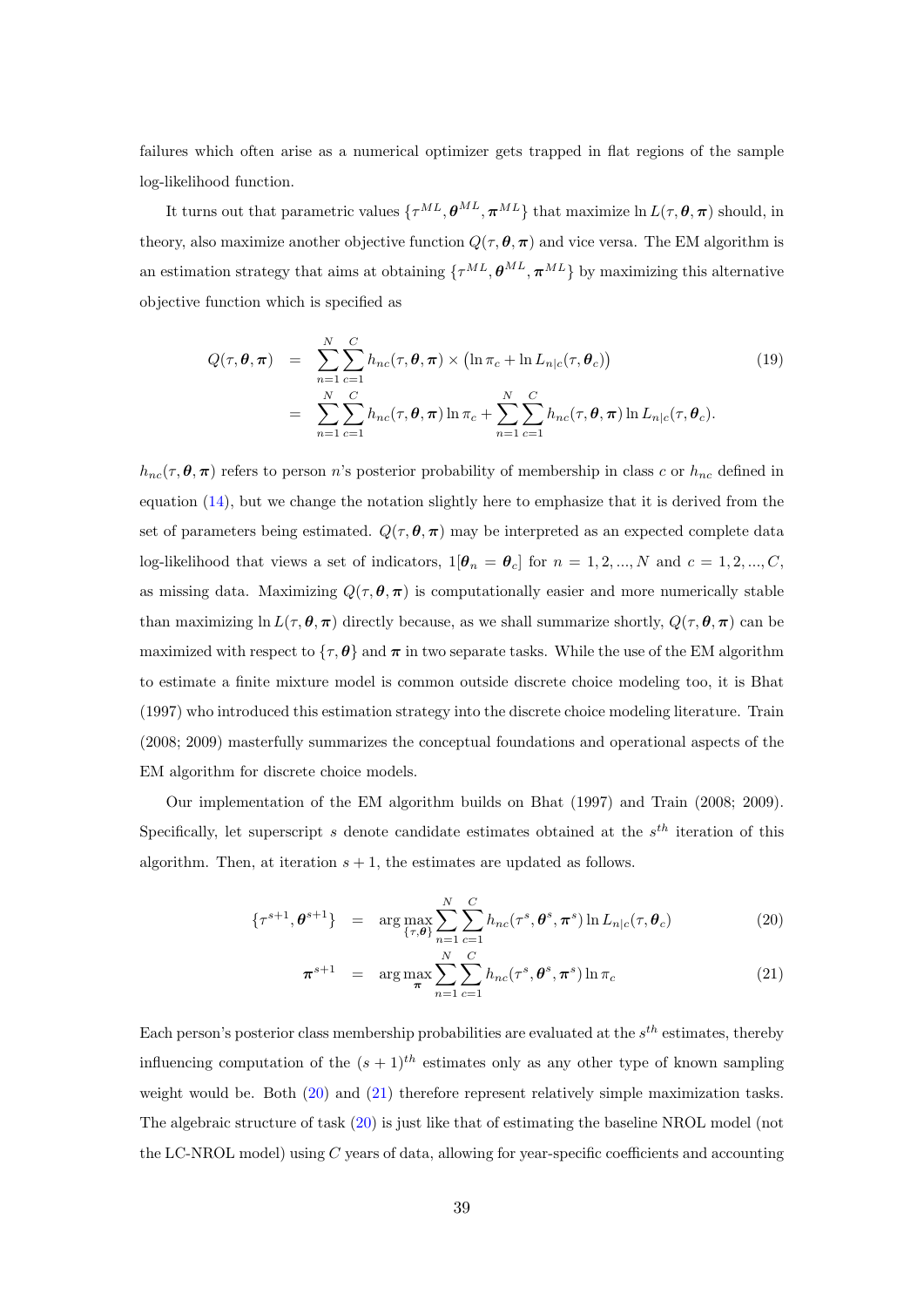failures which often arise as a numerical optimizer gets trapped in flat regions of the sample log-likelihood function.

It turns out that parametric values $\{\tau^{ML}, \boldsymbol{\theta}^{ML}, \boldsymbol{\pi}^{ML}\}$ that maximize $\ln L(\tau, \boldsymbol{\theta}, \boldsymbol{\pi})$ should, in theory, also maximize another objective function $Q(\tau, \boldsymbol{\theta}, \boldsymbol{\pi})$ and vice versa. The EM algorithm is an estimation strategy that aims at obtaining $\{\tau^{ML}, \boldsymbol{\theta}^{ML}, \boldsymbol{\pi}^{ML}\}$ by maximizing this alternative objective function which is specified as

$$
\begin{aligned}
Q(\tau, \boldsymbol{\theta}, \boldsymbol{\pi}) &= \sum_{n=1}^{N} \sum_{c=1}^{C} h_{nc}(\tau, \boldsymbol{\theta}, \boldsymbol{\pi}) \times \left( \ln \pi_c + \ln L_{n|c}(\tau, \boldsymbol{\theta}_c) \right) \\
&= \sum_{n=1}^{N} \sum_{c=1}^{C} h_{nc}(\tau, \boldsymbol{\theta}, \boldsymbol{\pi}) \ln \pi_c + \sum_{n=1}^{N} \sum_{c=1}^{C} h_{nc}(\tau, \boldsymbol{\theta}, \boldsymbol{\pi}) \ln L_{n|c}(\tau, \boldsymbol{\theta}_c).
\end{aligned} \tag{19}
$$

$h_{nc}(\tau, \boldsymbol{\theta}, \boldsymbol{\pi})$ refers to person $n$'s posterior probability of membership in class $c$ or $h_{nc}$ defined in equation (14), but we change the notation slightly here to emphasize that it is derived from the set of parameters being estimated. $Q(\tau, \boldsymbol{\theta}, \boldsymbol{\pi})$ may be interpreted as an expected complete data log-likelihood that views a set of indicators, $1[\boldsymbol{\theta}_n = \boldsymbol{\theta}_c]$ for $n = 1, 2, ..., N$ and $c = 1, 2, ..., C$, as missing data. Maximizing $Q(\tau, \boldsymbol{\theta}, \boldsymbol{\pi})$ is computationally easier and more numerically stable than maximizing $\ln L(\tau, \boldsymbol{\theta}, \boldsymbol{\pi})$ directly because, as we shall summarize shortly, $Q(\tau, \boldsymbol{\theta}, \boldsymbol{\pi})$ can be maximized with respect to $\{\tau, \boldsymbol{\theta}\}$ and $\boldsymbol{\pi}$ in two separate tasks. While the use of the EM algorithm to estimate a finite mixture model is common outside discrete choice modeling too, it is Bhat (1997) who introduced this estimation strategy into the discrete choice modeling literature. Train (2008; 2009) masterfully summarizes the conceptual foundations and operational aspects of the EM algorithm for discrete choice models.

Our implementation of the EM algorithm builds on Bhat (1997) and Train (2008; 2009). Specifically, let superscript $s$ denote candidate estimates obtained at the $s^{th}$ iteration of this algorithm. Then, at iteration $s+1$, the estimates are updated as follows.

$$
\{\tau^{s+1}, \boldsymbol{\theta}^{s+1}\} = \arg\max_{\{\tau, \boldsymbol{\theta}\}} \sum_{n=1}^{N} \sum_{c=1}^{C} h_{nc}(\tau^s, \boldsymbol{\theta}^s, \boldsymbol{\pi}^s) \ln L_{n|c}(\tau, \boldsymbol{\theta}_c) \tag{20}
$$

$$
\boldsymbol{\pi}^{s+1} = \arg\max_{\boldsymbol{\pi}} \sum_{n=1}^{N} \sum_{c=1}^{C} h_{nc}(\tau^s, \boldsymbol{\theta}^s, \boldsymbol{\pi}^s) \ln \pi_c \tag{21}
$$

Each person's posterior class membership probabilities are evaluated at the $s^{th}$ estimates, thereby influencing computation of the $(s+1)^{th}$ estimates only as any other type of known sampling weight would be. Both (20) and (21) therefore represent relatively simple maximization tasks. The algebraic structure of task (20) is just like that of estimating the baseline NROL model (not the LC-NROL model) using $C$ years of data, allowing for year-specific coefficients and accounting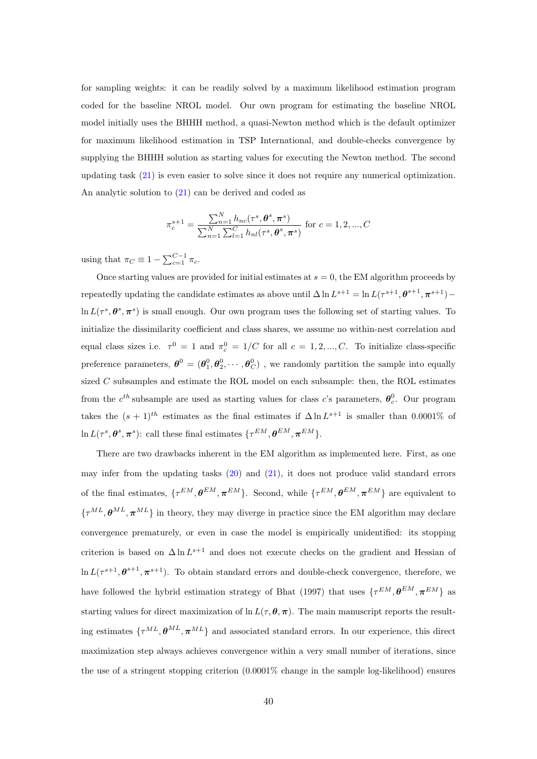for sampling weights: it can be readily solved by a maximum likelihood estimation program coded for the baseline NROL model. Our own program for estimating the baseline NROL model initially uses the BHHH method, a quasi-Newton method which is the default optimizer for maximum likelihood estimation in TSP International, and double-checks convergence by supplying the BHHH solution as starting values for executing the Newton method. The second updating task (21) is even easier to solve since it does not require any numerical optimization. An analytic solution to (21) can be derived and coded as

$$\pi_c^{s+1} = \frac{\sum_{n=1}^{N} h_{nc}(\tau^s, \boldsymbol{\theta}^s, \boldsymbol{\pi}^s)}{\sum_{n=1}^{N}\sum_{l=1}^{C} h_{nl}(\tau^s, \boldsymbol{\theta}^s, \boldsymbol{\pi}^s)} \text{ for } c = 1, 2, ..., C$$

using that $\pi_C \equiv 1 - \sum_{c=1}^{C-1} \pi_c$.

Once starting values are provided for initial estimates at $s = 0$, the EM algorithm proceeds by repeatedly updating the candidate estimates as above until $\Delta \ln L^{s+1} = \ln L(\tau^{s+1}, \boldsymbol{\theta}^{s+1}, \boldsymbol{\pi}^{s+1}) - \ln L(\tau^s, \boldsymbol{\theta}^s, \boldsymbol{\pi}^s)$ is small enough. Our own program uses the following set of starting values. To initialize the dissimilarity coefficient and class shares, we assume no within-nest correlation and equal class sizes i.e. $\tau^0 = 1$ and $\pi_c^0 = 1/C$ for all $c = 1, 2, ..., C$. To initialize class-specific preference parameters, $\boldsymbol{\theta}^0 = (\boldsymbol{\theta}_1^0, \boldsymbol{\theta}_2^0, \cdots, \boldsymbol{\theta}_C^0)$ , we randomly partition the sample into equally sized $C$ subsamples and estimate the ROL model on each subsample: then, the ROL estimates from the $c^{th}$ subsample are used as starting values for class $c$'s parameters, $\boldsymbol{\theta}_c^0$. Our program takes the $(s+1)^{th}$ estimates as the final estimates if $\Delta \ln L^{s+1}$ is smaller than 0.0001% of $\ln L(\tau^s, \boldsymbol{\theta}^s, \boldsymbol{\pi}^s)$: call these final estimates $\{\tau^{EM}, \boldsymbol{\theta}^{EM}, \boldsymbol{\pi}^{EM}\}$.

There are two drawbacks inherent in the EM algorithm as implemented here. First, as one may infer from the updating tasks (20) and (21), it does not produce valid standard errors of the final estimates, $\{\tau^{EM}, \boldsymbol{\theta}^{EM}, \boldsymbol{\pi}^{EM}\}$. Second, while $\{\tau^{EM}, \boldsymbol{\theta}^{EM}, \boldsymbol{\pi}^{EM}\}$ are equivalent to $\{\tau^{ML}, \boldsymbol{\theta}^{ML}, \boldsymbol{\pi}^{ML}\}$ in theory, they may diverge in practice since the EM algorithm may declare convergence prematurely, or even in case the model is empirically unidentified: its stopping criterion is based on $\Delta \ln L^{s+1}$ and does not execute checks on the gradient and Hessian of $\ln L(\tau^{s+1}, \boldsymbol{\theta}^{s+1}, \boldsymbol{\pi}^{s+1})$. To obtain standard errors and double-check convergence, therefore, we have followed the hybrid estimation strategy of Bhat (1997) that uses $\{\tau^{EM}, \boldsymbol{\theta}^{EM}, \boldsymbol{\pi}^{EM}\}$ as starting values for direct maximization of $\ln L(\tau, \boldsymbol{\theta}, \boldsymbol{\pi})$. The main manuscript reports the resulting estimates $\{\tau^{ML}, \boldsymbol{\theta}^{ML}, \boldsymbol{\pi}^{ML}\}$ and associated standard errors. In our experience, this direct maximization step always achieves convergence within a very small number of iterations, since the use of a stringent stopping criterion (0.0001% change in the sample log-likelihood) ensures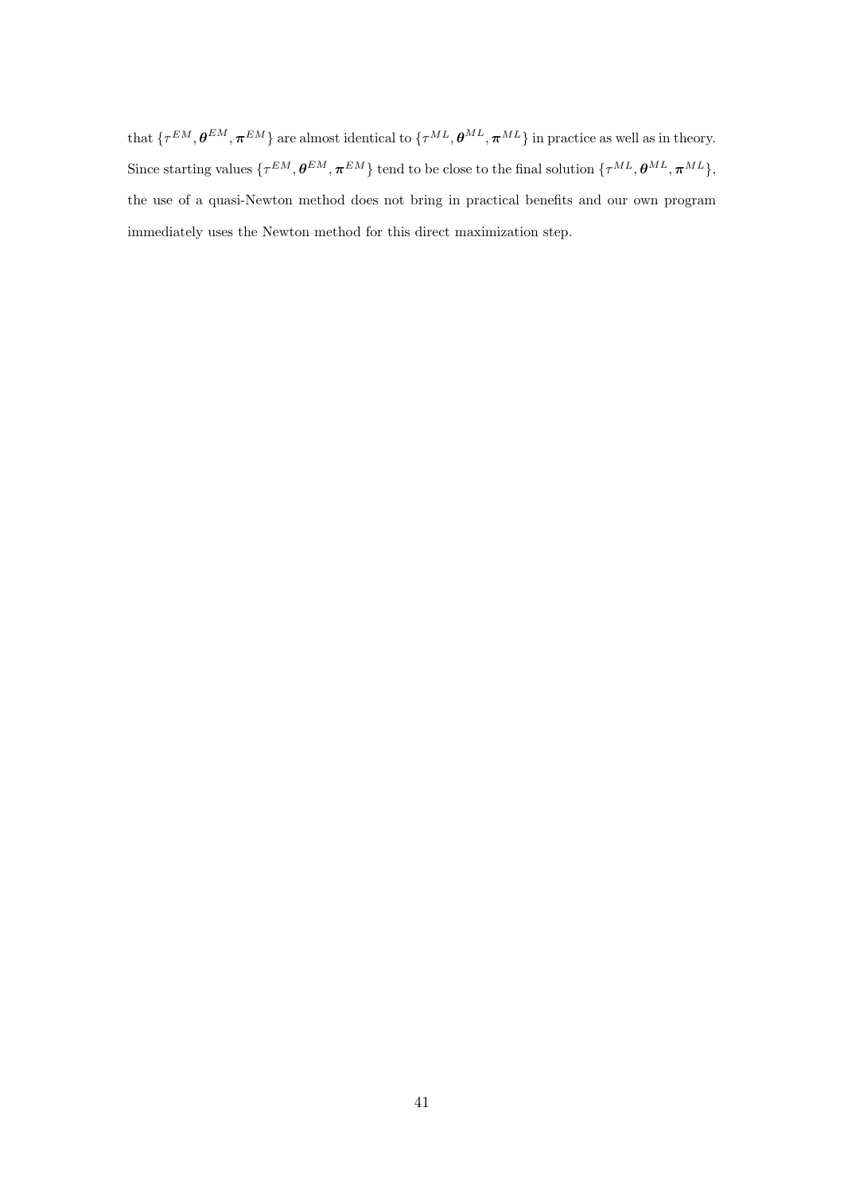that $\{\tau^{EM}, \boldsymbol{\theta}^{EM}, \boldsymbol{\pi}^{EM}\}$ are almost identical to $\{\tau^{ML}, \boldsymbol{\theta}^{ML}, \boldsymbol{\pi}^{ML}\}$ in practice as well as in theory. Since starting values $\{\tau^{EM}, \boldsymbol{\theta}^{EM}, \boldsymbol{\pi}^{EM}\}$ tend to be close to the final solution $\{\tau^{ML}, \boldsymbol{\theta}^{ML}, \boldsymbol{\pi}^{ML}\}$, the use of a quasi-Newton method does not bring in practical benefits and our own program immediately uses the Newton method for this direct maximization step.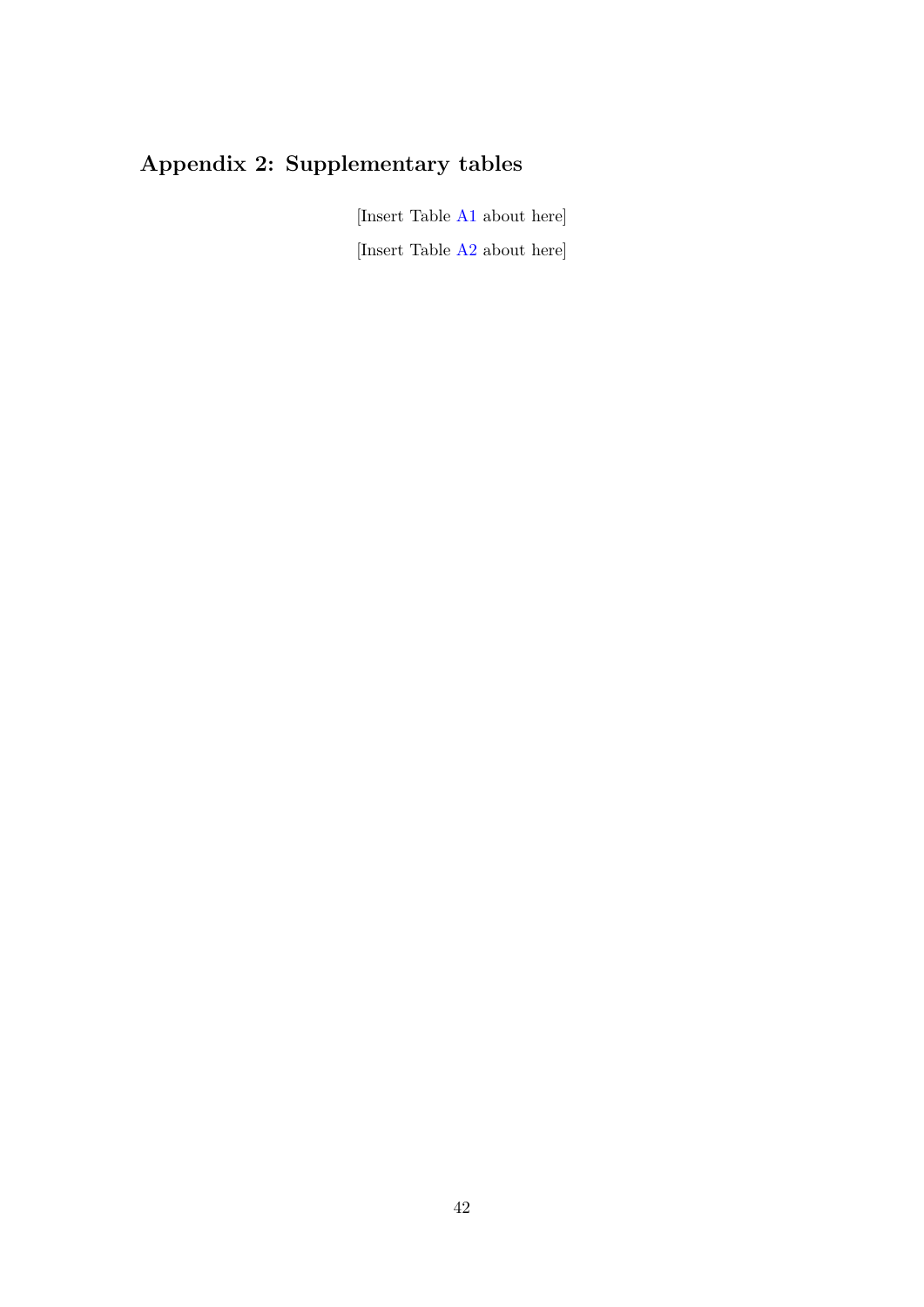## Appendix 2: Supplementary tables

[Insert Table A1 about here]

[Insert Table A2 about here]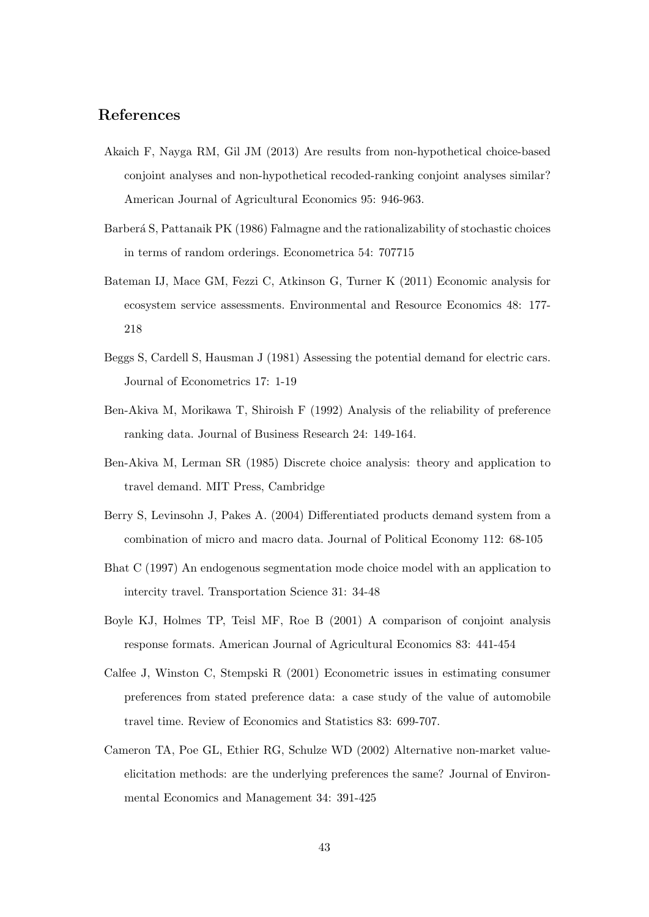## References

Akaich F, Nayga RM, Gil JM (2013) Are results from non-hypothetical choice-based conjoint analyses and non-hypothetical recoded-ranking conjoint analyses similar? American Journal of Agricultural Economics 95: 946-963.

Barberá S, Pattanaik PK (1986) Falmagne and the rationalizability of stochastic choices in terms of random orderings. Econometrica 54: 707715

Bateman IJ, Mace GM, Fezzi C, Atkinson G, Turner K (2011) Economic analysis for ecosystem service assessments. Environmental and Resource Economics 48: 177-218

Beggs S, Cardell S, Hausman J (1981) Assessing the potential demand for electric cars. Journal of Econometrics 17: 1-19

Ben-Akiva M, Morikawa T, Shiroish F (1992) Analysis of the reliability of preference ranking data. Journal of Business Research 24: 149-164.

Ben-Akiva M, Lerman SR (1985) Discrete choice analysis: theory and application to travel demand. MIT Press, Cambridge

Berry S, Levinsohn J, Pakes A. (2004) Differentiated products demand system from a combination of micro and macro data. Journal of Political Economy 112: 68-105

Bhat C (1997) An endogenous segmentation mode choice model with an application to intercity travel. Transportation Science 31: 34-48

Boyle KJ, Holmes TP, Teisl MF, Roe B (2001) A comparison of conjoint analysis response formats. American Journal of Agricultural Economics 83: 441-454

Calfee J, Winston C, Stempski R (2001) Econometric issues in estimating consumer preferences from stated preference data: a case study of the value of automobile travel time. Review of Economics and Statistics 83: 699-707.

Cameron TA, Poe GL, Ethier RG, Schulze WD (2002) Alternative non-market value-elicitation methods: are the underlying preferences the same? Journal of Environmental Economics and Management 34: 391-425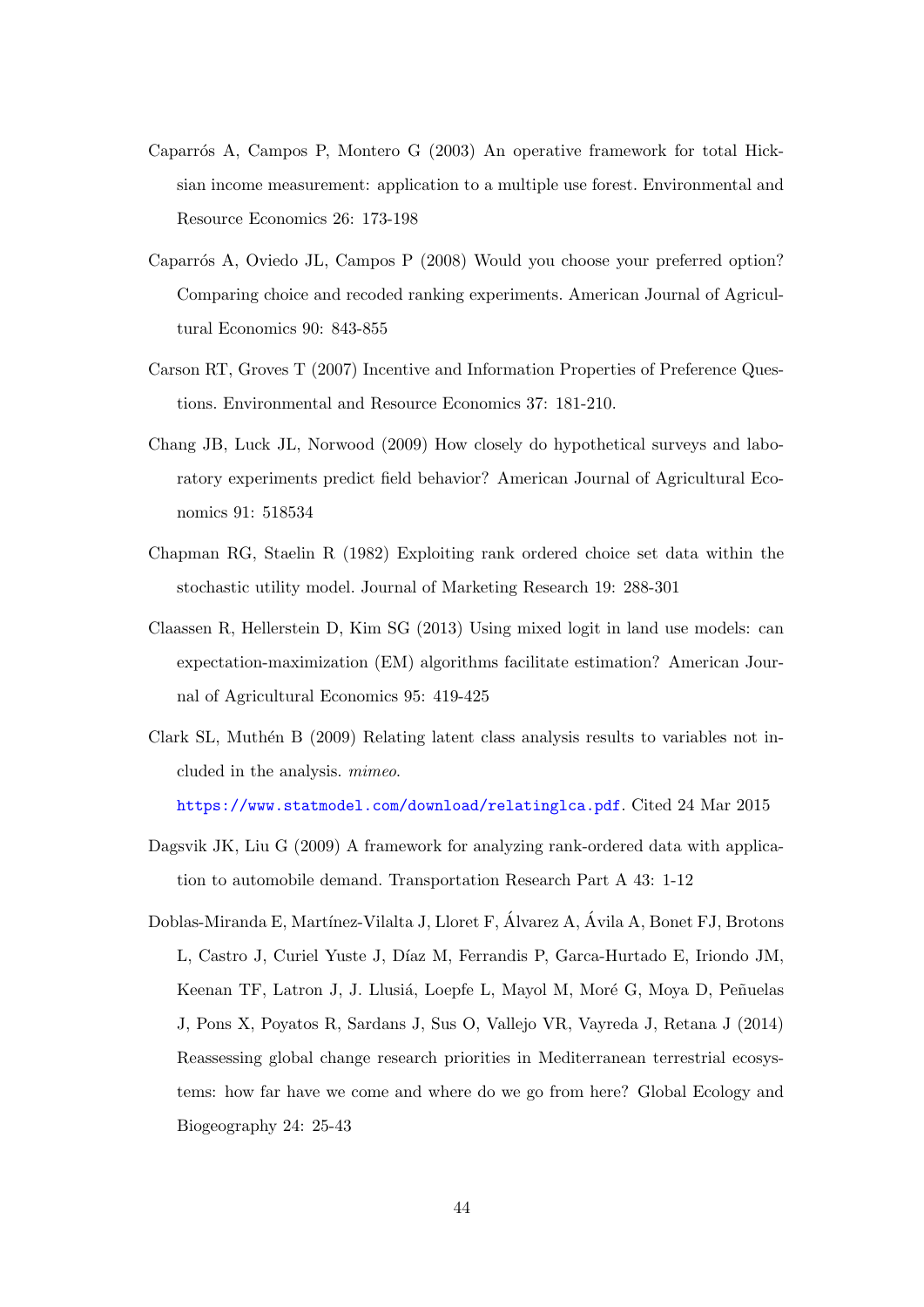Caparrós A, Campos P, Montero G (2003) An operative framework for total Hicksian income measurement: application to a multiple use forest. Environmental and Resource Economics 26: 173-198

Caparrós A, Oviedo JL, Campos P (2008) Would you choose your preferred option? Comparing choice and recoded ranking experiments. American Journal of Agricultural Economics 90: 843-855

Carson RT, Groves T (2007) Incentive and Information Properties of Preference Questions. Environmental and Resource Economics 37: 181-210.

Chang JB, Luck JL, Norwood (2009) How closely do hypothetical surveys and laboratory experiments predict field behavior? American Journal of Agricultural Economics 91: 518534

Chapman RG, Staelin R (1982) Exploiting rank ordered choice set data within the stochastic utility model. Journal of Marketing Research 19: 288-301

Claassen R, Hellerstein D, Kim SG (2013) Using mixed logit in land use models: can expectation-maximization (EM) algorithms facilitate estimation? American Journal of Agricultural Economics 95: 419-425

Clark SL, Muthén B (2009) Relating latent class analysis results to variables not included in the analysis. *mimeo*. https://www.statmodel.com/download/relatinglca.pdf. Cited 24 Mar 2015

Dagsvik JK, Liu G (2009) A framework for analyzing rank-ordered data with application to automobile demand. Transportation Research Part A 43: 1-12

Doblas-Miranda E, Martínez-Vilalta J, Lloret F, Álvarez A, Ávila A, Bonet FJ, Brotons L, Castro J, Curiel Yuste J, Díaz M, Ferrandis P, Garca-Hurtado E, Iriondo JM, Keenan TF, Latron J, J. Llusiá, Loepfe L, Mayol M, Moré G, Moya D, Peñuelas J, Pons X, Poyatos R, Sardans J, Sus O, Vallejo VR, Vayreda J, Retana J (2014) Reassessing global change research priorities in Mediterranean terrestrial ecosystems: how far have we come and where do we go from here? Global Ecology and Biogeography 24: 25-43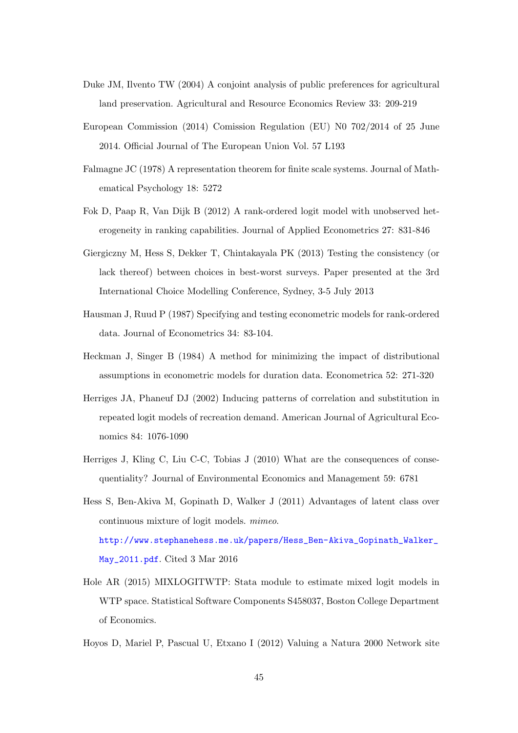Duke JM, Ilvento TW (2004) A conjoint analysis of public preferences for agricultural land preservation. Agricultural and Resource Economics Review 33: 209-219

European Commission (2014) Comission Regulation (EU) N0 702/2014 of 25 June 2014. Official Journal of The European Union Vol. 57 L193

Falmagne JC (1978) A representation theorem for finite scale systems. Journal of Mathematical Psychology 18: 5272

Fok D, Paap R, Van Dijk B (2012) A rank-ordered logit model with unobserved heterogeneity in ranking capabilities. Journal of Applied Econometrics 27: 831-846

Giergiczny M, Hess S, Dekker T, Chintakayala PK (2013) Testing the consistency (or lack thereof) between choices in best-worst surveys. Paper presented at the 3rd International Choice Modelling Conference, Sydney, 3-5 July 2013

Hausman J, Ruud P (1987) Specifying and testing econometric models for rank-ordered data. Journal of Econometrics 34: 83-104.

Heckman J, Singer B (1984) A method for minimizing the impact of distributional assumptions in econometric models for duration data. Econometrica 52: 271-320

Herriges JA, Phaneuf DJ (2002) Inducing patterns of correlation and substitution in repeated logit models of recreation demand. American Journal of Agricultural Economics 84: 1076-1090

Herriges J, Kling C, Liu C-C, Tobias J (2010) What are the consequences of consequentiality? Journal of Environmental Economics and Management 59: 6781

Hess S, Ben-Akiva M, Gopinath D, Walker J (2011) Advantages of latent class over continuous mixture of logit models. *mimeo*. http://www.stephanehess.me.uk/papers/Hess_Ben-Akiva_Gopinath_Walker_May_2011.pdf. Cited 3 Mar 2016

Hole AR (2015) MIXLOGITWTP: Stata module to estimate mixed logit models in WTP space. Statistical Software Components S458037, Boston College Department of Economics.

Hoyos D, Mariel P, Pascual U, Etxano I (2012) Valuing a Natura 2000 Network site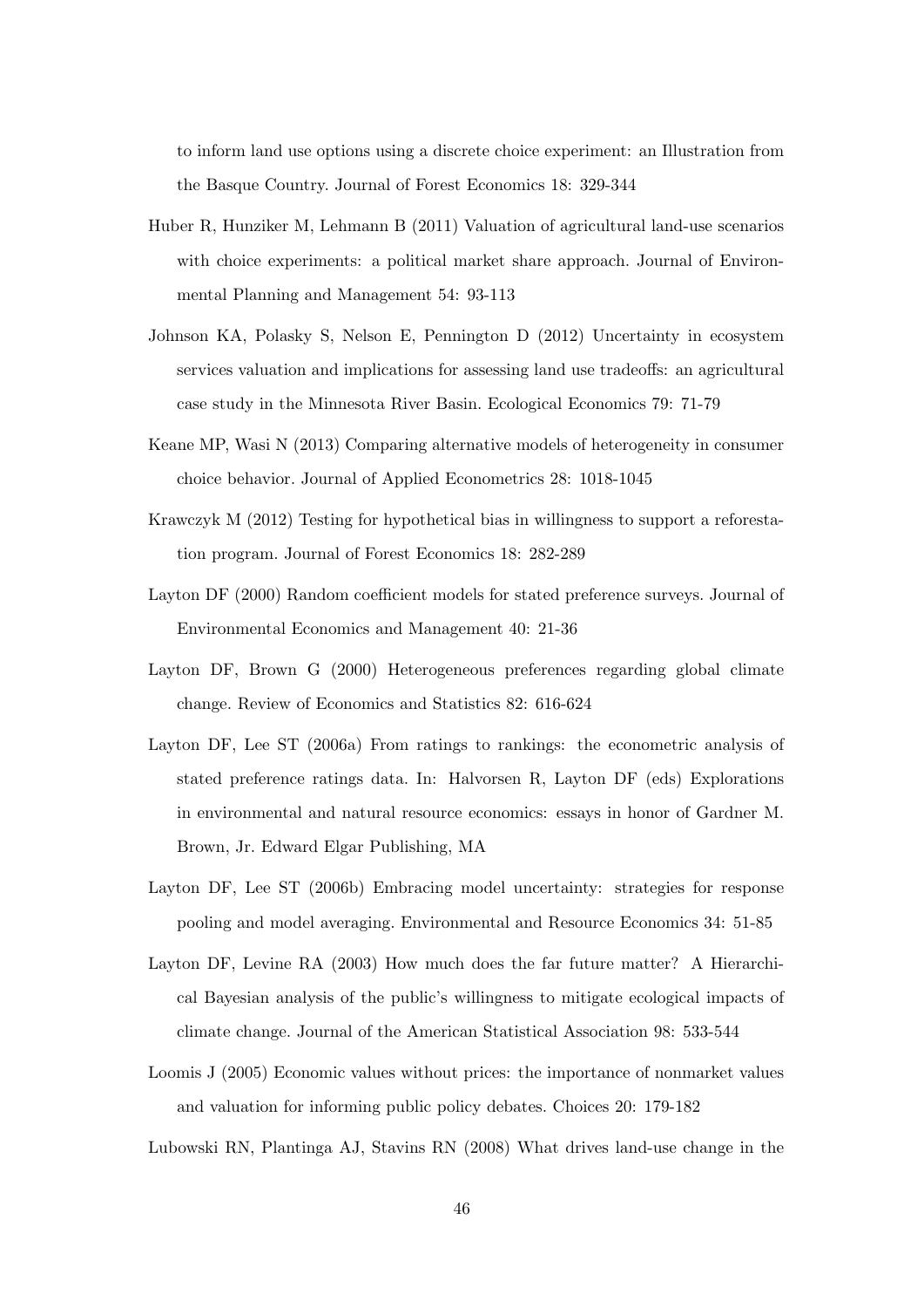to inform land use options using a discrete choice experiment: an Illustration from the Basque Country. Journal of Forest Economics 18: 329-344

Huber R, Hunziker M, Lehmann B (2011) Valuation of agricultural land-use scenarios with choice experiments: a political market share approach. Journal of Environmental Planning and Management 54: 93-113

Johnson KA, Polasky S, Nelson E, Pennington D (2012) Uncertainty in ecosystem services valuation and implications for assessing land use tradeoffs: an agricultural case study in the Minnesota River Basin. Ecological Economics 79: 71-79

Keane MP, Wasi N (2013) Comparing alternative models of heterogeneity in consumer choice behavior. Journal of Applied Econometrics 28: 1018-1045

Krawczyk M (2012) Testing for hypothetical bias in willingness to support a reforestation program. Journal of Forest Economics 18: 282-289

Layton DF (2000) Random coefficient models for stated preference surveys. Journal of Environmental Economics and Management 40: 21-36

Layton DF, Brown G (2000) Heterogeneous preferences regarding global climate change. Review of Economics and Statistics 82: 616-624

Layton DF, Lee ST (2006a) From ratings to rankings: the econometric analysis of stated preference ratings data. In: Halvorsen R, Layton DF (eds) Explorations in environmental and natural resource economics: essays in honor of Gardner M. Brown, Jr. Edward Elgar Publishing, MA

Layton DF, Lee ST (2006b) Embracing model uncertainty: strategies for response pooling and model averaging. Environmental and Resource Economics 34: 51-85

Layton DF, Levine RA (2003) How much does the far future matter? A Hierarchical Bayesian analysis of the public's willingness to mitigate ecological impacts of climate change. Journal of the American Statistical Association 98: 533-544

Loomis J (2005) Economic values without prices: the importance of nonmarket values and valuation for informing public policy debates. Choices 20: 179-182

Lubowski RN, Plantinga AJ, Stavins RN (2008) What drives land-use change in the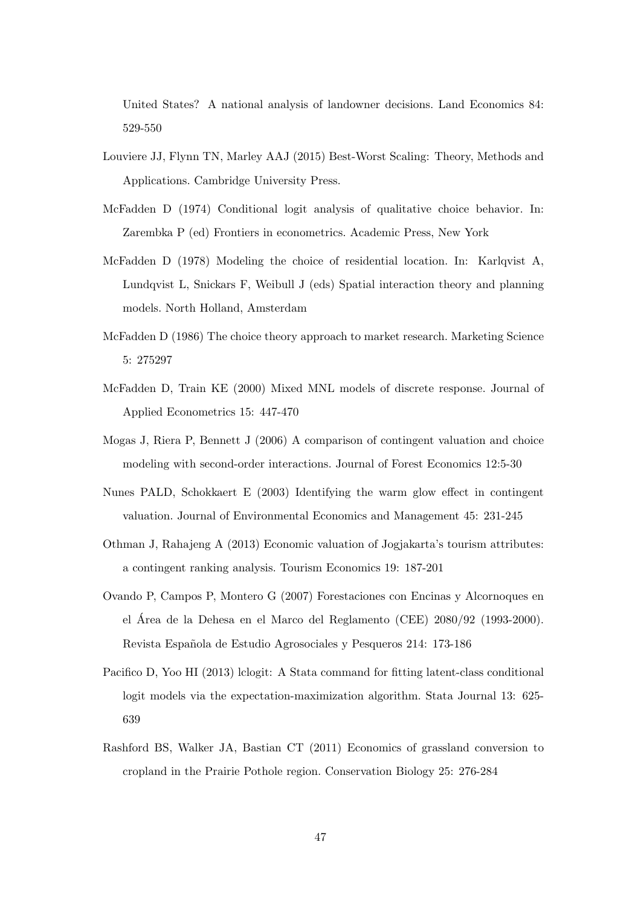United States? A national analysis of landowner decisions. Land Economics 84: 529-550

Louviere JJ, Flynn TN, Marley AAJ (2015) Best-Worst Scaling: Theory, Methods and Applications. Cambridge University Press.

McFadden D (1974) Conditional logit analysis of qualitative choice behavior. In: Zarembka P (ed) Frontiers in econometrics. Academic Press, New York

McFadden D (1978) Modeling the choice of residential location. In: Karlqvist A, Lundqvist L, Snickars F, Weibull J (eds) Spatial interaction theory and planning models. North Holland, Amsterdam

McFadden D (1986) The choice theory approach to market research. Marketing Science 5: 275297

McFadden D, Train KE (2000) Mixed MNL models of discrete response. Journal of Applied Econometrics 15: 447-470

Mogas J, Riera P, Bennett J (2006) A comparison of contingent valuation and choice modeling with second-order interactions. Journal of Forest Economics 12:5-30

Nunes PALD, Schokkaert E (2003) Identifying the warm glow effect in contingent valuation. Journal of Environmental Economics and Management 45: 231-245

Othman J, Rahajeng A (2013) Economic valuation of Jogjakarta's tourism attributes: a contingent ranking analysis. Tourism Economics 19: 187-201

Ovando P, Campos P, Montero G (2007) Forestaciones con Encinas y Alcornoques en el Área de la Dehesa en el Marco del Reglamento (CEE) 2080/92 (1993-2000). Revista Española de Estudio Agrosociales y Pesqueros 214: 173-186

Pacifico D, Yoo HI (2013) lclogit: A Stata command for fitting latent-class conditional logit models via the expectation-maximization algorithm. Stata Journal 13: 625-639

Rashford BS, Walker JA, Bastian CT (2011) Economics of grassland conversion to cropland in the Prairie Pothole region. Conservation Biology 25: 276-284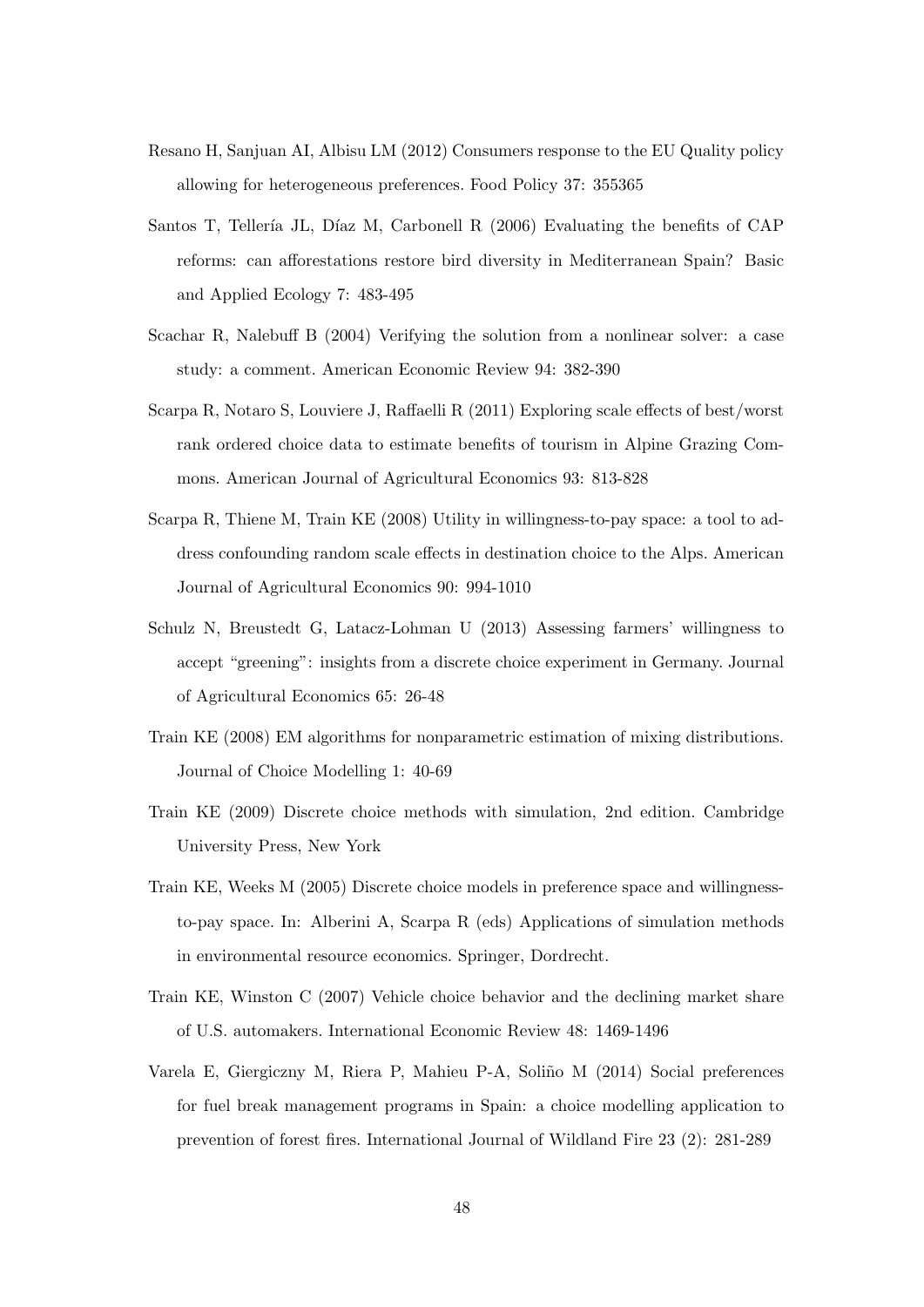Resano H, Sanjuan AI, Albisu LM (2012) Consumers response to the EU Quality policy allowing for heterogeneous preferences. Food Policy 37: 355365

Santos T, Tellería JL, Díaz M, Carbonell R (2006) Evaluating the benefits of CAP reforms: can afforestations restore bird diversity in Mediterranean Spain? Basic and Applied Ecology 7: 483-495

Scachar R, Nalebuff B (2004) Verifying the solution from a nonlinear solver: a case study: a comment. American Economic Review 94: 382-390

Scarpa R, Notaro S, Louviere J, Raffaelli R (2011) Exploring scale effects of best/worst rank ordered choice data to estimate benefits of tourism in Alpine Grazing Commons. American Journal of Agricultural Economics 93: 813-828

Scarpa R, Thiene M, Train KE (2008) Utility in willingness-to-pay space: a tool to address confounding random scale effects in destination choice to the Alps. American Journal of Agricultural Economics 90: 994-1010

Schulz N, Breustedt G, Latacz-Lohman U (2013) Assessing farmers' willingness to accept "greening": insights from a discrete choice experiment in Germany. Journal of Agricultural Economics 65: 26-48

Train KE (2008) EM algorithms for nonparametric estimation of mixing distributions. Journal of Choice Modelling 1: 40-69

Train KE (2009) Discrete choice methods with simulation, 2nd edition. Cambridge University Press, New York

Train KE, Weeks M (2005) Discrete choice models in preference space and willingness-to-pay space. In: Alberini A, Scarpa R (eds) Applications of simulation methods in environmental resource economics. Springer, Dordrecht.

Train KE, Winston C (2007) Vehicle choice behavior and the declining market share of U.S. automakers. International Economic Review 48: 1469-1496

Varela E, Giergiczny M, Riera P, Mahieu P-A, Soliño M (2014) Social preferences for fuel break management programs in Spain: a choice modelling application to prevention of forest fires. International Journal of Wildland Fire 23 (2): 281-289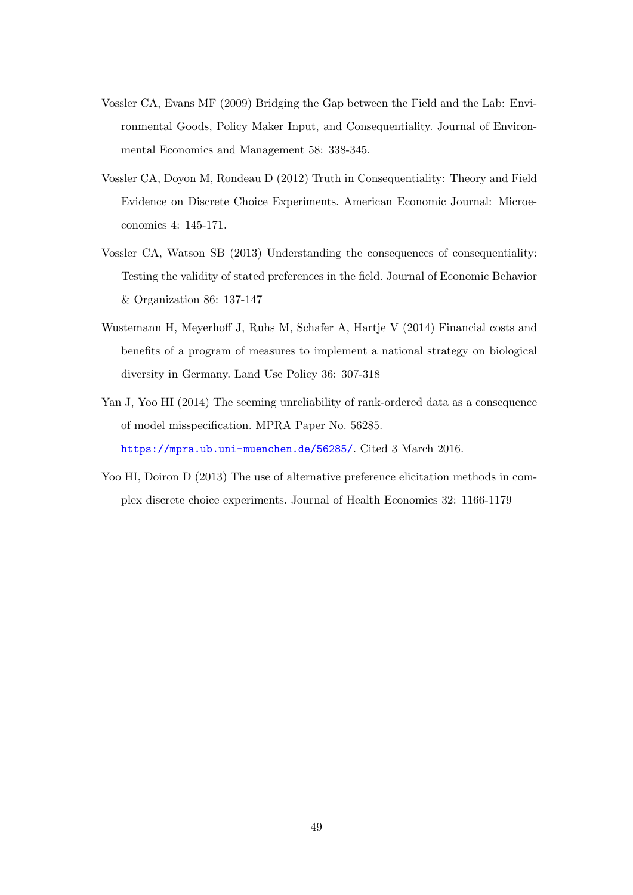Vossler CA, Evans MF (2009) Bridging the Gap between the Field and the Lab: Environmental Goods, Policy Maker Input, and Consequentiality. Journal of Environmental Economics and Management 58: 338-345.

Vossler CA, Doyon M, Rondeau D (2012) Truth in Consequentiality: Theory and Field Evidence on Discrete Choice Experiments. American Economic Journal: Microeconomics 4: 145-171.

Vossler CA, Watson SB (2013) Understanding the consequences of consequentiality: Testing the validity of stated preferences in the field. Journal of Economic Behavior & Organization 86: 137-147

Wustemann H, Meyerhoff J, Ruhs M, Schafer A, Hartje V (2014) Financial costs and benefits of a program of measures to implement a national strategy on biological diversity in Germany. Land Use Policy 36: 307-318

Yan J, Yoo HI (2014) The seeming unreliability of rank-ordered data as a consequence of model misspecification. MPRA Paper No. 56285. https://mpra.ub.uni-muenchen.de/56285/. Cited 3 March 2016.

Yoo HI, Doiron D (2013) The use of alternative preference elicitation methods in complex discrete choice experiments. Journal of Health Economics 32: 1166-1179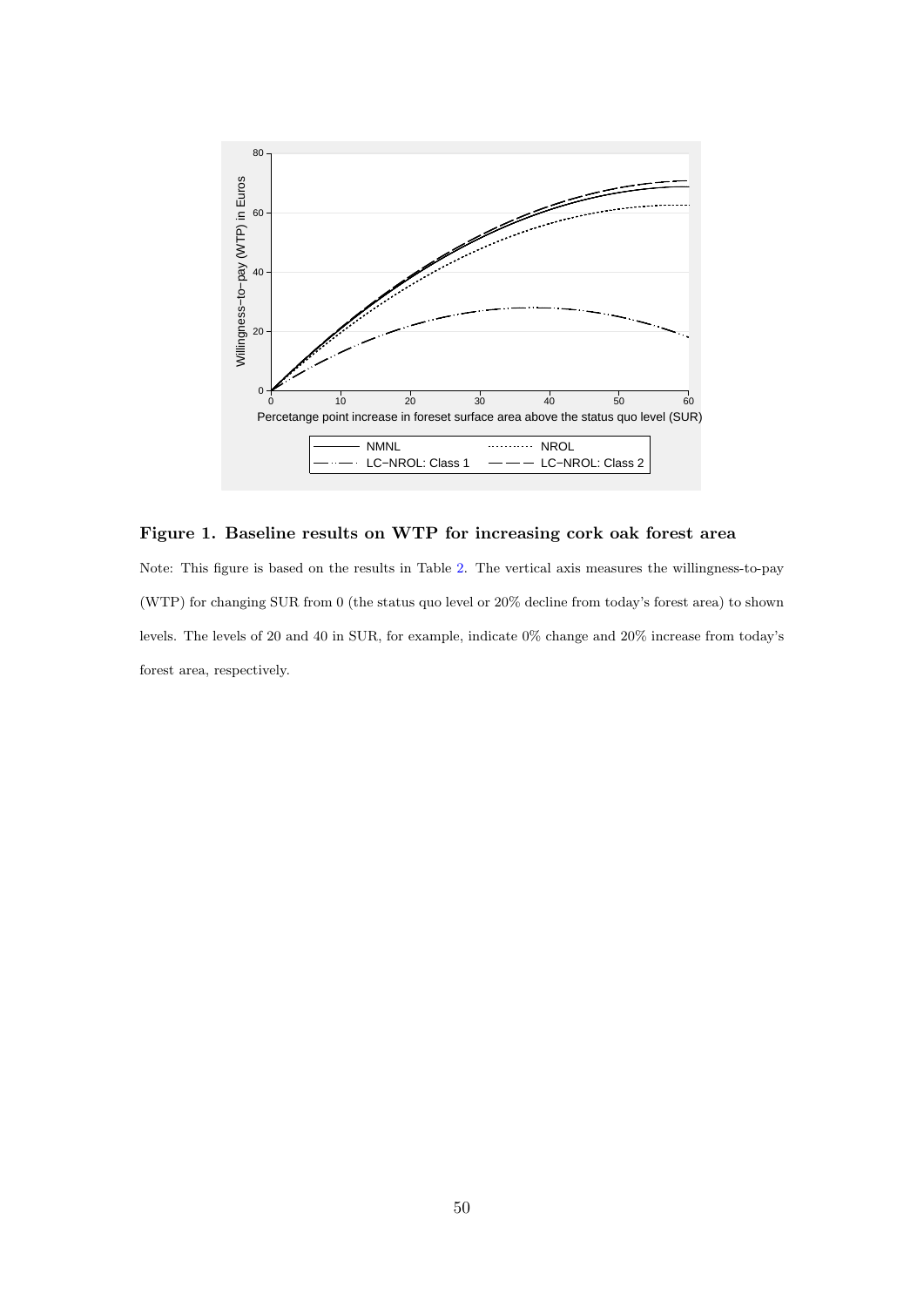**Figure 1. Baseline results on WTP for increasing cork oak forest area**

Note: This figure is based on the results in Table 2. The vertical axis measures the willingness-to-pay (WTP) for changing SUR from 0 (the status quo level or 20% decline from today's forest area) to shown levels. The levels of 20 and 40 in SUR, for example, indicate 0% change and 20% increase from today's forest area, respectively.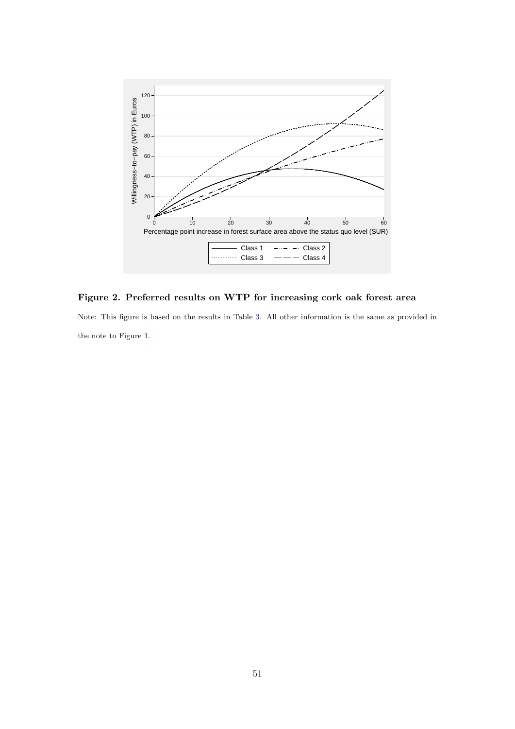**Figure 2. Preferred results on WTP for increasing cork oak forest area**

Note: This figure is based on the results in Table 3. All other information is the same as provided in the note to Figure 1.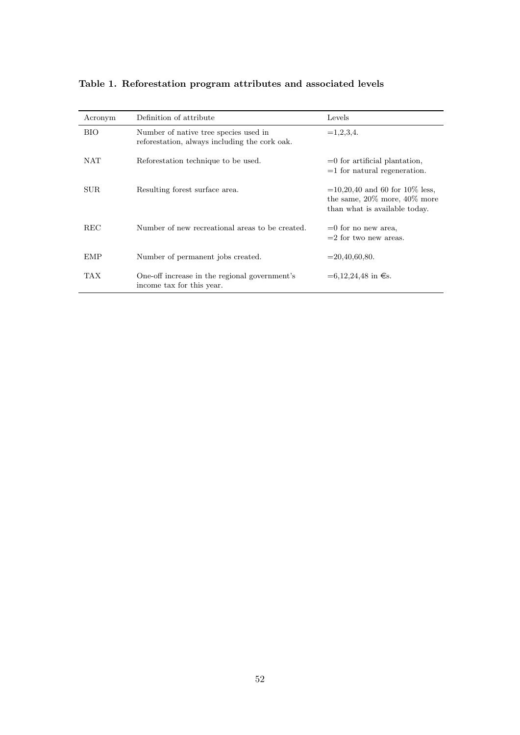**Table 1. Reforestation program attributes and associated levels**

| Acronym | Definition of attribute | Levels |
|---|---|---|
| BIO | Number of native tree species used in reforestation, always including the cork oak. | =1,2,3,4. |
| NAT | Reforestation technique to be used. | =0 for artificial plantation, =1 for natural regeneration. |
| SUR | Resulting forest surface area. | =10,20,40 and 60 for 10% less, the same, 20% more, 40% more than what is available today. |
| REC | Number of new recreational areas to be created. | =0 for no new area, =2 for two new areas. |
| EMP | Number of permanent jobs created. | =20,40,60,80. |
| TAX | One-off increase in the regional government's income tax for this year. | =6,12,24,48 in €s. |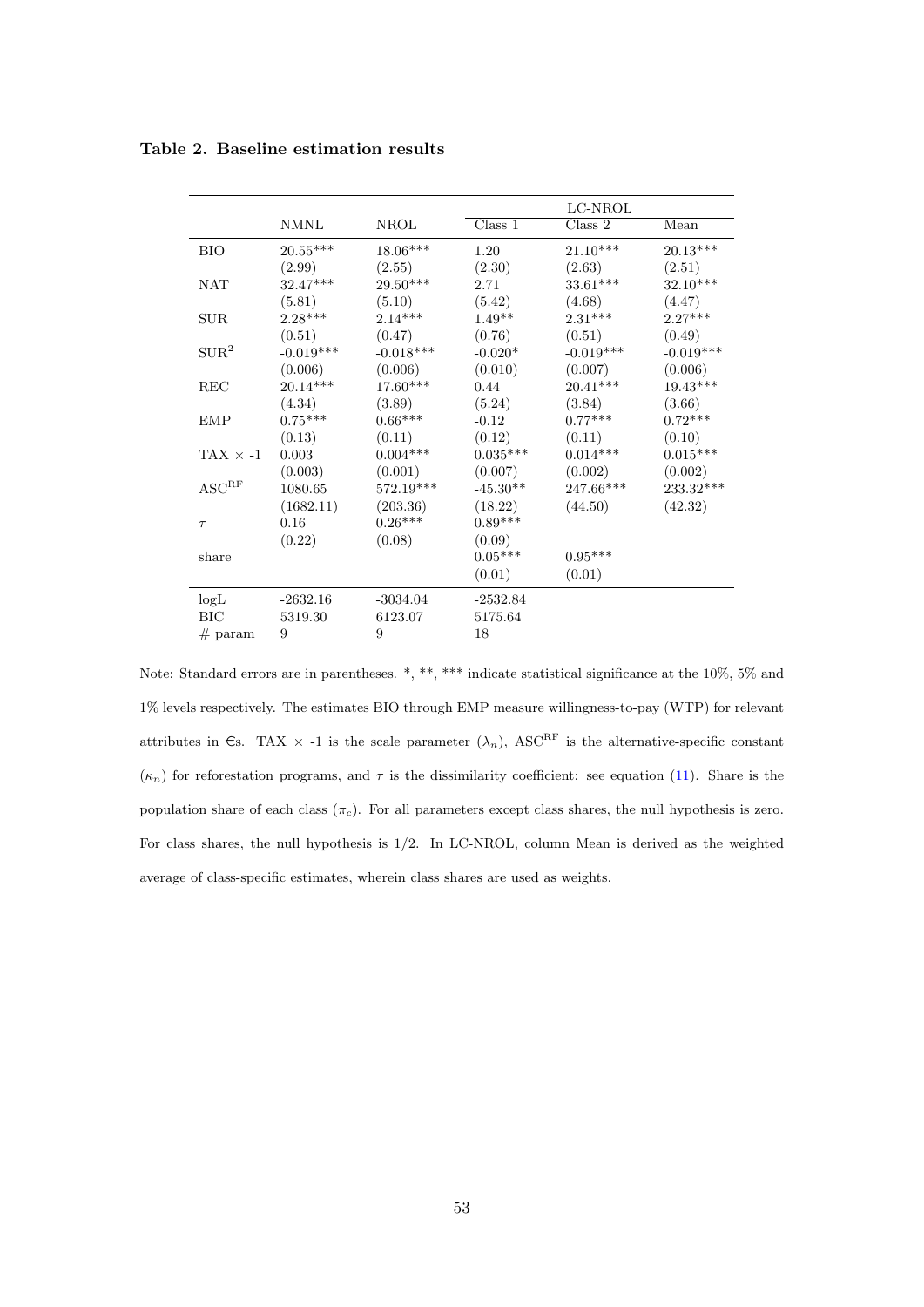**Table 2. Baseline estimation results**

| | NMNL | NROL | LC-NROL | | |
|---|---|---|---|---|---|
| | | | Class 1 | Class 2 | Mean |
| BIO | 20.55*** | 18.06*** | 1.20 | 21.10*** | 20.13*** |
| | (2.99) | (2.55) | (2.30) | (2.63) | (2.51) |
| NAT | 32.47*** | 29.50*** | 2.71 | 33.61*** | 32.10*** |
| | (5.81) | (5.10) | (5.42) | (4.68) | (4.47) |
| SUR | 2.28*** | 2.14*** | 1.49** | 2.31*** | 2.27*** |
| | (0.51) | (0.47) | (0.76) | (0.51) | (0.49) |
| $\text{SUR}^2$ | -0.019*** | -0.018*** | -0.020* | -0.019*** | -0.019*** |
| | (0.006) | (0.006) | (0.010) | (0.007) | (0.006) |
| REC | 20.14*** | 17.60*** | 0.44 | 20.41*** | 19.43*** |
| | (4.34) | (3.89) | (5.24) | (3.84) | (3.66) |
| EMP | 0.75*** | 0.66*** | -0.12 | 0.77*** | 0.72*** |
| | (0.13) | (0.11) | (0.12) | (0.11) | (0.10) |
| TAX × -1 | 0.003 | 0.004*** | 0.035*** | 0.014*** | 0.015*** |
| | (0.003) | (0.001) | (0.007) | (0.002) | (0.002) |
| $\text{ASC}^{\text{RF}}$ | 1080.65 | 572.19*** | -45.30** | 247.66*** | 233.32*** |
| | (1682.11) | (203.36) | (18.22) | (44.50) | (42.32) |
| $\tau$ | 0.16 | 0.26*** | 0.89*** | | |
| | (0.22) | (0.08) | (0.09) | | |
| share | | | 0.05*** | 0.95*** | |
| | | | (0.01) | (0.01) | |
| logL | -2632.16 | -3034.04 | -2532.84 | | |
| BIC | 5319.30 | 6123.07 | 5175.64 | | |
| # param | 9 | 9 | 18 | | |

Note: Standard errors are in parentheses. *, **, *** indicate statistical significance at the 10%, 5% and 1% levels respectively. The estimates BIO through EMP measure willingness-to-pay (WTP) for relevant attributes in €s. TAX × -1 is the scale parameter ($\lambda_n$), $\text{ASC}^{\text{RF}}$ is the alternative-specific constant ($\kappa_n$) for reforestation programs, and $\tau$ is the dissimilarity coefficient: see equation (11). Share is the population share of each class ($\pi_c$). For all parameters except class shares, the null hypothesis is zero. For class shares, the null hypothesis is 1/2. In LC-NROL, column Mean is derived as the weighted average of class-specific estimates, wherein class shares are used as weights.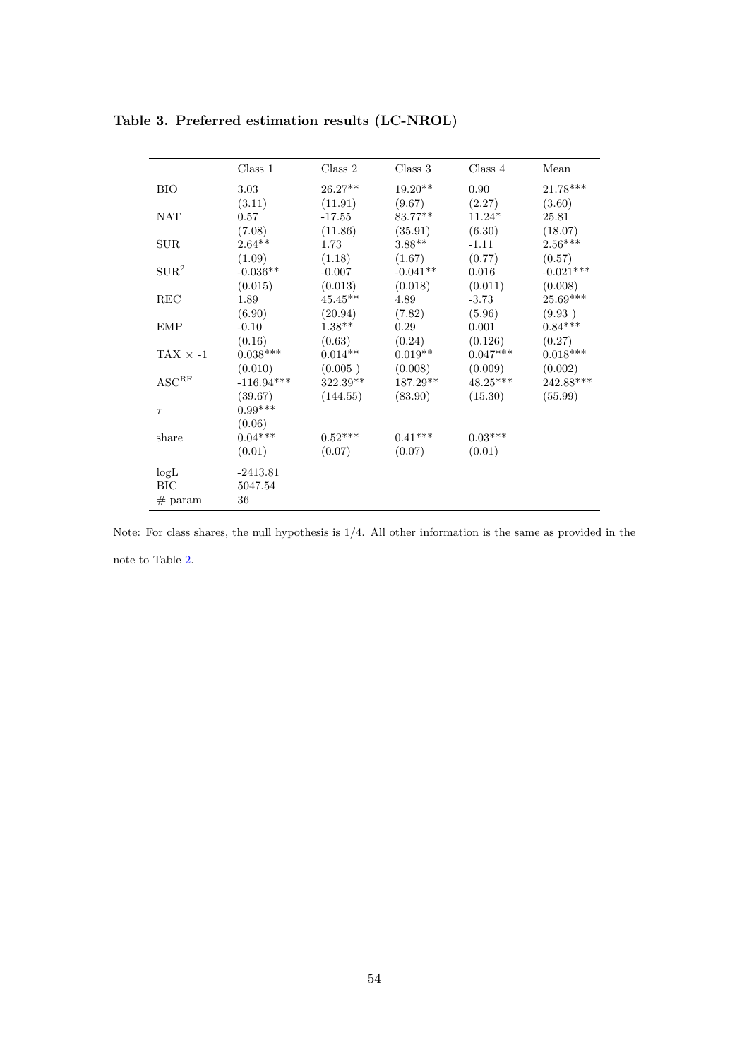**Table 3. Preferred estimation results (LC-NROL)**

| | Class 1 | Class 2 | Class 3 | Class 4 | Mean |
|---|---|---|---|---|---|
| BIO | 3.03 | 26.27** | 19.20** | 0.90 | 21.78*** |
| | (3.11) | (11.91) | (9.67) | (2.27) | (3.60) |
| NAT | 0.57 | -17.55 | 83.77** | 11.24* | 25.81 |
| | (7.08) | (11.86) | (35.91) | (6.30) | (18.07) |
| SUR | 2.64** | 1.73 | 3.88** | -1.11 | 2.56*** |
| | (1.09) | (1.18) | (1.67) | (0.77) | (0.57) |
| $SUR^2$ | -0.036** | -0.007 | -0.041** | 0.016 | -0.021*** |
| | (0.015) | (0.013) | (0.018) | (0.011) | (0.008) |
| REC | 1.89 | 45.45** | 4.89 | -3.73 | 25.69*** |
| | (6.90) | (20.94) | (7.82) | (5.96) | (9.93 ) |
| EMP | -0.10 | 1.38** | 0.29 | 0.001 | 0.84*** |
| | (0.16) | (0.63) | (0.24) | (0.126) | (0.27) |
| TAX × -1 | 0.038*** | 0.014** | 0.019** | 0.047*** | 0.018*** |
| | (0.010) | (0.005 ) | (0.008) | (0.009) | (0.002) |
| $ASC^{RF}$ | -116.94*** | 322.39** | 187.29** | 48.25*** | 242.88*** |
| | (39.67) | (144.55) | (83.90) | (15.30) | (55.99) |
| $\tau$ | 0.99*** | | | | |
| | (0.06) | | | | |
| share | 0.04*** | 0.52*** | 0.41*** | 0.03*** | |
| | (0.01) | (0.07) | (0.07) | (0.01) | |
| logL | -2413.81 | | | | |
| BIC | 5047.54 | | | | |
| # param | 36 | | | | |

Note: For class shares, the null hypothesis is 1/4. All other information is the same as provided in the note to Table 2.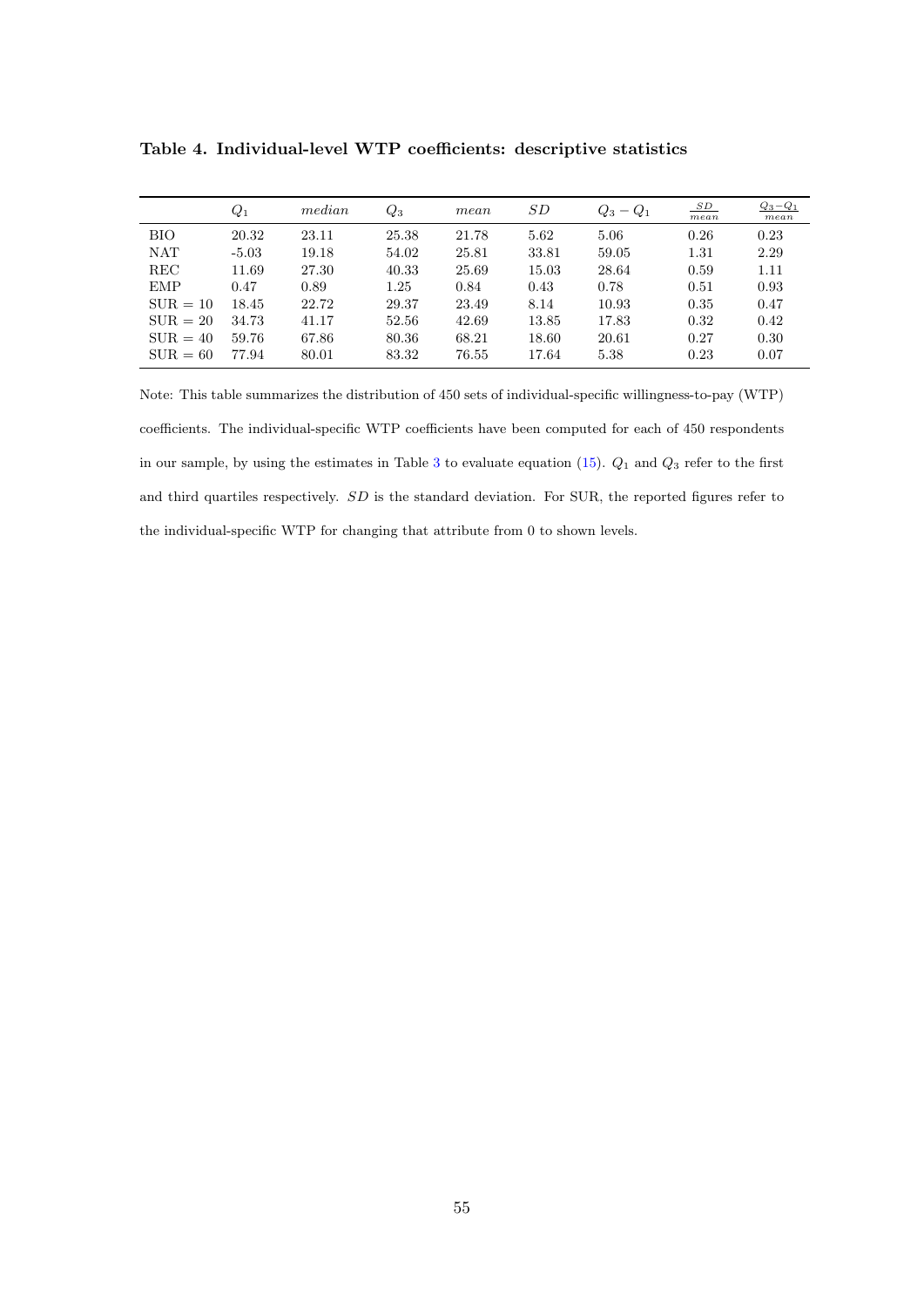**Table 4. Individual-level WTP coefficients: descriptive statistics**

| | $Q_1$ | $median$ | $Q_3$ | $mean$ | $SD$ | $Q_3 - Q_1$ | $\frac{SD}{mean}$ | $\frac{Q_3-Q_1}{mean}$ |
|---|---|---|---|---|---|---|---|---|
| BIO | 20.32 | 23.11 | 25.38 | 21.78 | 5.62 | 5.06 | 0.26 | 0.23 |
| NAT | -5.03 | 19.18 | 54.02 | 25.81 | 33.81 | 59.05 | 1.31 | 2.29 |
| REC | 11.69 | 27.30 | 40.33 | 25.69 | 15.03 | 28.64 | 0.59 | 1.11 |
| EMP | 0.47 | 0.89 | 1.25 | 0.84 | 0.43 | 0.78 | 0.51 | 0.93 |
| SUR = 10 | 18.45 | 22.72 | 29.37 | 23.49 | 8.14 | 10.93 | 0.35 | 0.47 |
| SUR = 20 | 34.73 | 41.17 | 52.56 | 42.69 | 13.85 | 17.83 | 0.32 | 0.42 |
| SUR = 40 | 59.76 | 67.86 | 80.36 | 68.21 | 18.60 | 20.61 | 0.27 | 0.30 |
| SUR = 60 | 77.94 | 80.01 | 83.32 | 76.55 | 17.64 | 5.38 | 0.23 | 0.07 |

Note: This table summarizes the distribution of 450 sets of individual-specific willingness-to-pay (WTP) coefficients. The individual-specific WTP coefficients have been computed for each of 450 respondents in our sample, by using the estimates in Table 3 to evaluate equation (15). $Q_1$ and $Q_3$ refer to the first and third quartiles respectively. $SD$ is the standard deviation. For SUR, the reported figures refer to the individual-specific WTP for changing that attribute from 0 to shown levels.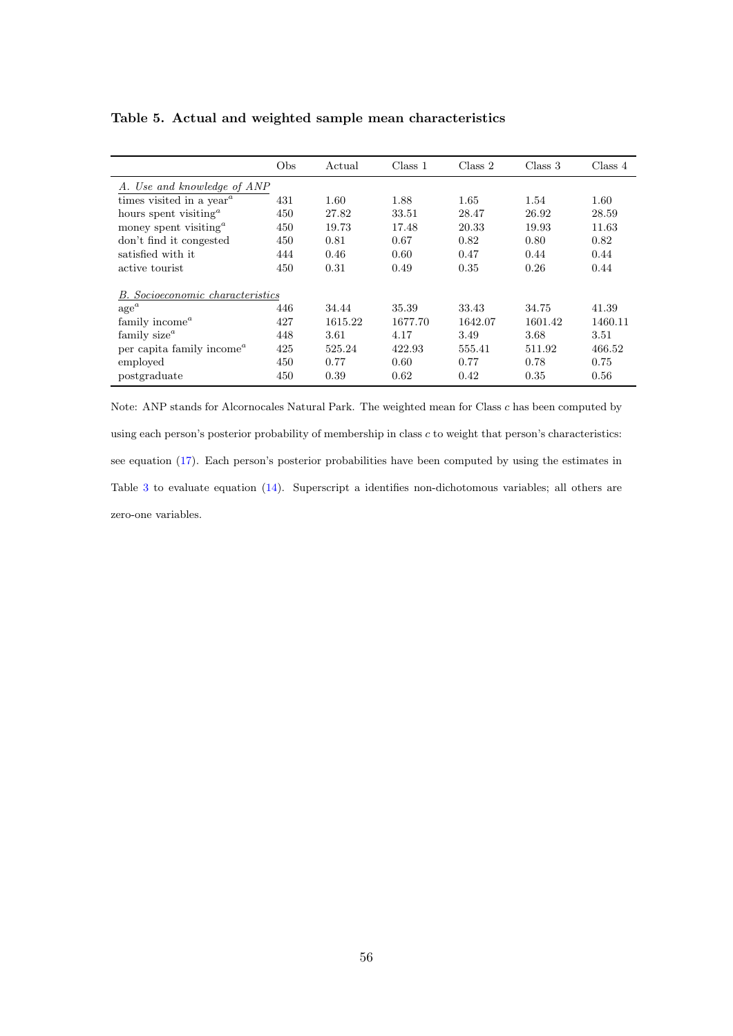**Table 5. Actual and weighted sample mean characteristics**

| | Obs | Actual | Class 1 | Class 2 | Class 3 | Class 4 |
|---|---|---|---|---|---|---|
| *A. Use and knowledge of ANP* | | | | | | |
| times visited in a year[a] | 431 | 1.60 | 1.88 | 1.65 | 1.54 | 1.60 |
| hours spent visiting[a] | 450 | 27.82 | 33.51 | 28.47 | 26.92 | 28.59 |
| money spent visiting[a] | 450 | 19.73 | 17.48 | 20.33 | 19.93 | 11.63 |
| don't find it congested | 450 | 0.81 | 0.67 | 0.82 | 0.80 | 0.82 |
| satisfied with it | 444 | 0.46 | 0.60 | 0.47 | 0.44 | 0.44 |
| active tourist | 450 | 0.31 | 0.49 | 0.35 | 0.26 | 0.44 |
| *B. Socioeconomic characteristics* | | | | | | |
| age[a] | 446 | 34.44 | 35.39 | 33.43 | 34.75 | 41.39 |
| family income[a] | 427 | 1615.22 | 1677.70 | 1642.07 | 1601.42 | 1460.11 |
| family size[a] | 448 | 3.61 | 4.17 | 3.49 | 3.68 | 3.51 |
| per capita family income[a] | 425 | 525.24 | 422.93 | 555.41 | 511.92 | 466.52 |
| employed | 450 | 0.77 | 0.60 | 0.77 | 0.78 | 0.75 |
| postgraduate | 450 | 0.39 | 0.62 | 0.42 | 0.35 | 0.56 |

Note: ANP stands for Alcornocales Natural Park. The weighted mean for Class $c$ has been computed by using each person's posterior probability of membership in class $c$ to weight that person's characteristics: see equation (17). Each person's posterior probabilities have been computed by using the estimates in Table 3 to evaluate equation (14). Superscript a identifies non-dichotomous variables; all others are zero-one variables.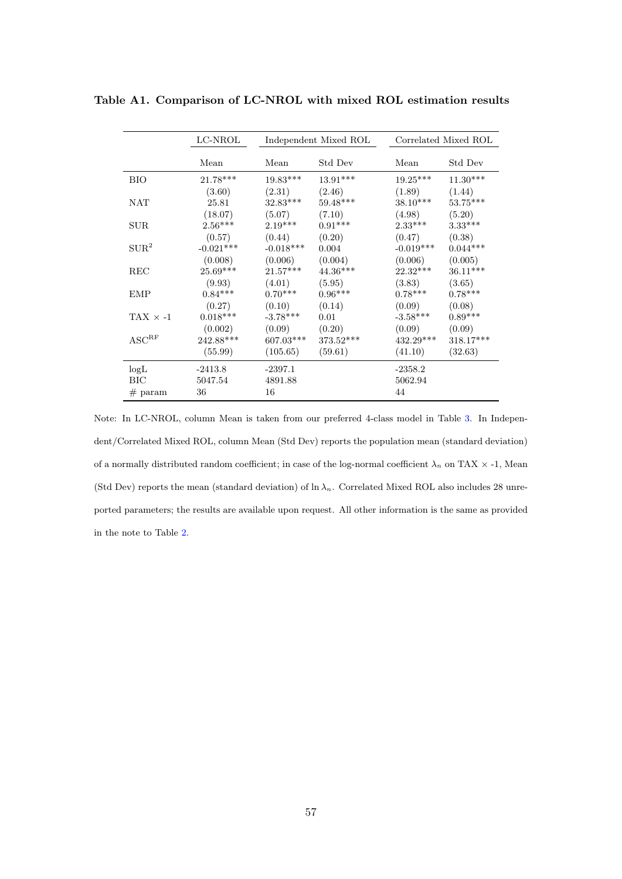**Table A1. Comparison of LC-NROL with mixed ROL estimation results**

| | LC-NROL | Independent Mixed ROL | | Correlated Mixed ROL | |
|---|---|---|---|---|---|
| | Mean | Mean | Std Dev | Mean | Std Dev |
| BIO | 21.78*** | 19.83*** | 13.91*** | 19.25*** | 11.30*** |
| | (3.60) | (2.31) | (2.46) | (1.89) | (1.44) |
| NAT | 25.81 | 32.83*** | 59.48*** | 38.10*** | 53.75*** |
| | (18.07) | (5.07) | (7.10) | (4.98) | (5.20) |
| SUR | 2.56*** | 2.19*** | 0.91*** | 2.33*** | 3.33*** |
| | (0.57) | (0.44) | (0.20) | (0.47) | (0.38) |
| $SUR^2$ | -0.021*** | -0.018*** | 0.004 | -0.019*** | 0.044*** |
| | (0.008) | (0.006) | (0.004) | (0.006) | (0.005) |
| REC | 25.69*** | 21.57*** | 44.36*** | 22.32*** | 36.11*** |
| | (9.93) | (4.01) | (5.95) | (3.83) | (3.65) |
| EMP | 0.84*** | 0.70*** | 0.96*** | 0.78*** | 0.78*** |
| | (0.27) | (0.10) | (0.14) | (0.09) | (0.08) |
| TAX $\times$ -1 | 0.018*** | -3.78*** | 0.01 | -3.58*** | 0.89*** |
| | (0.002) | (0.09) | (0.20) | (0.09) | (0.09) |
| $ASC^{RF}$ | 242.88*** | 607.03*** | 373.52*** | 432.29*** | 318.17*** |
| | (55.99) | (105.65) | (59.61) | (41.10) | (32.63) |
| logL | -2413.8 | -2397.1 | | -2358.2 | |
| BIC | 5047.54 | 4891.88 | | 5062.94 | |
| # param | 36 | 16 | | 44 | |

Note: In LC-NROL, column Mean is taken from our preferred 4-class model in Table 3. In Independent/Correlated Mixed ROL, column Mean (Std Dev) reports the population mean (standard deviation) of a normally distributed random coefficient; in case of the log-normal coefficient $\lambda_n$ on TAX $\times$ -1, Mean (Std Dev) reports the mean (standard deviation) of $\ln \lambda_n$. Correlated Mixed ROL also includes 28 unreported parameters; the results are available upon request. All other information is the same as provided in the note to Table 2.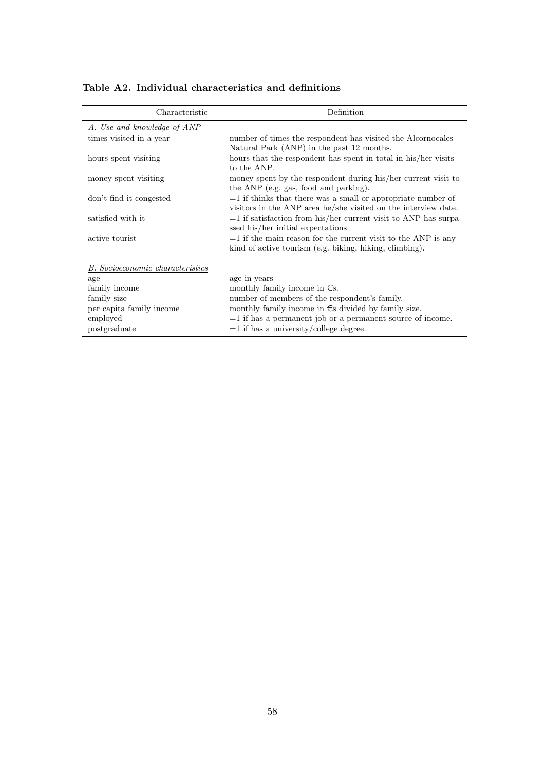**Table A2. Individual characteristics and definitions**

| Characteristic | Definition |
|---|---|
| *A. Use and knowledge of ANP* | |
| times visited in a year | number of times the respondent has visited the Alcornocales Natural Park (ANP) in the past 12 months. |
| hours spent visiting | hours that the respondent has spent in total in his/her visits to the ANP. |
| money spent visiting | money spent by the respondent during his/her current visit to the ANP (e.g. gas, food and parking). |
| don't find it congested | =1 if thinks that there was a small or appropriate number of visitors in the ANP area he/she visited on the interview date. |
| satisfied with it | =1 if satisfaction from his/her current visit to ANP has surpassed his/her initial expectations. |
| active tourist | =1 if the main reason for the current visit to the ANP is any kind of active tourism (e.g. biking, hiking, climbing). |
| *B. Socioeconomic characteristics* | |
| age | age in years |
| family income | monthly family income in €s. |
| family size | number of members of the respondent's family. |
| per capita family income | monthly family income in €s divided by family size. |
| employed | =1 if has a permanent job or a permanent source of income. |
| postgraduate | =1 if has a university/college degree. |